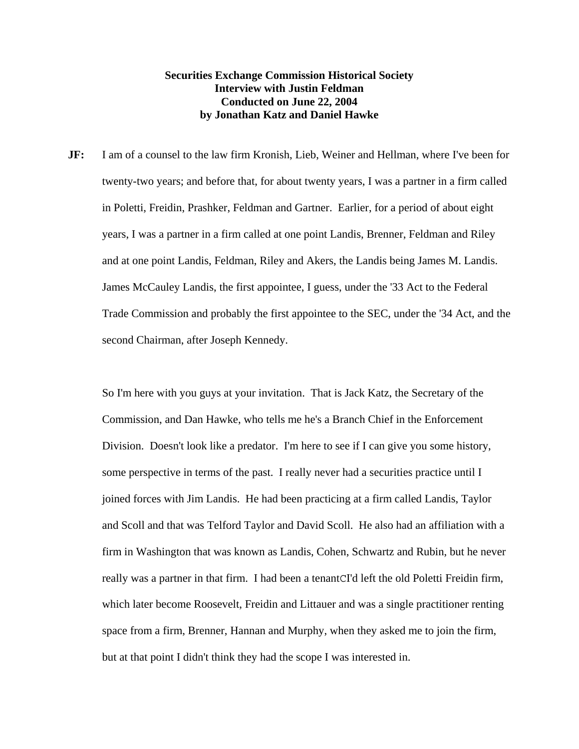**Securities Exchange Commission Historical Society**
**Interview with Justin Feldman**
**Conducted on June 22, 2004**
**by Jonathan Katz and Daniel Hawke**

**JF:** I am of a counsel to the law firm Kronish, Lieb, Weiner and Hellman, where I've been for twenty-two years; and before that, for about twenty years, I was a partner in a firm called in Poletti, Freidin, Prashker, Feldman and Gartner. Earlier, for a period of about eight years, I was a partner in a firm called at one point Landis, Brenner, Feldman and Riley and at one point Landis, Feldman, Riley and Akers, the Landis being James M. Landis. James McCauley Landis, the first appointee, I guess, under the '33 Act to the Federal Trade Commission and probably the first appointee to the SEC, under the '34 Act, and the second Chairman, after Joseph Kennedy.

So I'm here with you guys at your invitation. That is Jack Katz, the Secretary of the Commission, and Dan Hawke, who tells me he's a Branch Chief in the Enforcement Division. Doesn't look like a predator. I'm here to see if I can give you some history, some perspective in terms of the past. I really never had a securities practice until I joined forces with Jim Landis. He had been practicing at a firm called Landis, Taylor and Scoll and that was Telford Taylor and David Scoll. He also had an affiliation with a firm in Washington that was known as Landis, Cohen, Schwartz and Rubin, but he never really was a partner in that firm. I had been a tenantCI'd left the old Poletti Freidin firm, which later become Roosevelt, Freidin and Littauer and was a single practitioner renting space from a firm, Brenner, Hannan and Murphy, when they asked me to join the firm, but at that point I didn't think they had the scope I was interested in.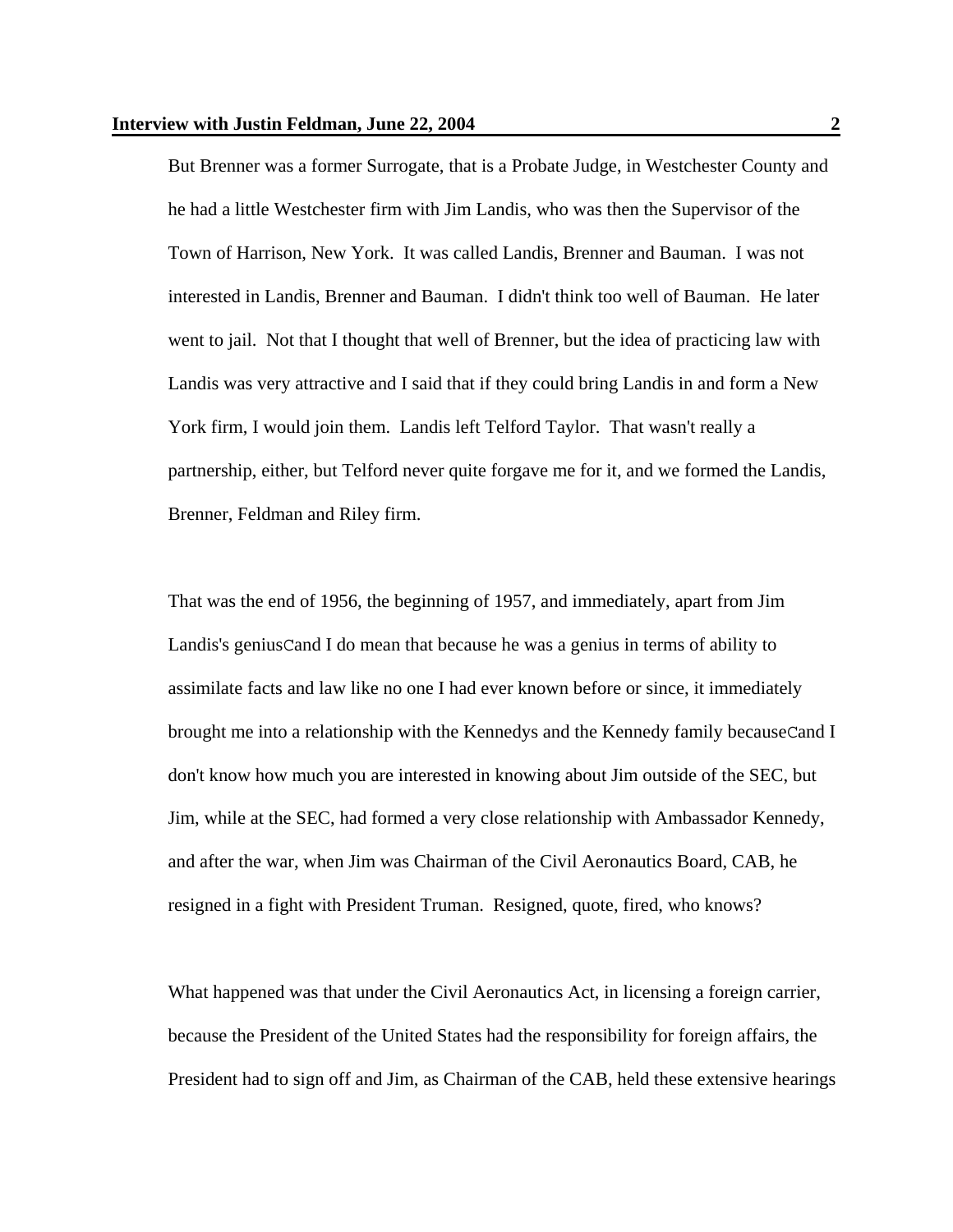But Brenner was a former Surrogate, that is a Probate Judge, in Westchester County and he had a little Westchester firm with Jim Landis, who was then the Supervisor of the Town of Harrison, New York. It was called Landis, Brenner and Bauman. I was not interested in Landis, Brenner and Bauman. I didn't think too well of Bauman. He later went to jail. Not that I thought that well of Brenner, but the idea of practicing law with Landis was very attractive and I said that if they could bring Landis in and form a New York firm, I would join them. Landis left Telford Taylor. That wasn't really a partnership, either, but Telford never quite forgave me for it, and we formed the Landis, Brenner, Feldman and Riley firm.

That was the end of 1956, the beginning of 1957, and immediately, apart from Jim Landis's geniusCand I do mean that because he was a genius in terms of ability to assimilate facts and law like no one I had ever known before or since, it immediately brought me into a relationship with the Kennedys and the Kennedy family becauseCand I don't know how much you are interested in knowing about Jim outside of the SEC, but Jim, while at the SEC, had formed a very close relationship with Ambassador Kennedy, and after the war, when Jim was Chairman of the Civil Aeronautics Board, CAB, he resigned in a fight with President Truman. Resigned, quote, fired, who knows?

What happened was that under the Civil Aeronautics Act, in licensing a foreign carrier, because the President of the United States had the responsibility for foreign affairs, the President had to sign off and Jim, as Chairman of the CAB, held these extensive hearings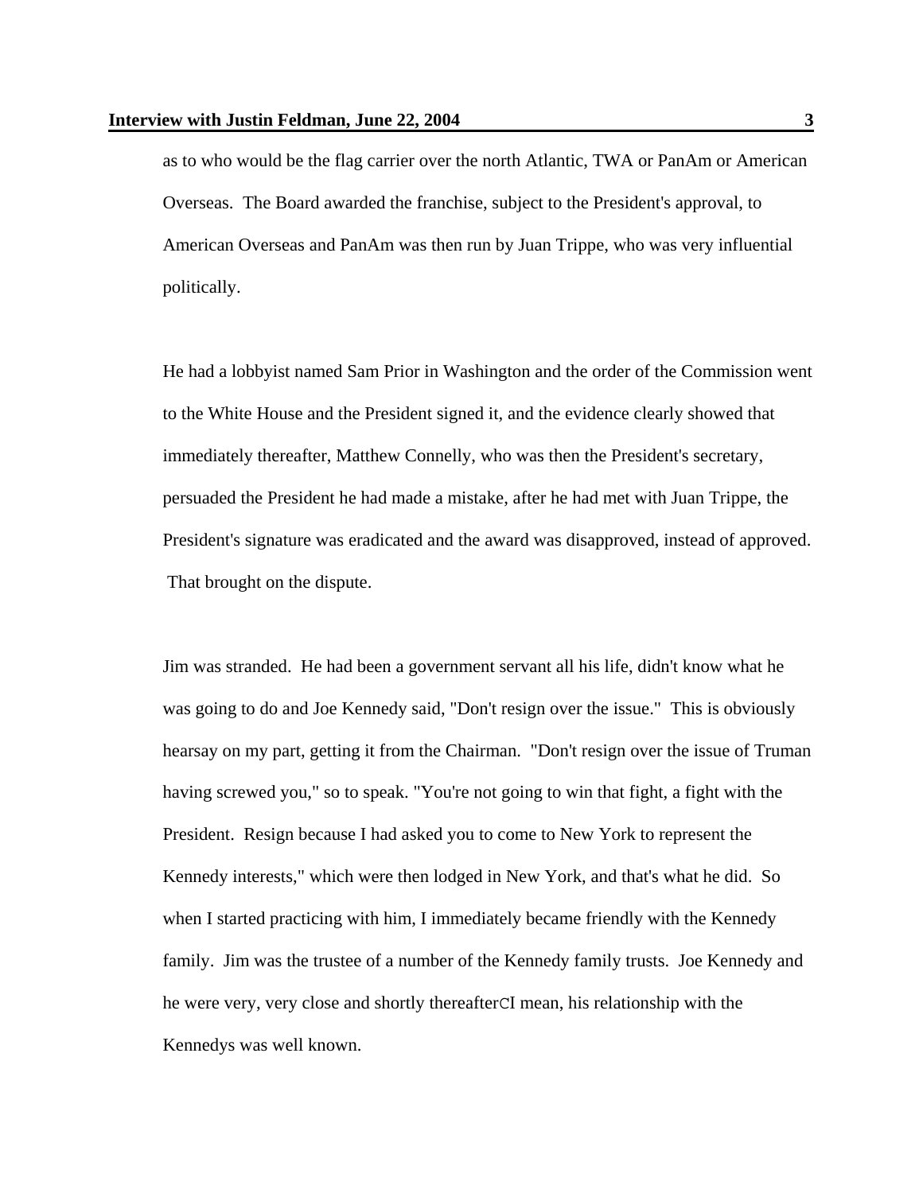as to who would be the flag carrier over the north Atlantic, TWA or PanAm or American Overseas. The Board awarded the franchise, subject to the President's approval, to American Overseas and PanAm was then run by Juan Trippe, who was very influential politically.

He had a lobbyist named Sam Prior in Washington and the order of the Commission went to the White House and the President signed it, and the evidence clearly showed that immediately thereafter, Matthew Connelly, who was then the President's secretary, persuaded the President he had made a mistake, after he had met with Juan Trippe, the President's signature was eradicated and the award was disapproved, instead of approved. That brought on the dispute.

Jim was stranded. He had been a government servant all his life, didn't know what he was going to do and Joe Kennedy said, "Don't resign over the issue." This is obviously hearsay on my part, getting it from the Chairman. "Don't resign over the issue of Truman having screwed you," so to speak. "You're not going to win that fight, a fight with the President. Resign because I had asked you to come to New York to represent the Kennedy interests," which were then lodged in New York, and that's what he did. So when I started practicing with him, I immediately became friendly with the Kennedy family. Jim was the trustee of a number of the Kennedy family trusts. Joe Kennedy and he were very, very close and shortly thereafterCI mean, his relationship with the Kennedys was well known.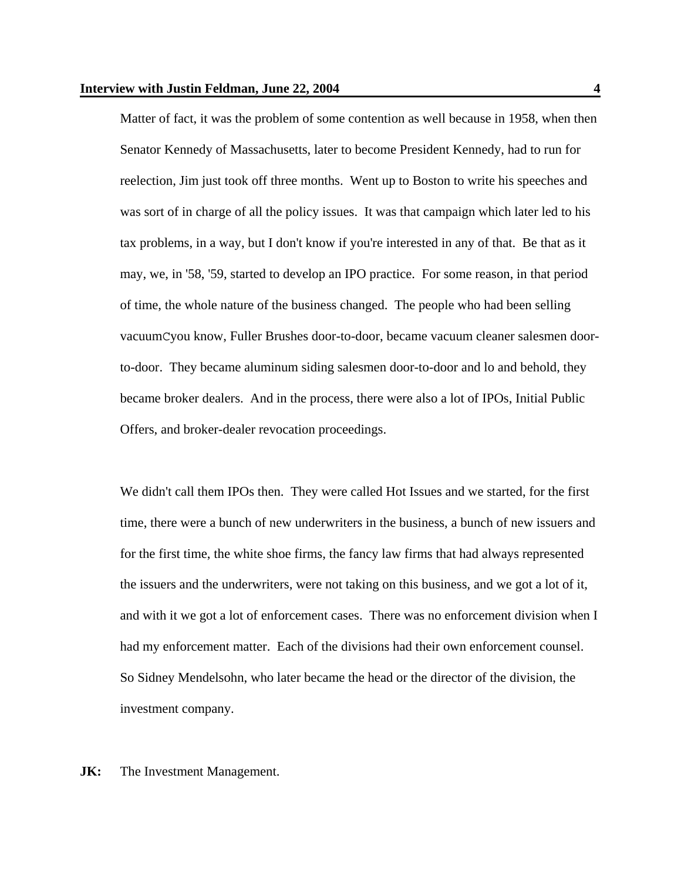Matter of fact, it was the problem of some contention as well because in 1958, when then Senator Kennedy of Massachusetts, later to become President Kennedy, had to run for reelection, Jim just took off three months. Went up to Boston to write his speeches and was sort of in charge of all the policy issues. It was that campaign which later led to his tax problems, in a way, but I don't know if you're interested in any of that. Be that as it may, we, in '58, '59, started to develop an IPO practice. For some reason, in that period of time, the whole nature of the business changed. The people who had been selling vacuumCyou know, Fuller Brushes door-to-door, became vacuum cleaner salesmen door-to-door. They became aluminum siding salesmen door-to-door and lo and behold, they became broker dealers. And in the process, there were also a lot of IPOs, Initial Public Offers, and broker-dealer revocation proceedings.

We didn't call them IPOs then. They were called Hot Issues and we started, for the first time, there were a bunch of new underwriters in the business, a bunch of new issuers and for the first time, the white shoe firms, the fancy law firms that had always represented the issuers and the underwriters, were not taking on this business, and we got a lot of it, and with it we got a lot of enforcement cases. There was no enforcement division when I had my enforcement matter. Each of the divisions had their own enforcement counsel. So Sidney Mendelsohn, who later became the head or the director of the division, the investment company.

**JK:** The Investment Management.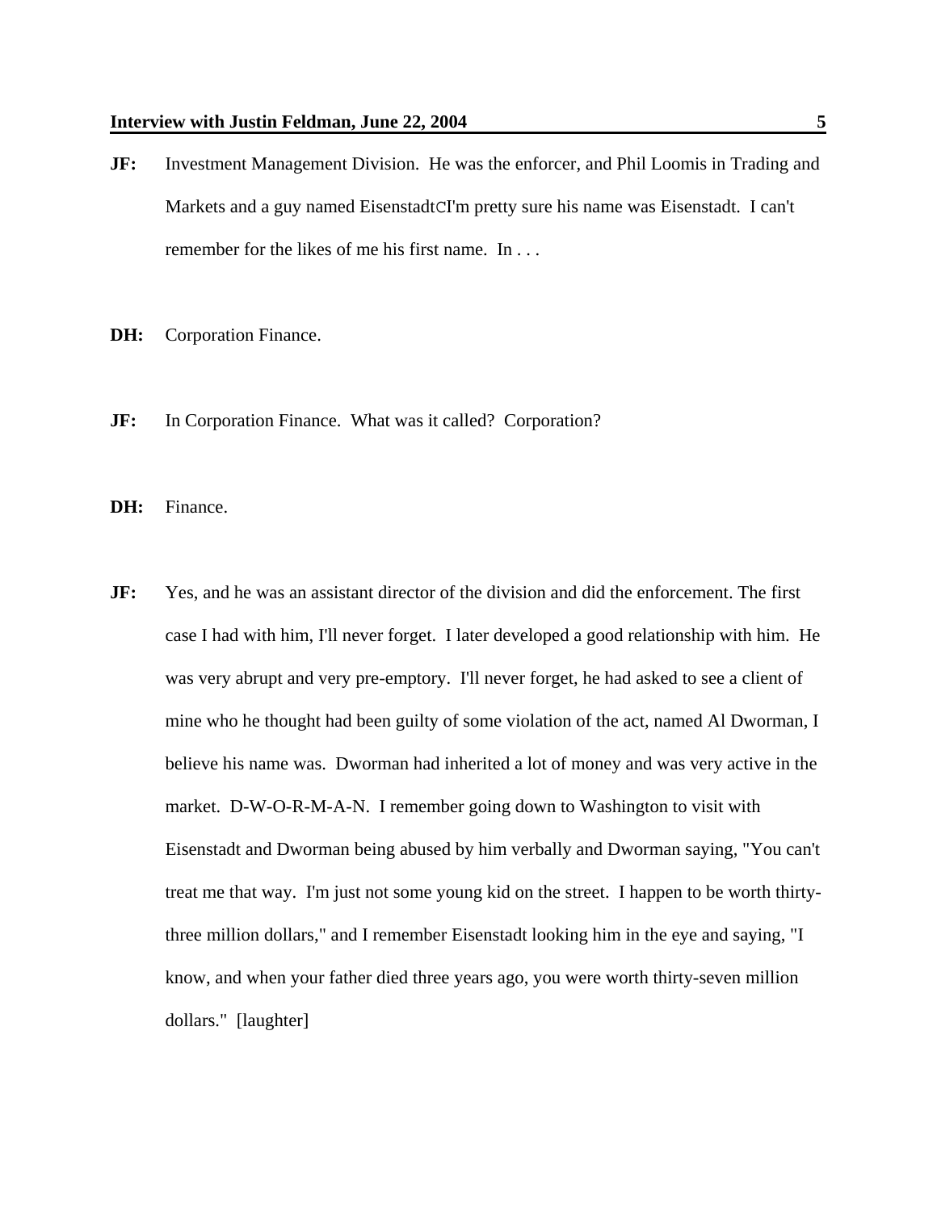**JF:** Investment Management Division. He was the enforcer, and Phil Loomis in Trading and Markets and a guy named EisenstadtCI'm pretty sure his name was Eisenstadt. I can't remember for the likes of me his first name. In . . .

**DH:** Corporation Finance.

**JF:** In Corporation Finance. What was it called? Corporation?

**DH:** Finance.

**JF:** Yes, and he was an assistant director of the division and did the enforcement. The first case I had with him, I'll never forget. I later developed a good relationship with him. He was very abrupt and very pre-emptory. I'll never forget, he had asked to see a client of mine who he thought had been guilty of some violation of the act, named Al Dworman, I believe his name was. Dworman had inherited a lot of money and was very active in the market. D-W-O-R-M-A-N. I remember going down to Washington to visit with Eisenstadt and Dworman being abused by him verbally and Dworman saying, "You can't treat me that way. I'm just not some young kid on the street. I happen to be worth thirty-three million dollars," and I remember Eisenstadt looking him in the eye and saying, "I know, and when your father died three years ago, you were worth thirty-seven million dollars." [laughter]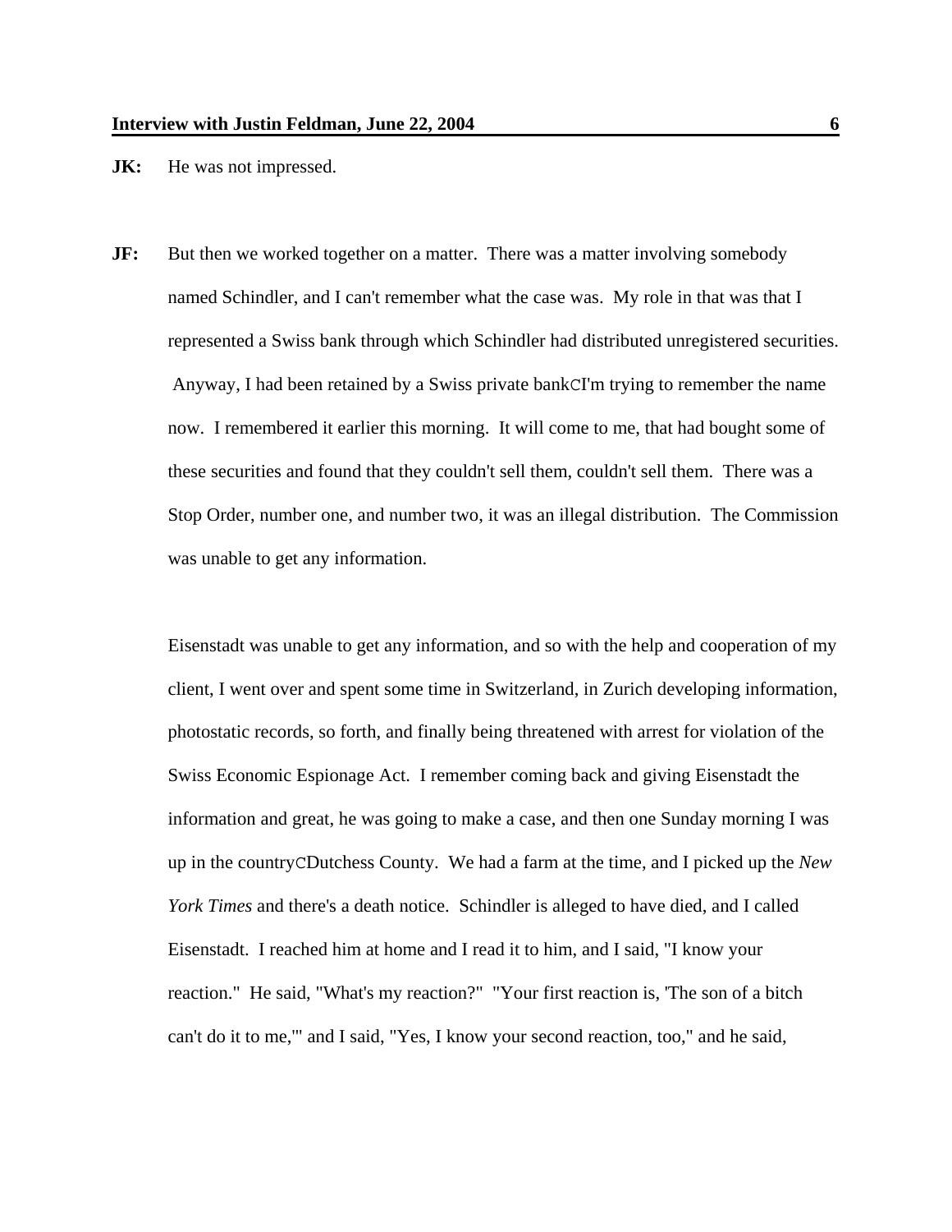**JK:** He was not impressed.

**JF:** But then we worked together on a matter. There was a matter involving somebody named Schindler, and I can't remember what the case was. My role in that was that I represented a Swiss bank through which Schindler had distributed unregistered securities. Anyway, I had been retained by a Swiss private bankCI'm trying to remember the name now. I remembered it earlier this morning. It will come to me, that had bought some of these securities and found that they couldn't sell them, couldn't sell them. There was a Stop Order, number one, and number two, it was an illegal distribution. The Commission was unable to get any information.

Eisenstadt was unable to get any information, and so with the help and cooperation of my client, I went over and spent some time in Switzerland, in Zurich developing information, photostatic records, so forth, and finally being threatened with arrest for violation of the Swiss Economic Espionage Act. I remember coming back and giving Eisenstadt the information and great, he was going to make a case, and then one Sunday morning I was up in the countryCDutchess County. We had a farm at the time, and I picked up the *New York Times* and there's a death notice. Schindler is alleged to have died, and I called Eisenstadt. I reached him at home and I read it to him, and I said, "I know your reaction." He said, "What's my reaction?" "Your first reaction is, 'The son of a bitch can't do it to me,'" and I said, "Yes, I know your second reaction, too," and he said,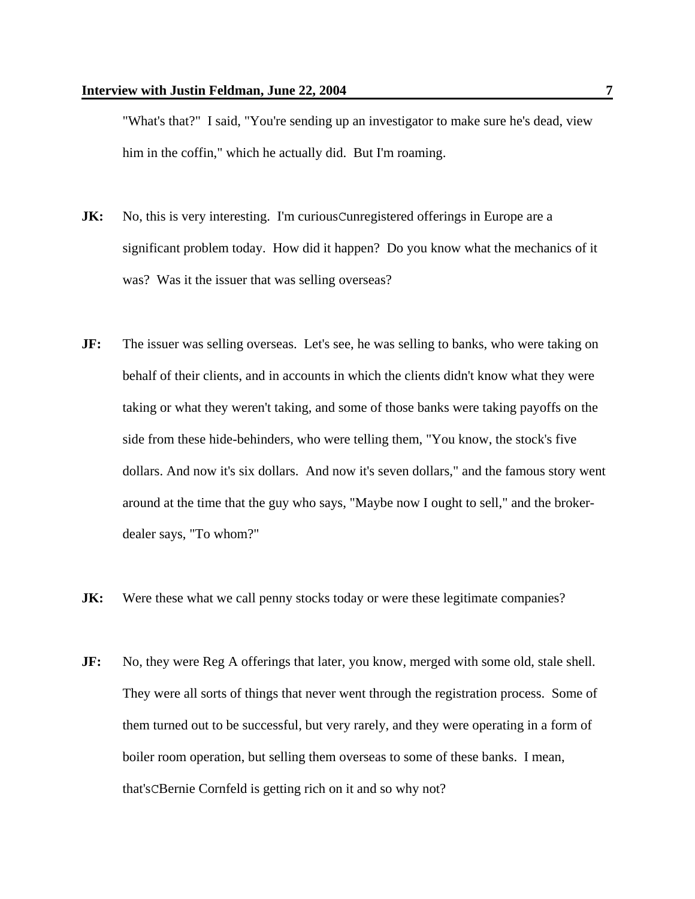"What's that?" I said, "You're sending up an investigator to make sure he's dead, view him in the coffin," which he actually did. But I'm roaming.

**JK:** No, this is very interesting. I'm curiousCunregistered offerings in Europe are a significant problem today. How did it happen? Do you know what the mechanics of it was? Was it the issuer that was selling overseas?

**JF:** The issuer was selling overseas. Let's see, he was selling to banks, who were taking on behalf of their clients, and in accounts in which the clients didn't know what they were taking or what they weren't taking, and some of those banks were taking payoffs on the side from these hide-behinders, who were telling them, "You know, the stock's five dollars. And now it's six dollars. And now it's seven dollars," and the famous story went around at the time that the guy who says, "Maybe now I ought to sell," and the broker-dealer says, "To whom?"

**JK:** Were these what we call penny stocks today or were these legitimate companies?

**JF:** No, they were Reg A offerings that later, you know, merged with some old, stale shell. They were all sorts of things that never went through the registration process. Some of them turned out to be successful, but very rarely, and they were operating in a form of boiler room operation, but selling them overseas to some of these banks. I mean, that'sCBernie Cornfeld is getting rich on it and so why not?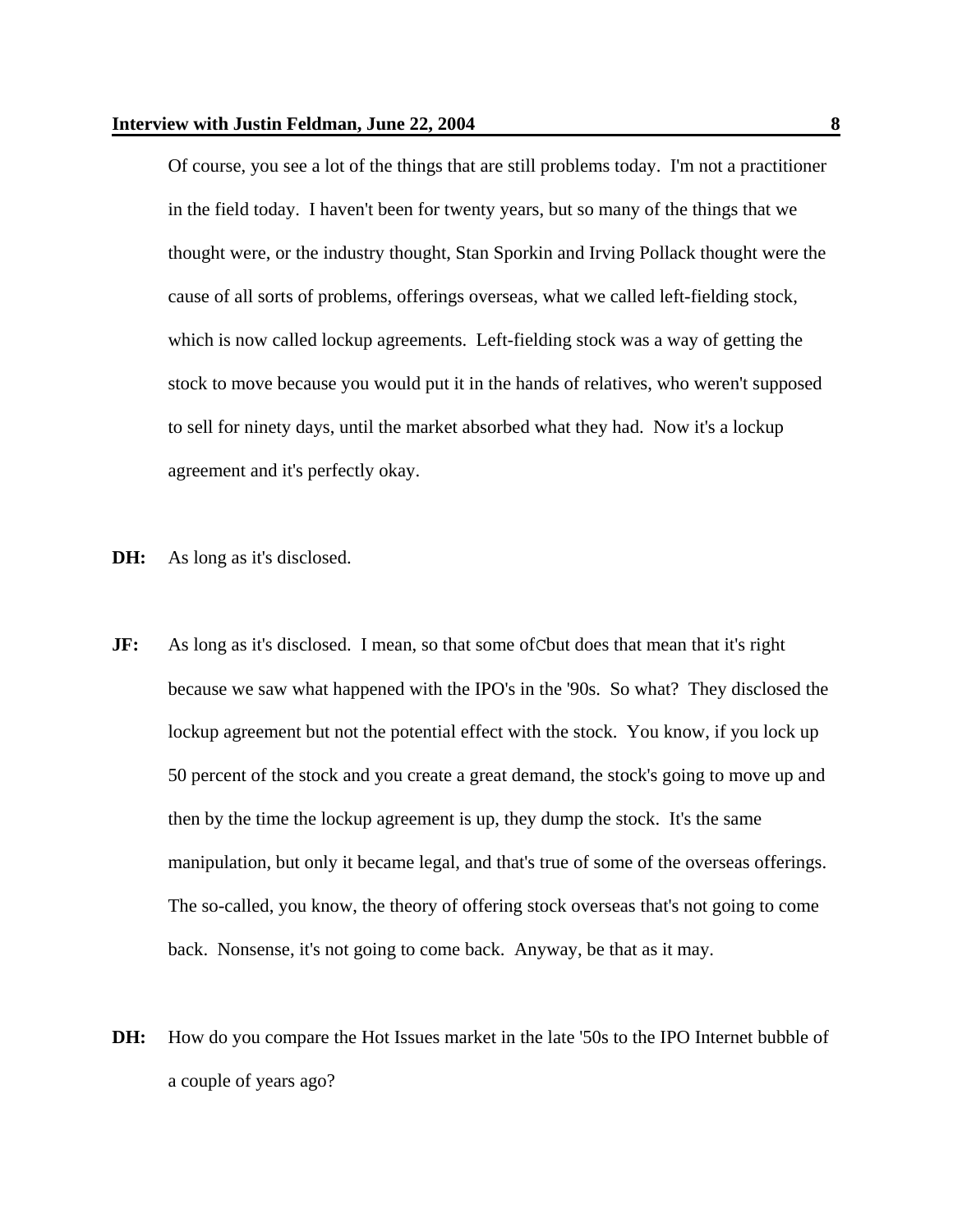Of course, you see a lot of the things that are still problems today. I'm not a practitioner in the field today. I haven't been for twenty years, but so many of the things that we thought were, or the industry thought, Stan Sporkin and Irving Pollack thought were the cause of all sorts of problems, offerings overseas, what we called left-fielding stock, which is now called lockup agreements. Left-fielding stock was a way of getting the stock to move because you would put it in the hands of relatives, who weren't supposed to sell for ninety days, until the market absorbed what they had. Now it's a lockup agreement and it's perfectly okay.

**DH:** As long as it's disclosed.

**JF:** As long as it's disclosed. I mean, so that some ofCbut does that mean that it's right because we saw what happened with the IPO's in the '90s. So what? They disclosed the lockup agreement but not the potential effect with the stock. You know, if you lock up 50 percent of the stock and you create a great demand, the stock's going to move up and then by the time the lockup agreement is up, they dump the stock. It's the same manipulation, but only it became legal, and that's true of some of the overseas offerings. The so-called, you know, the theory of offering stock overseas that's not going to come back. Nonsense, it's not going to come back. Anyway, be that as it may.

**DH:** How do you compare the Hot Issues market in the late '50s to the IPO Internet bubble of a couple of years ago?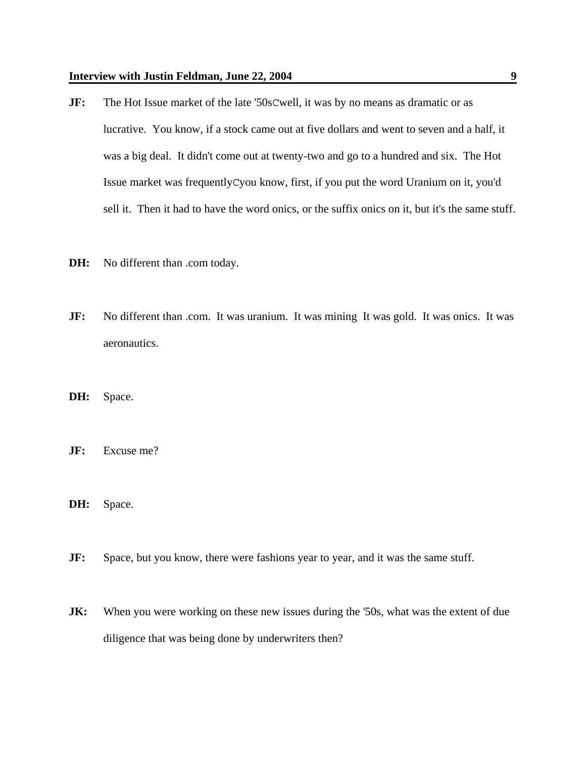**JF:** The Hot Issue market of the late '50sCwell, it was by no means as dramatic or as lucrative. You know, if a stock came out at five dollars and went to seven and a half, it was a big deal. It didn't come out at twenty-two and go to a hundred and six. The Hot Issue market was frequentlyCyou know, first, if you put the word Uranium on it, you'd sell it. Then it had to have the word onics, or the suffix onics on it, but it's the same stuff.

**DH:** No different than .com today.

**JF:** No different than .com. It was uranium. It was mining It was gold. It was onics. It was aeronautics.

**DH:** Space.

**JF:** Excuse me?

**DH:** Space.

**JF:** Space, but you know, there were fashions year to year, and it was the same stuff.

**JK:** When you were working on these new issues during the '50s, what was the extent of due diligence that was being done by underwriters then?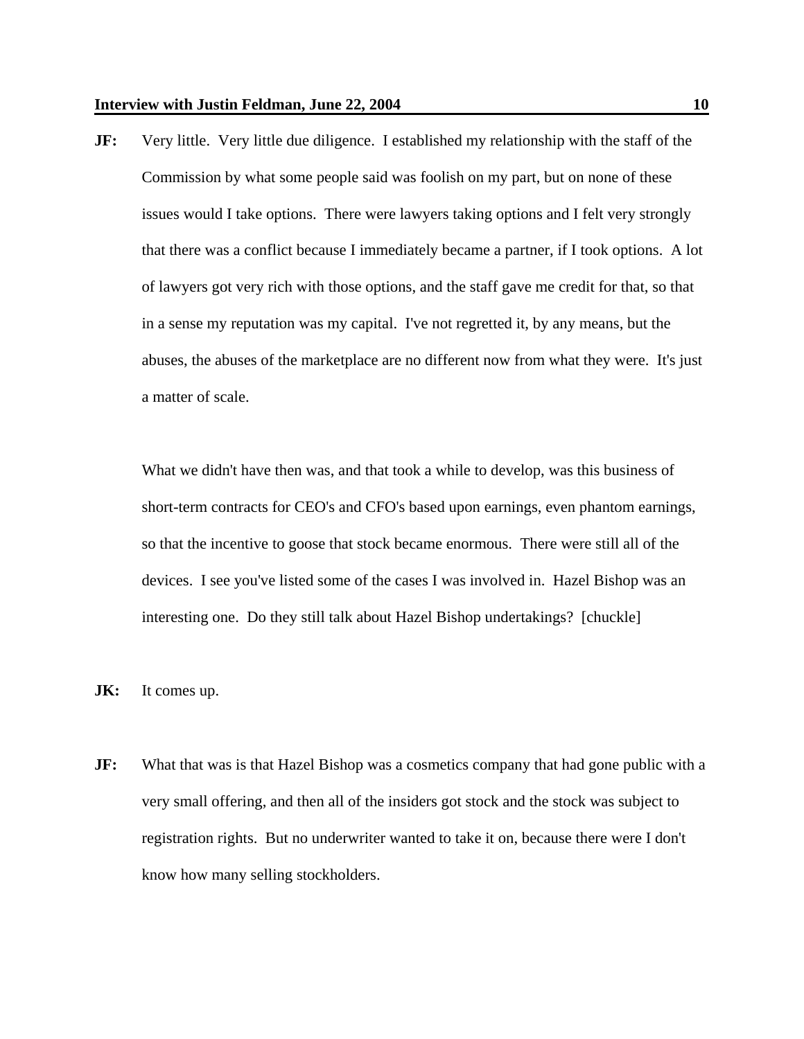**JF:** Very little. Very little due diligence. I established my relationship with the staff of the Commission by what some people said was foolish on my part, but on none of these issues would I take options. There were lawyers taking options and I felt very strongly that there was a conflict because I immediately became a partner, if I took options. A lot of lawyers got very rich with those options, and the staff gave me credit for that, so that in a sense my reputation was my capital. I've not regretted it, by any means, but the abuses, the abuses of the marketplace are no different now from what they were. It's just a matter of scale.

What we didn't have then was, and that took a while to develop, was this business of short-term contracts for CEO's and CFO's based upon earnings, even phantom earnings, so that the incentive to goose that stock became enormous. There were still all of the devices. I see you've listed some of the cases I was involved in. Hazel Bishop was an interesting one. Do they still talk about Hazel Bishop undertakings? [chuckle]

**JK:** It comes up.

**JF:** What that was is that Hazel Bishop was a cosmetics company that had gone public with a very small offering, and then all of the insiders got stock and the stock was subject to registration rights. But no underwriter wanted to take it on, because there were I don't know how many selling stockholders.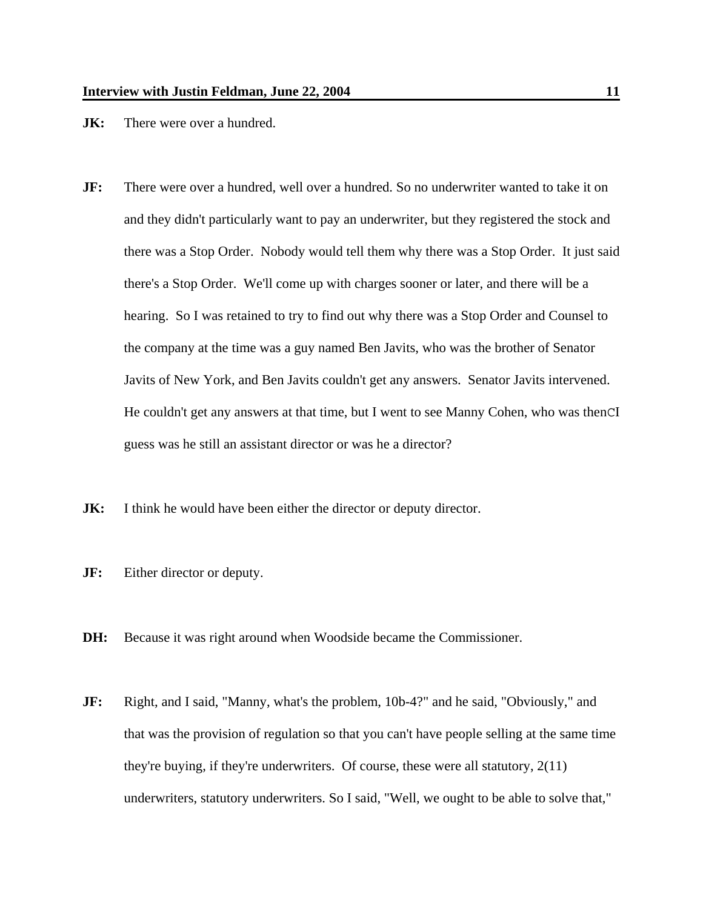**JK:** There were over a hundred.

**JF:** There were over a hundred, well over a hundred. So no underwriter wanted to take it on and they didn't particularly want to pay an underwriter, but they registered the stock and there was a Stop Order. Nobody would tell them why there was a Stop Order. It just said there's a Stop Order. We'll come up with charges sooner or later, and there will be a hearing. So I was retained to try to find out why there was a Stop Order and Counsel to the company at the time was a guy named Ben Javits, who was the brother of Senator Javits of New York, and Ben Javits couldn't get any answers. Senator Javits intervened. He couldn't get any answers at that time, but I went to see Manny Cohen, who was thenCI guess was he still an assistant director or was he a director?

**JK:** I think he would have been either the director or deputy director.

**JF:** Either director or deputy.

**DH:** Because it was right around when Woodside became the Commissioner.

**JF:** Right, and I said, "Manny, what's the problem, 10b-4?" and he said, "Obviously," and that was the provision of regulation so that you can't have people selling at the same time they're buying, if they're underwriters. Of course, these were all statutory, 2(11) underwriters, statutory underwriters. So I said, "Well, we ought to be able to solve that,"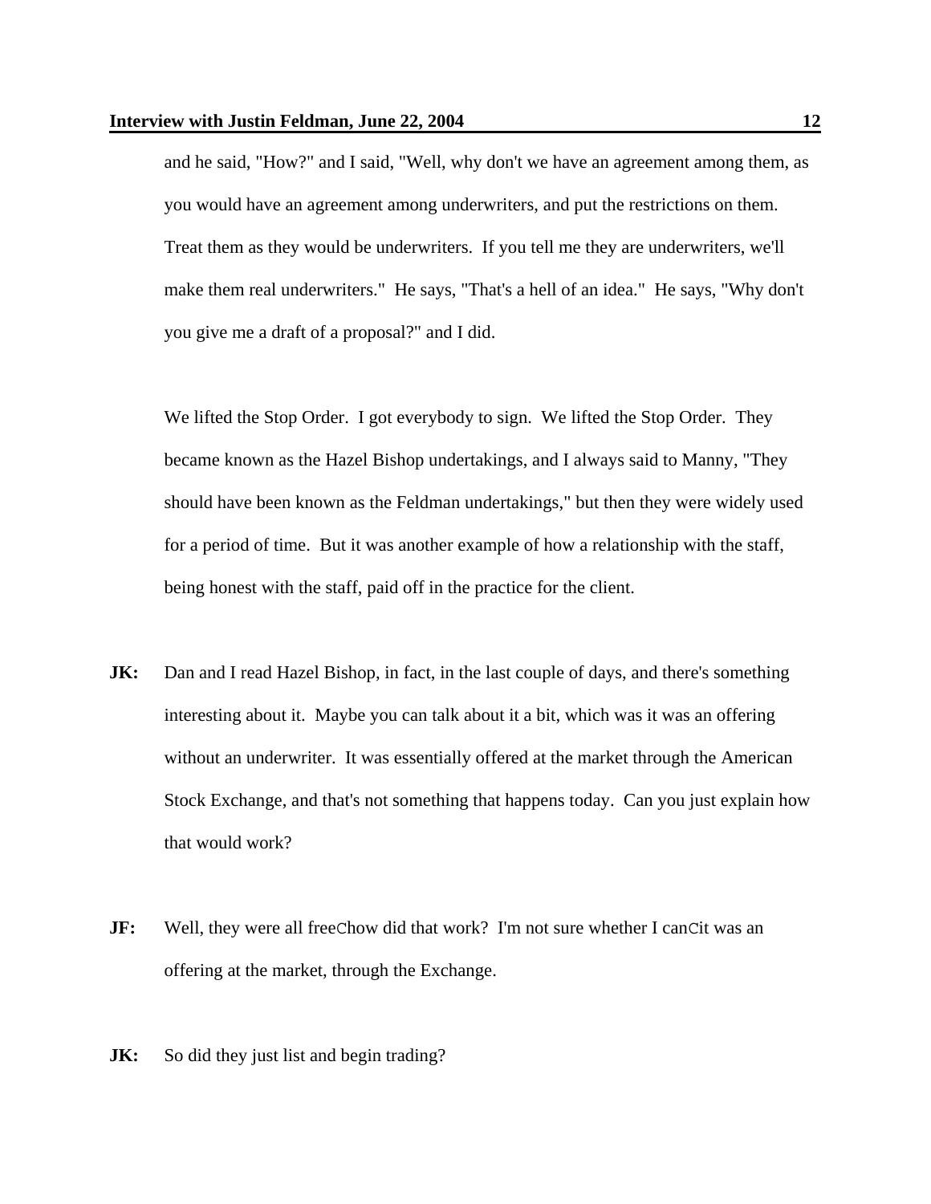and he said, "How?" and I said, "Well, why don't we have an agreement among them, as you would have an agreement among underwriters, and put the restrictions on them. Treat them as they would be underwriters. If you tell me they are underwriters, we'll make them real underwriters." He says, "That's a hell of an idea." He says, "Why don't you give me a draft of a proposal?" and I did.

We lifted the Stop Order. I got everybody to sign. We lifted the Stop Order. They became known as the Hazel Bishop undertakings, and I always said to Manny, "They should have been known as the Feldman undertakings," but then they were widely used for a period of time. But it was another example of how a relationship with the staff, being honest with the staff, paid off in the practice for the client.

**JK:** Dan and I read Hazel Bishop, in fact, in the last couple of days, and there's something interesting about it. Maybe you can talk about it a bit, which was it was an offering without an underwriter. It was essentially offered at the market through the American Stock Exchange, and that's not something that happens today. Can you just explain how that would work?

**JF:** Well, they were all freeChow did that work? I'm not sure whether I canCit was an offering at the market, through the Exchange.

**JK:** So did they just list and begin trading?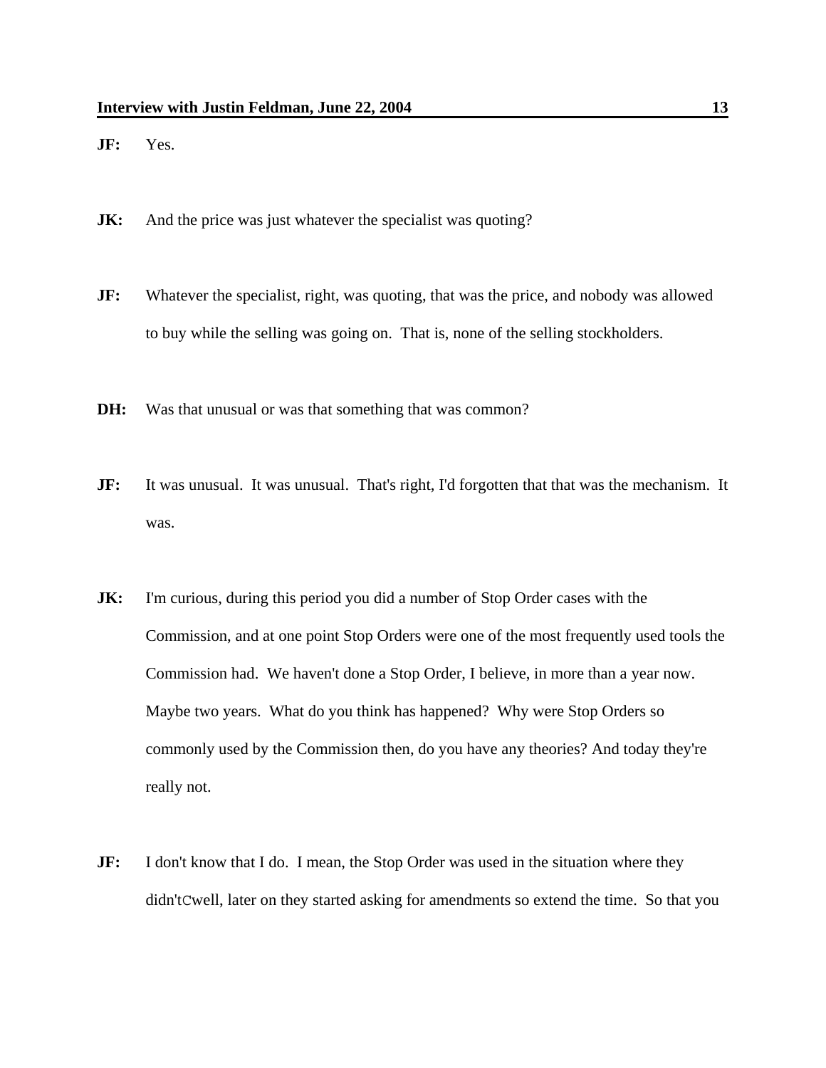**JF:** Yes.

**JK:** And the price was just whatever the specialist was quoting?

**JF:** Whatever the specialist, right, was quoting, that was the price, and nobody was allowed to buy while the selling was going on. That is, none of the selling stockholders.

**DH:** Was that unusual or was that something that was common?

**JF:** It was unusual. It was unusual. That's right, I'd forgotten that that was the mechanism. It was.

**JK:** I'm curious, during this period you did a number of Stop Order cases with the Commission, and at one point Stop Orders were one of the most frequently used tools the Commission had. We haven't done a Stop Order, I believe, in more than a year now. Maybe two years. What do you think has happened? Why were Stop Orders so commonly used by the Commission then, do you have any theories? And today they're really not.

**JF:** I don't know that I do. I mean, the Stop Order was used in the situation where they didn'tCwell, later on they started asking for amendments so extend the time. So that you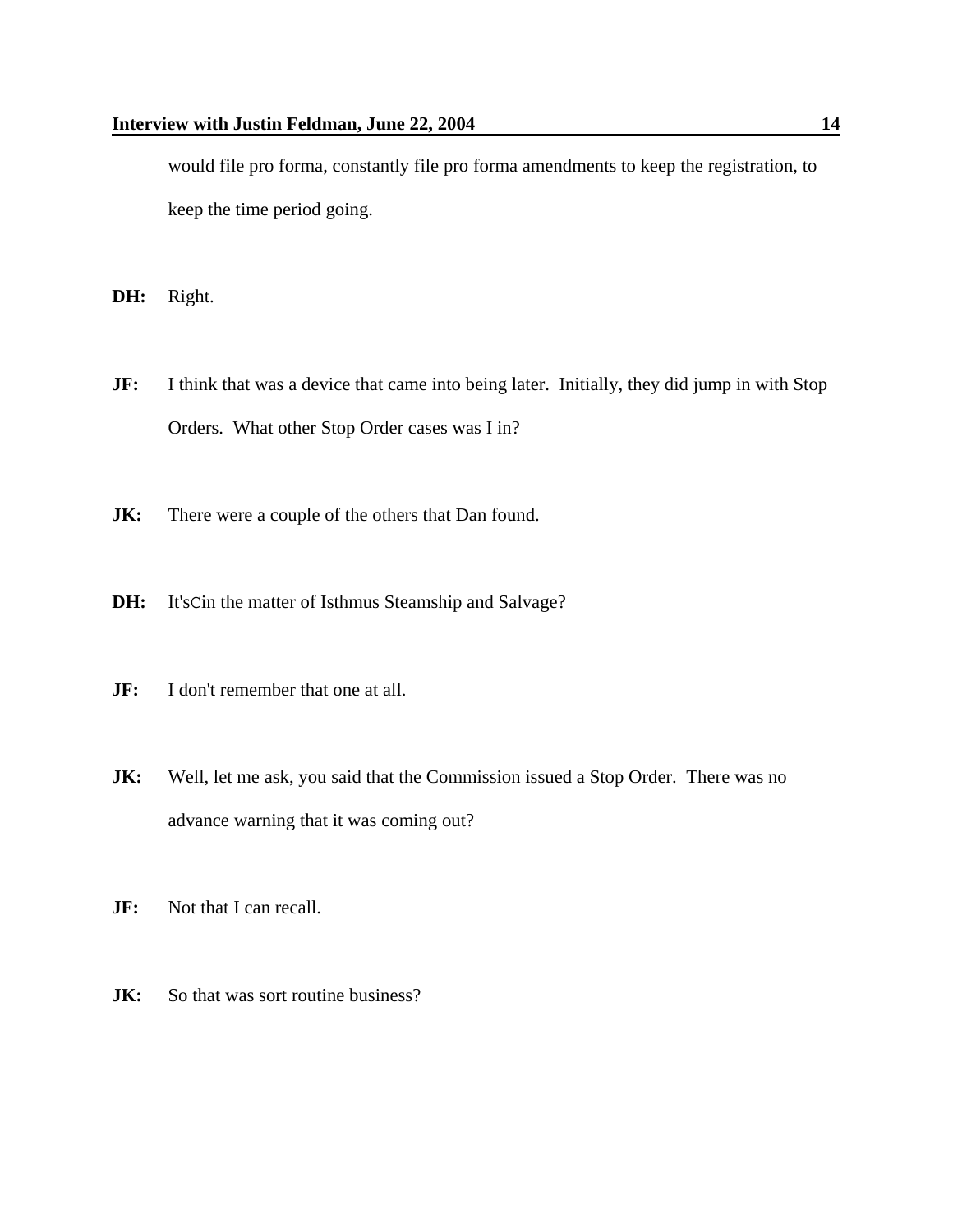would file pro forma, constantly file pro forma amendments to keep the registration, to keep the time period going.

**DH:** Right.

**JF:** I think that was a device that came into being later. Initially, they did jump in with Stop Orders. What other Stop Order cases was I in?

**JK:** There were a couple of the others that Dan found.

**DH:** It'sCin the matter of Isthmus Steamship and Salvage?

**JF:** I don't remember that one at all.

**JK:** Well, let me ask, you said that the Commission issued a Stop Order. There was no advance warning that it was coming out?

**JF:** Not that I can recall.

**JK:** So that was sort routine business?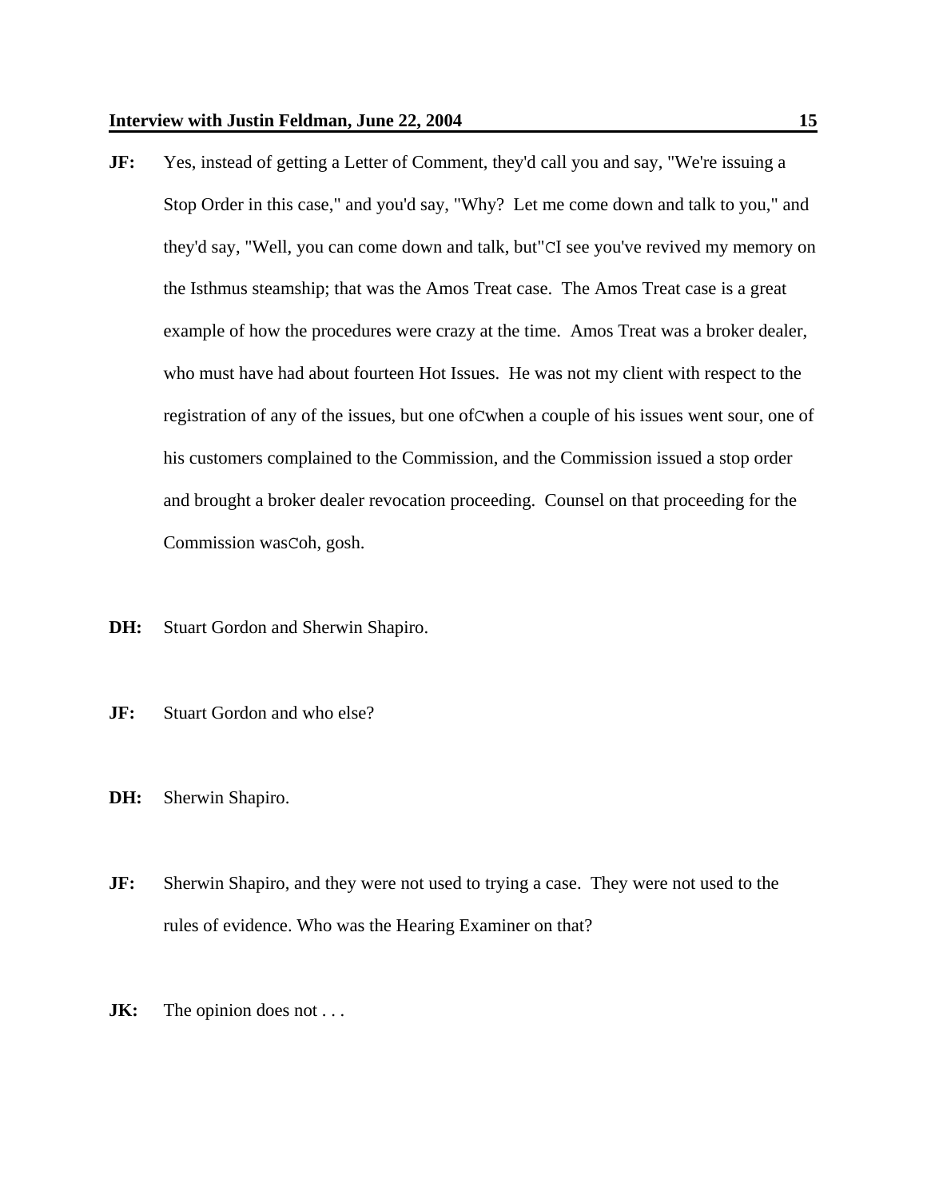**JF:** Yes, instead of getting a Letter of Comment, they'd call you and say, "We're issuing a Stop Order in this case," and you'd say, "Why? Let me come down and talk to you," and they'd say, "Well, you can come down and talk, but"CI see you've revived my memory on the Isthmus steamship; that was the Amos Treat case. The Amos Treat case is a great example of how the procedures were crazy at the time. Amos Treat was a broker dealer, who must have had about fourteen Hot Issues. He was not my client with respect to the registration of any of the issues, but one ofCwhen a couple of his issues went sour, one of his customers complained to the Commission, and the Commission issued a stop order and brought a broker dealer revocation proceeding. Counsel on that proceeding for the Commission wasCoh, gosh.

**DH:** Stuart Gordon and Sherwin Shapiro.

**JF:** Stuart Gordon and who else?

**DH:** Sherwin Shapiro.

**JF:** Sherwin Shapiro, and they were not used to trying a case. They were not used to the rules of evidence. Who was the Hearing Examiner on that?

**JK:** The opinion does not . . .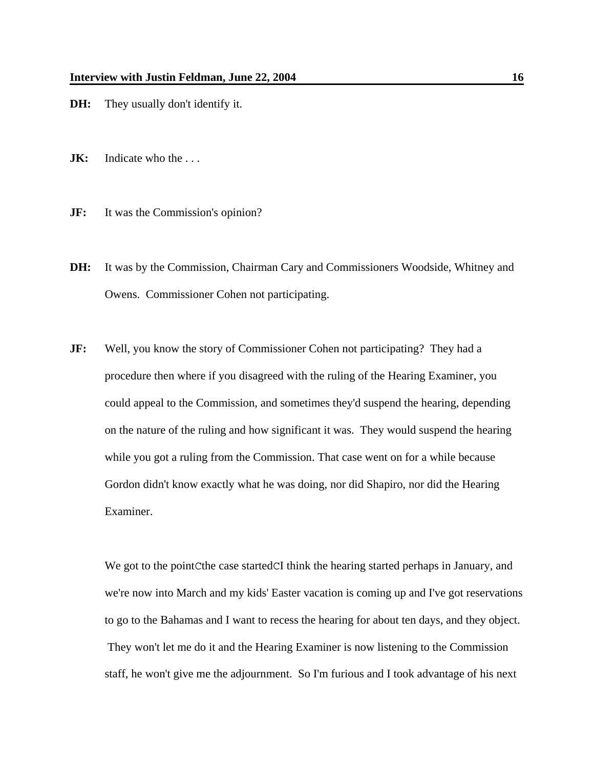**DH:** They usually don't identify it.

**JK:** Indicate who the . . .

**JF:** It was the Commission's opinion?

**DH:** It was by the Commission, Chairman Cary and Commissioners Woodside, Whitney and Owens. Commissioner Cohen not participating.

**JF:** Well, you know the story of Commissioner Cohen not participating? They had a procedure then where if you disagreed with the ruling of the Hearing Examiner, you could appeal to the Commission, and sometimes they'd suspend the hearing, depending on the nature of the ruling and how significant it was. They would suspend the hearing while you got a ruling from the Commission. That case went on for a while because Gordon didn't know exactly what he was doing, nor did Shapiro, nor did the Hearing Examiner.

We got to the pointCthe case startedCI think the hearing started perhaps in January, and we're now into March and my kids' Easter vacation is coming up and I've got reservations to go to the Bahamas and I want to recess the hearing for about ten days, and they object. They won't let me do it and the Hearing Examiner is now listening to the Commission staff, he won't give me the adjournment. So I'm furious and I took advantage of his next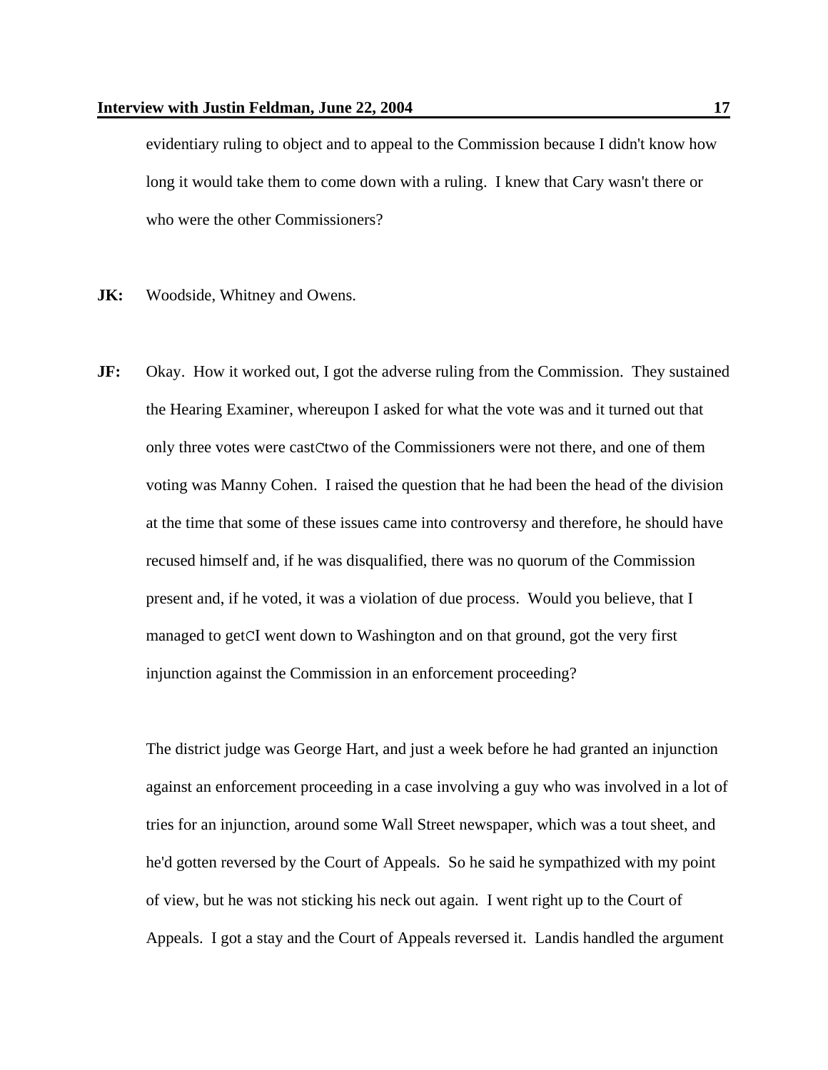evidentiary ruling to object and to appeal to the Commission because I didn't know how long it would take them to come down with a ruling. I knew that Cary wasn't there or who were the other Commissioners?

**JK:** Woodside, Whitney and Owens.

**JF:** Okay. How it worked out, I got the adverse ruling from the Commission. They sustained the Hearing Examiner, whereupon I asked for what the vote was and it turned out that only three votes were castCtwo of the Commissioners were not there, and one of them voting was Manny Cohen. I raised the question that he had been the head of the division at the time that some of these issues came into controversy and therefore, he should have recused himself and, if he was disqualified, there was no quorum of the Commission present and, if he voted, it was a violation of due process. Would you believe, that I managed to getCI went down to Washington and on that ground, got the very first injunction against the Commission in an enforcement proceeding?

The district judge was George Hart, and just a week before he had granted an injunction against an enforcement proceeding in a case involving a guy who was involved in a lot of tries for an injunction, around some Wall Street newspaper, which was a tout sheet, and he'd gotten reversed by the Court of Appeals. So he said he sympathized with my point of view, but he was not sticking his neck out again. I went right up to the Court of Appeals. I got a stay and the Court of Appeals reversed it. Landis handled the argument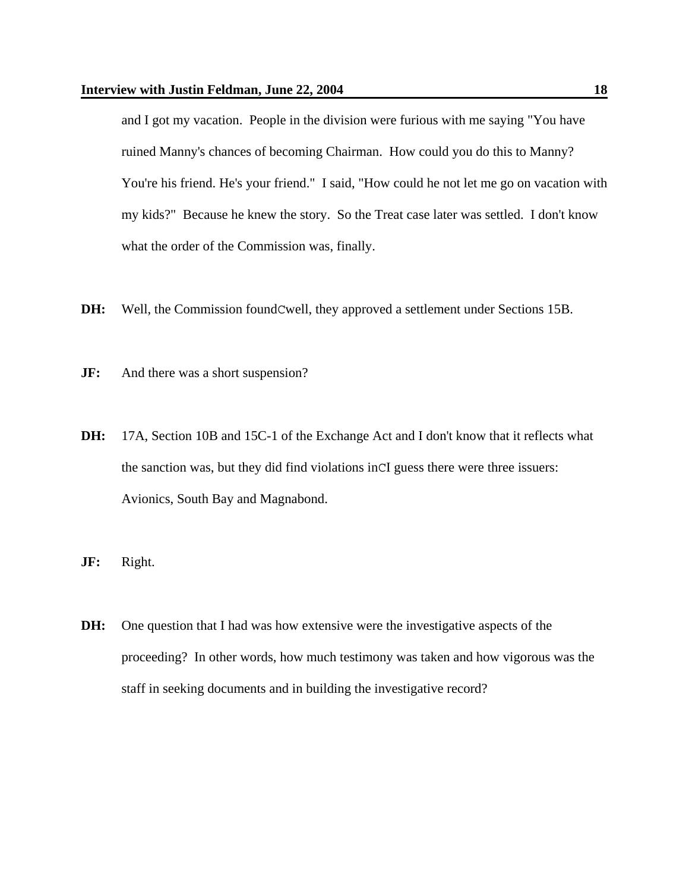and I got my vacation. People in the division were furious with me saying "You have ruined Manny's chances of becoming Chairman. How could you do this to Manny? You're his friend. He's your friend." I said, "How could he not let me go on vacation with my kids?" Because he knew the story. So the Treat case later was settled. I don't know what the order of the Commission was, finally.

**DH:** Well, the Commission foundCwell, they approved a settlement under Sections 15B.

**JF:** And there was a short suspension?

**DH:** 17A, Section 10B and 15C-1 of the Exchange Act and I don't know that it reflects what the sanction was, but they did find violations inCI guess there were three issuers: Avionics, South Bay and Magnabond.

**JF:** Right.

**DH:** One question that I had was how extensive were the investigative aspects of the proceeding? In other words, how much testimony was taken and how vigorous was the staff in seeking documents and in building the investigative record?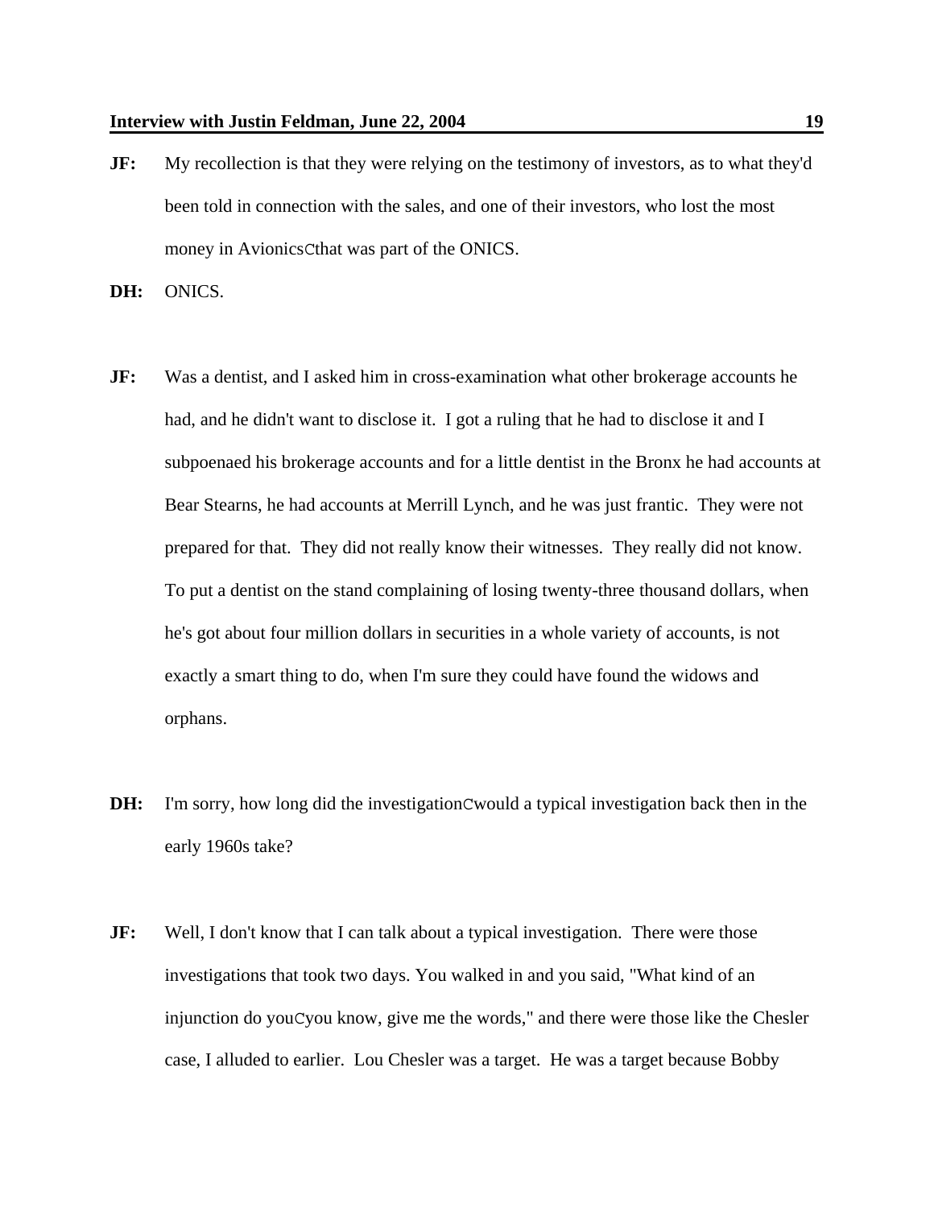**JF:** My recollection is that they were relying on the testimony of investors, as to what they'd been told in connection with the sales, and one of their investors, who lost the most money in AvionicsCthat was part of the ONICS.

**DH:** ONICS.

**JF:** Was a dentist, and I asked him in cross-examination what other brokerage accounts he had, and he didn't want to disclose it. I got a ruling that he had to disclose it and I subpoenaed his brokerage accounts and for a little dentist in the Bronx he had accounts at Bear Stearns, he had accounts at Merrill Lynch, and he was just frantic. They were not prepared for that. They did not really know their witnesses. They really did not know. To put a dentist on the stand complaining of losing twenty-three thousand dollars, when he's got about four million dollars in securities in a whole variety of accounts, is not exactly a smart thing to do, when I'm sure they could have found the widows and orphans.

**DH:** I'm sorry, how long did the investigationCwould a typical investigation back then in the early 1960s take?

**JF:** Well, I don't know that I can talk about a typical investigation. There were those investigations that took two days. You walked in and you said, "What kind of an injunction do youCyou know, give me the words," and there were those like the Chesler case, I alluded to earlier. Lou Chesler was a target. He was a target because Bobby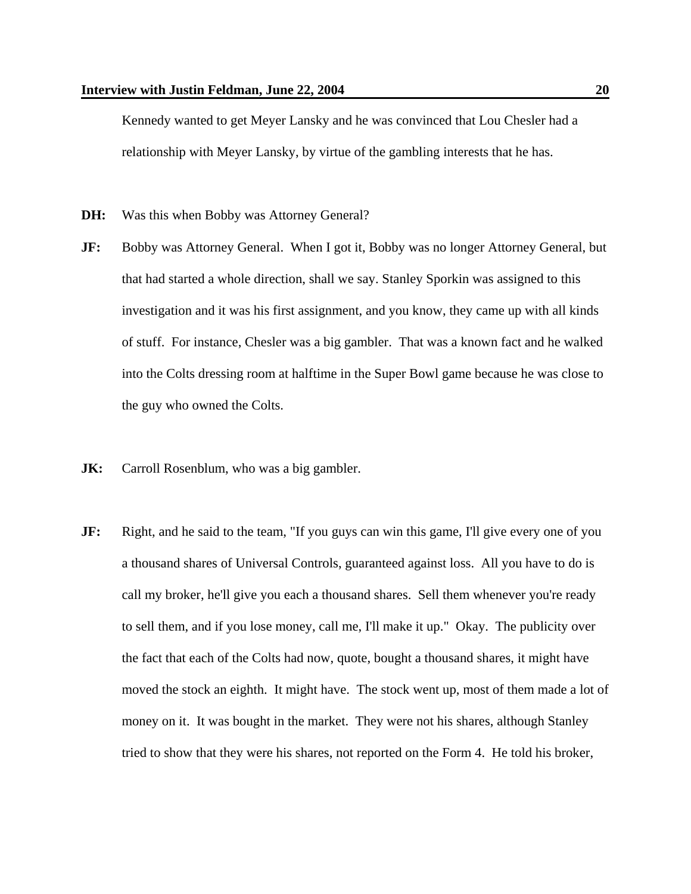Kennedy wanted to get Meyer Lansky and he was convinced that Lou Chesler had a relationship with Meyer Lansky, by virtue of the gambling interests that he has.

**DH:** Was this when Bobby was Attorney General?

**JF:** Bobby was Attorney General. When I got it, Bobby was no longer Attorney General, but that had started a whole direction, shall we say. Stanley Sporkin was assigned to this investigation and it was his first assignment, and you know, they came up with all kinds of stuff. For instance, Chesler was a big gambler. That was a known fact and he walked into the Colts dressing room at halftime in the Super Bowl game because he was close to the guy who owned the Colts.

**JK:** Carroll Rosenblum, who was a big gambler.

**JF:** Right, and he said to the team, "If you guys can win this game, I'll give every one of you a thousand shares of Universal Controls, guaranteed against loss. All you have to do is call my broker, he'll give you each a thousand shares. Sell them whenever you're ready to sell them, and if you lose money, call me, I'll make it up." Okay. The publicity over the fact that each of the Colts had now, quote, bought a thousand shares, it might have moved the stock an eighth. It might have. The stock went up, most of them made a lot of money on it. It was bought in the market. They were not his shares, although Stanley tried to show that they were his shares, not reported on the Form 4. He told his broker,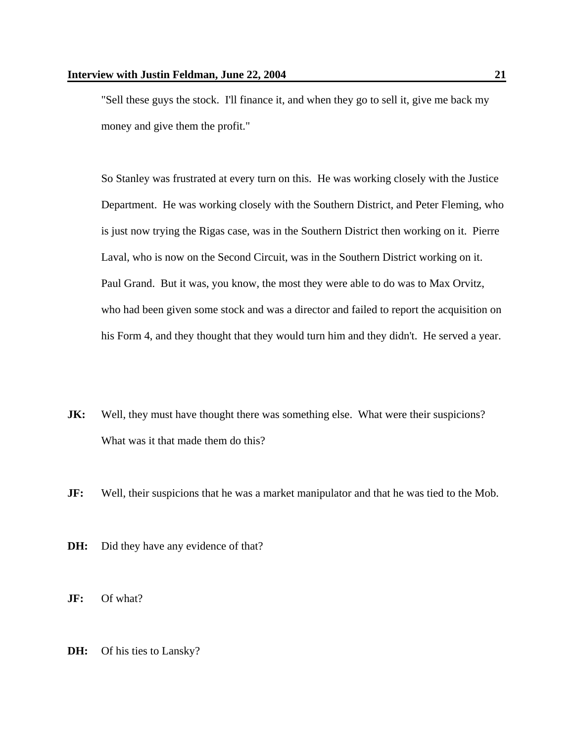"Sell these guys the stock. I'll finance it, and when they go to sell it, give me back my money and give them the profit."

So Stanley was frustrated at every turn on this. He was working closely with the Justice Department. He was working closely with the Southern District, and Peter Fleming, who is just now trying the Rigas case, was in the Southern District then working on it. Pierre Laval, who is now on the Second Circuit, was in the Southern District working on it. Paul Grand. But it was, you know, the most they were able to do was to Max Orvitz, who had been given some stock and was a director and failed to report the acquisition on his Form 4, and they thought that they would turn him and they didn't. He served a year.

**JK:** Well, they must have thought there was something else. What were their suspicions? What was it that made them do this?

**JF:** Well, their suspicions that he was a market manipulator and that he was tied to the Mob.

**DH:** Did they have any evidence of that?

**JF:** Of what?

**DH:** Of his ties to Lansky?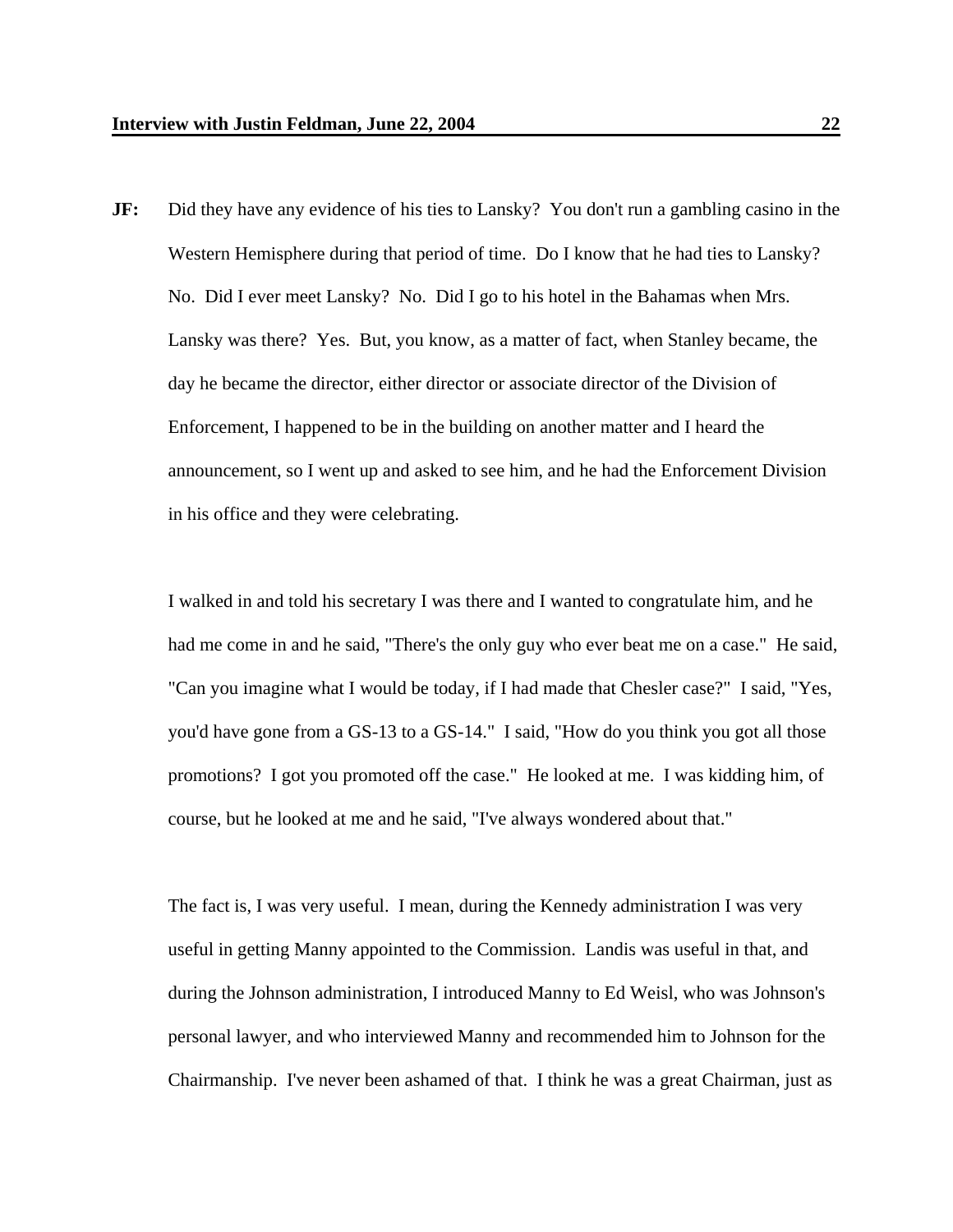**JF:** Did they have any evidence of his ties to Lansky? You don't run a gambling casino in the Western Hemisphere during that period of time. Do I know that he had ties to Lansky? No. Did I ever meet Lansky? No. Did I go to his hotel in the Bahamas when Mrs. Lansky was there? Yes. But, you know, as a matter of fact, when Stanley became, the day he became the director, either director or associate director of the Division of Enforcement, I happened to be in the building on another matter and I heard the announcement, so I went up and asked to see him, and he had the Enforcement Division in his office and they were celebrating.

I walked in and told his secretary I was there and I wanted to congratulate him, and he had me come in and he said, "There's the only guy who ever beat me on a case." He said, "Can you imagine what I would be today, if I had made that Chesler case?" I said, "Yes, you'd have gone from a GS-13 to a GS-14." I said, "How do you think you got all those promotions? I got you promoted off the case." He looked at me. I was kidding him, of course, but he looked at me and he said, "I've always wondered about that."

The fact is, I was very useful. I mean, during the Kennedy administration I was very useful in getting Manny appointed to the Commission. Landis was useful in that, and during the Johnson administration, I introduced Manny to Ed Weisl, who was Johnson's personal lawyer, and who interviewed Manny and recommended him to Johnson for the Chairmanship. I've never been ashamed of that. I think he was a great Chairman, just as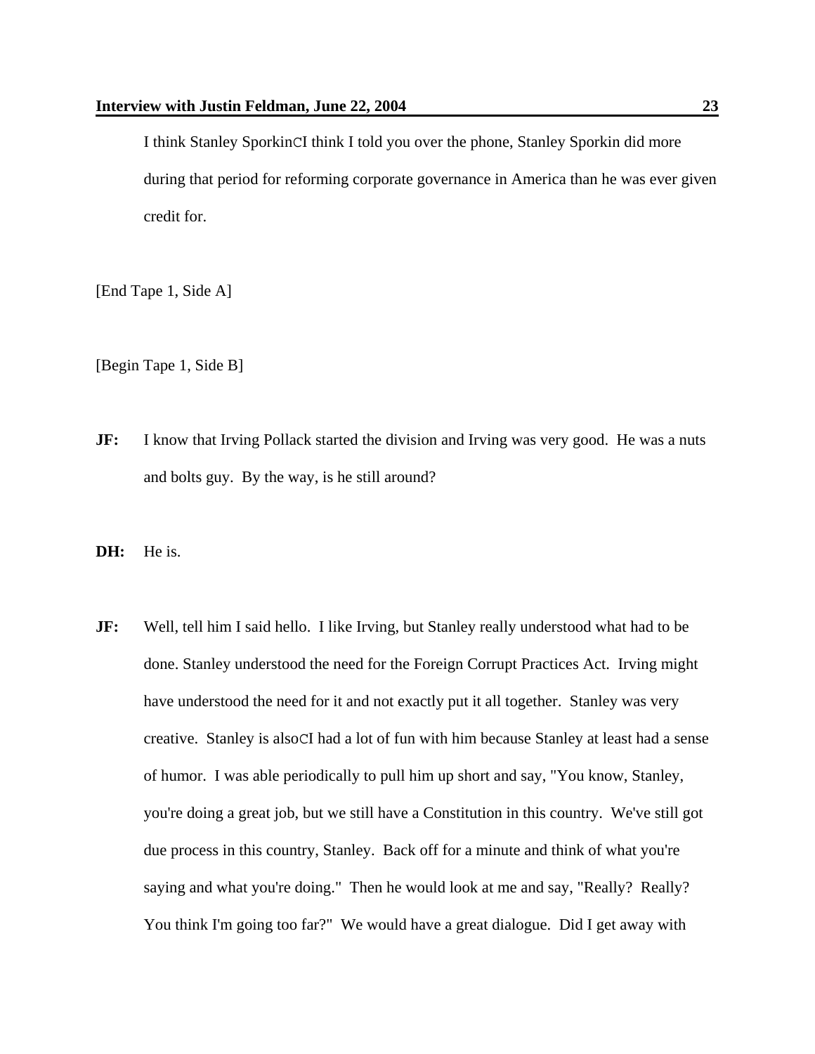I think Stanley SporkinCI think I told you over the phone, Stanley Sporkin did more during that period for reforming corporate governance in America than he was ever given credit for.

[End Tape 1, Side A]

[Begin Tape 1, Side B]

**JF:** I know that Irving Pollack started the division and Irving was very good. He was a nuts and bolts guy. By the way, is he still around?

**DH:** He is.

**JF:** Well, tell him I said hello. I like Irving, but Stanley really understood what had to be done. Stanley understood the need for the Foreign Corrupt Practices Act. Irving might have understood the need for it and not exactly put it all together. Stanley was very creative. Stanley is alsoCI had a lot of fun with him because Stanley at least had a sense of humor. I was able periodically to pull him up short and say, "You know, Stanley, you're doing a great job, but we still have a Constitution in this country. We've still got due process in this country, Stanley. Back off for a minute and think of what you're saying and what you're doing." Then he would look at me and say, "Really? Really? You think I'm going too far?" We would have a great dialogue. Did I get away with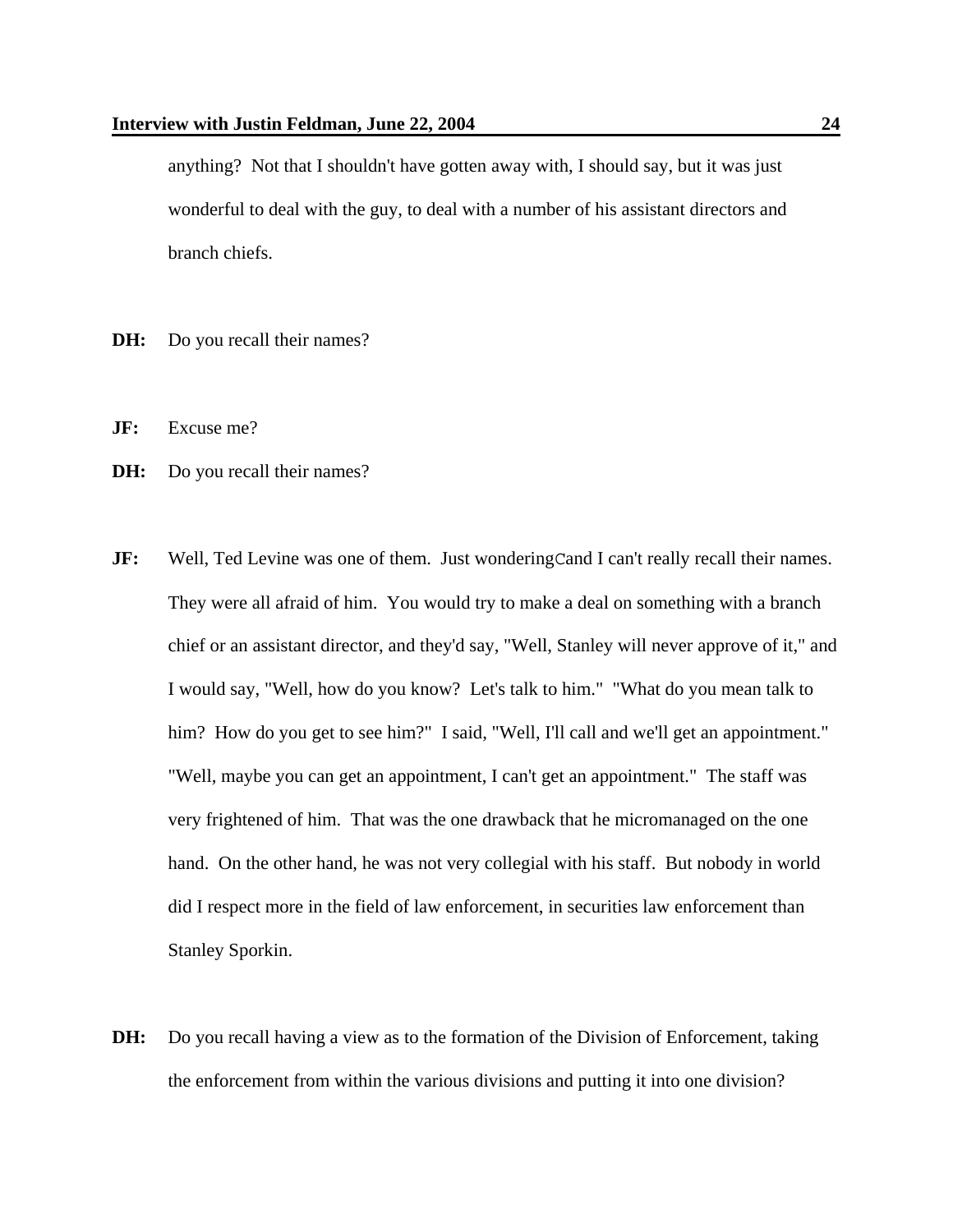anything? Not that I shouldn't have gotten away with, I should say, but it was just wonderful to deal with the guy, to deal with a number of his assistant directors and branch chiefs.

**DH:** Do you recall their names?

**JF:** Excuse me?

**DH:** Do you recall their names?

**JF:** Well, Ted Levine was one of them. Just wonderingCand I can't really recall their names. They were all afraid of him. You would try to make a deal on something with a branch chief or an assistant director, and they'd say, "Well, Stanley will never approve of it," and I would say, "Well, how do you know? Let's talk to him." "What do you mean talk to him? How do you get to see him?" I said, "Well, I'll call and we'll get an appointment." "Well, maybe you can get an appointment, I can't get an appointment." The staff was very frightened of him. That was the one drawback that he micromanaged on the one hand. On the other hand, he was not very collegial with his staff. But nobody in world did I respect more in the field of law enforcement, in securities law enforcement than Stanley Sporkin.

**DH:** Do you recall having a view as to the formation of the Division of Enforcement, taking the enforcement from within the various divisions and putting it into one division?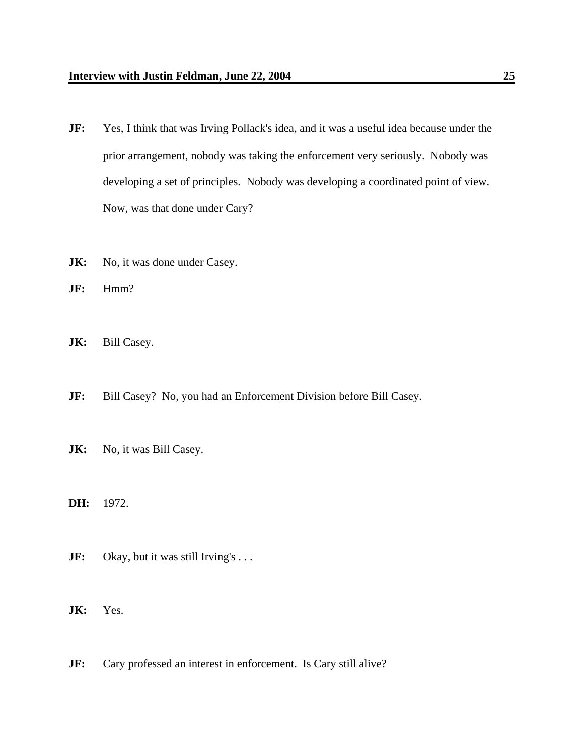**JF:** Yes, I think that was Irving Pollack's idea, and it was a useful idea because under the prior arrangement, nobody was taking the enforcement very seriously. Nobody was developing a set of principles. Nobody was developing a coordinated point of view. Now, was that done under Cary?

**JK:** No, it was done under Casey.

**JF:** Hmm?

**JK:** Bill Casey.

**JF:** Bill Casey? No, you had an Enforcement Division before Bill Casey.

**JK:** No, it was Bill Casey.

**DH:** 1972.

**JF:** Okay, but it was still Irving's . . .

**JK:** Yes.

**JF:** Cary professed an interest in enforcement. Is Cary still alive?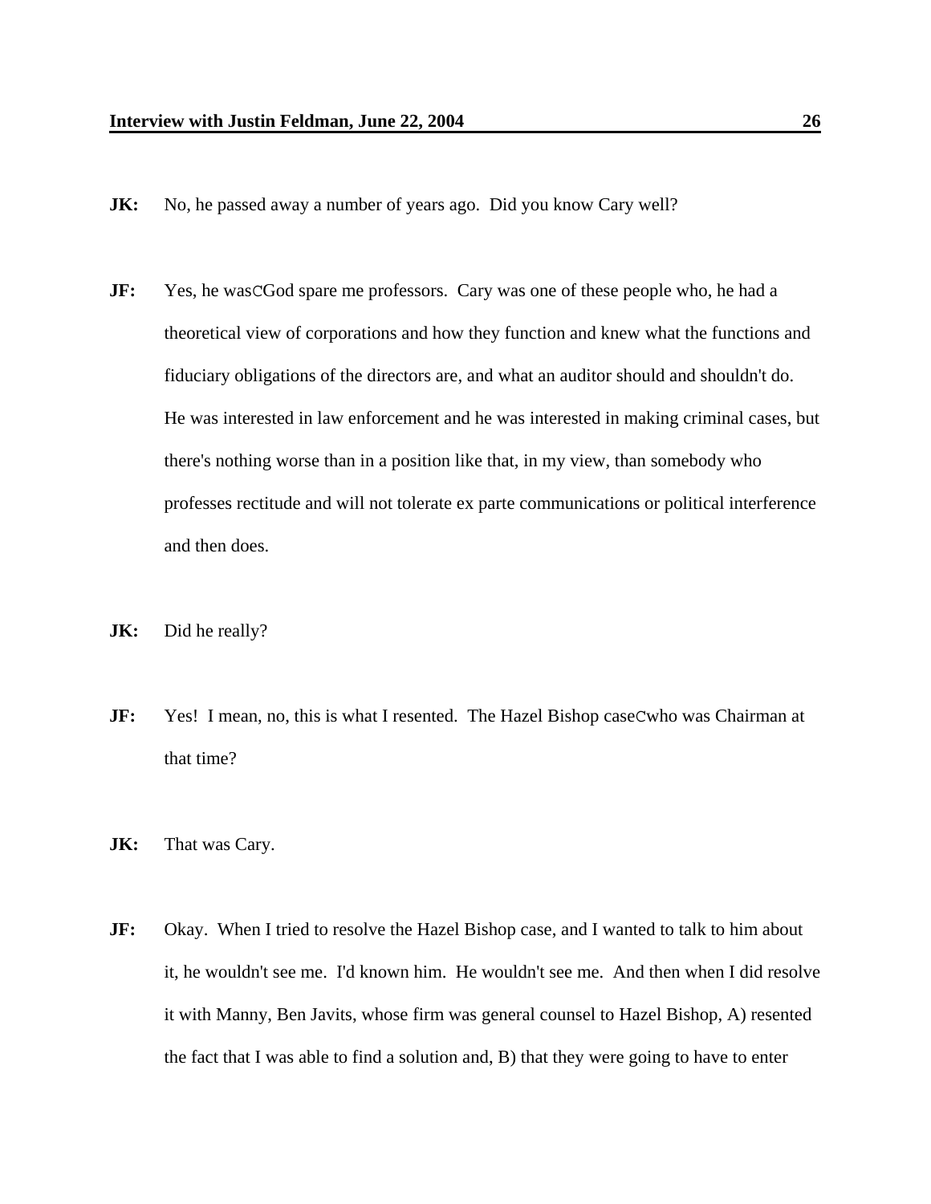**JK:** No, he passed away a number of years ago. Did you know Cary well?

**JF:** Yes, he wasCGod spare me professors. Cary was one of these people who, he had a theoretical view of corporations and how they function and knew what the functions and fiduciary obligations of the directors are, and what an auditor should and shouldn't do. He was interested in law enforcement and he was interested in making criminal cases, but there's nothing worse than in a position like that, in my view, than somebody who professes rectitude and will not tolerate ex parte communications or political interference and then does.

**JK:** Did he really?

**JF:** Yes! I mean, no, this is what I resented. The Hazel Bishop caseCwho was Chairman at that time?

**JK:** That was Cary.

**JF:** Okay. When I tried to resolve the Hazel Bishop case, and I wanted to talk to him about it, he wouldn't see me. I'd known him. He wouldn't see me. And then when I did resolve it with Manny, Ben Javits, whose firm was general counsel to Hazel Bishop, A) resented the fact that I was able to find a solution and, B) that they were going to have to enter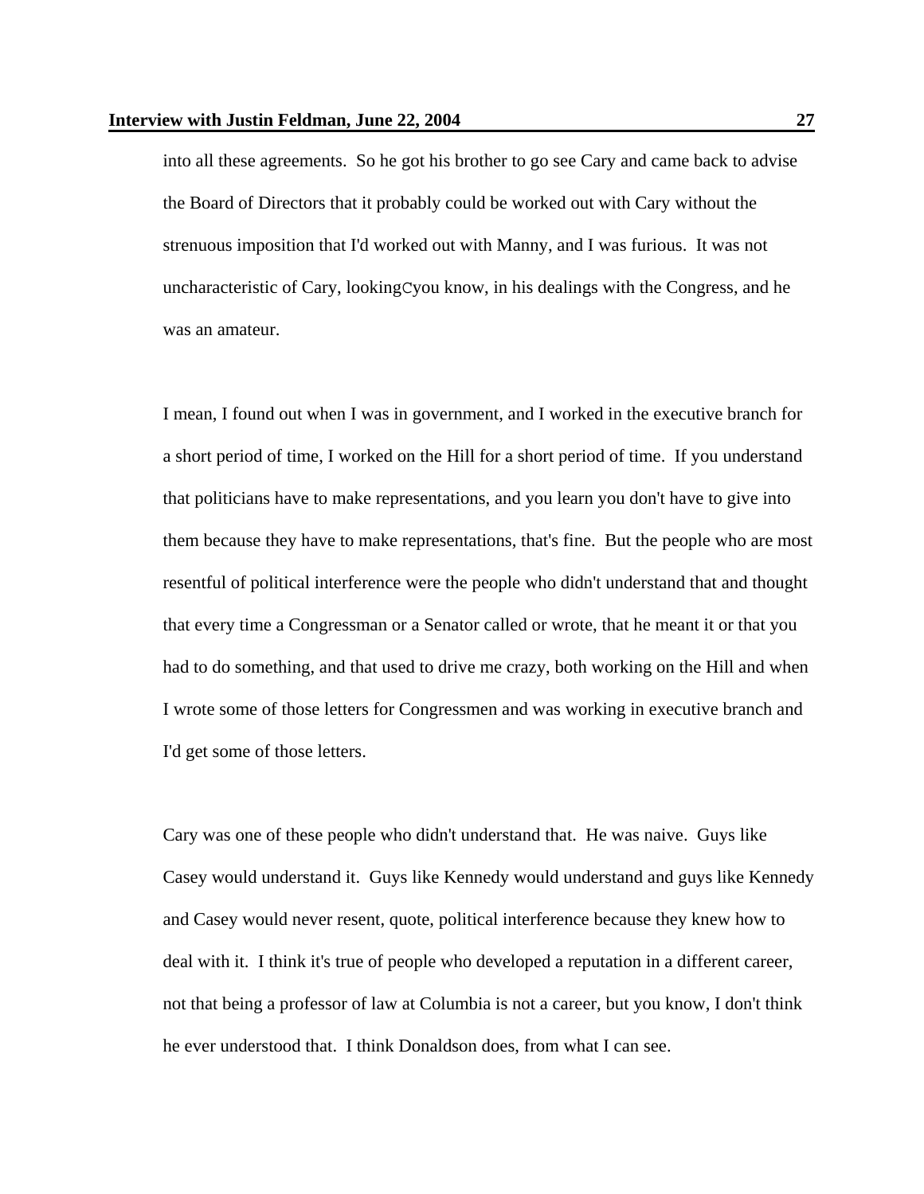into all these agreements. So he got his brother to go see Cary and came back to advise the Board of Directors that it probably could be worked out with Cary without the strenuous imposition that I'd worked out with Manny, and I was furious. It was not uncharacteristic of Cary, lookingCyou know, in his dealings with the Congress, and he was an amateur.

I mean, I found out when I was in government, and I worked in the executive branch for a short period of time, I worked on the Hill for a short period of time. If you understand that politicians have to make representations, and you learn you don't have to give into them because they have to make representations, that's fine. But the people who are most resentful of political interference were the people who didn't understand that and thought that every time a Congressman or a Senator called or wrote, that he meant it or that you had to do something, and that used to drive me crazy, both working on the Hill and when I wrote some of those letters for Congressmen and was working in executive branch and I'd get some of those letters.

Cary was one of these people who didn't understand that. He was naive. Guys like Casey would understand it. Guys like Kennedy would understand and guys like Kennedy and Casey would never resent, quote, political interference because they knew how to deal with it. I think it's true of people who developed a reputation in a different career, not that being a professor of law at Columbia is not a career, but you know, I don't think he ever understood that. I think Donaldson does, from what I can see.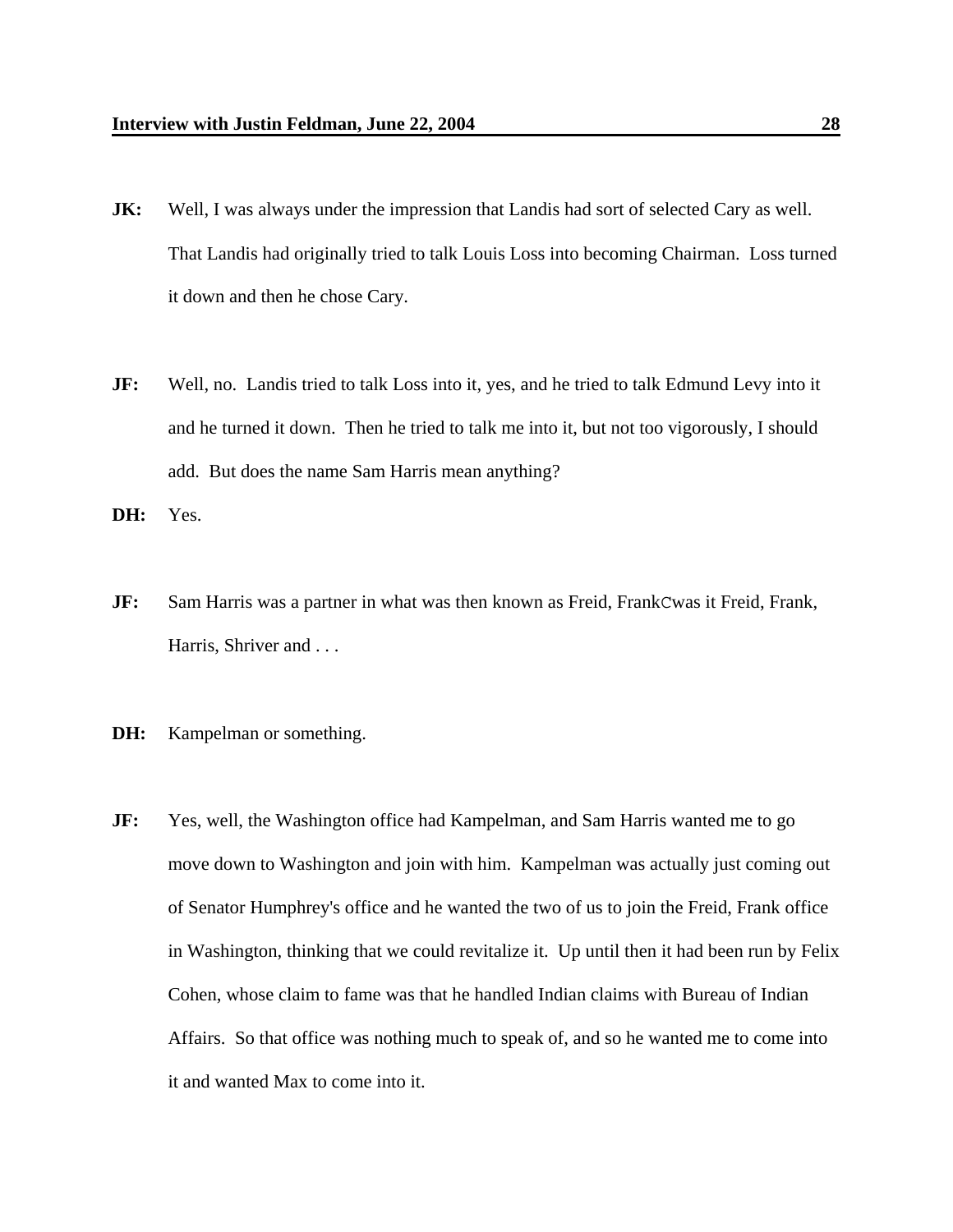**JK:** Well, I was always under the impression that Landis had sort of selected Cary as well. That Landis had originally tried to talk Louis Loss into becoming Chairman. Loss turned it down and then he chose Cary.

**JF:** Well, no. Landis tried to talk Loss into it, yes, and he tried to talk Edmund Levy into it and he turned it down. Then he tried to talk me into it, but not too vigorously, I should add. But does the name Sam Harris mean anything?

**DH:** Yes.

**JF:** Sam Harris was a partner in what was then known as Freid, FrankCwas it Freid, Frank, Harris, Shriver and . . .

**DH:** Kampelman or something.

**JF:** Yes, well, the Washington office had Kampelman, and Sam Harris wanted me to go move down to Washington and join with him. Kampelman was actually just coming out of Senator Humphrey's office and he wanted the two of us to join the Freid, Frank office in Washington, thinking that we could revitalize it. Up until then it had been run by Felix Cohen, whose claim to fame was that he handled Indian claims with Bureau of Indian Affairs. So that office was nothing much to speak of, and so he wanted me to come into it and wanted Max to come into it.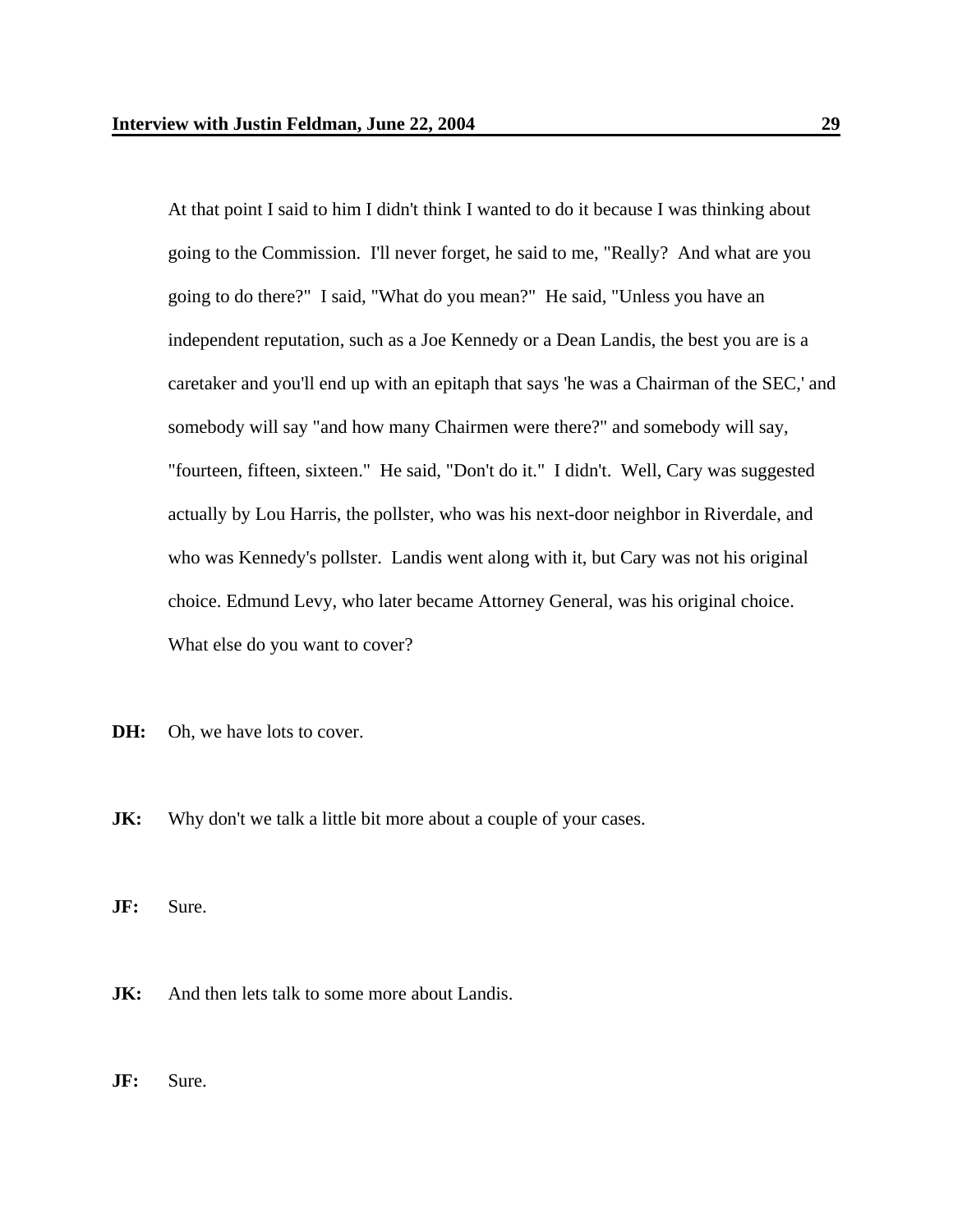At that point I said to him I didn't think I wanted to do it because I was thinking about going to the Commission. I'll never forget, he said to me, "Really? And what are you going to do there?" I said, "What do you mean?" He said, "Unless you have an independent reputation, such as a Joe Kennedy or a Dean Landis, the best you are is a caretaker and you'll end up with an epitaph that says 'he was a Chairman of the SEC,' and somebody will say "and how many Chairmen were there?" and somebody will say, "fourteen, fifteen, sixteen." He said, "Don't do it." I didn't. Well, Cary was suggested actually by Lou Harris, the pollster, who was his next-door neighbor in Riverdale, and who was Kennedy's pollster. Landis went along with it, but Cary was not his original choice. Edmund Levy, who later became Attorney General, was his original choice. What else do you want to cover?

**DH:** Oh, we have lots to cover.

**JK:** Why don't we talk a little bit more about a couple of your cases.

**JF:** Sure.

**JK:** And then lets talk to some more about Landis.

**JF:** Sure.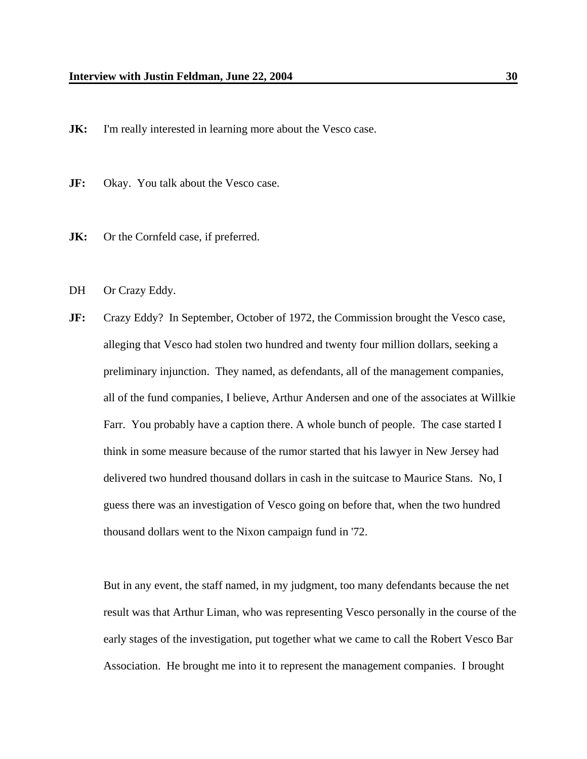**JK:** I'm really interested in learning more about the Vesco case.

**JF:** Okay. You talk about the Vesco case.

**JK:** Or the Cornfeld case, if preferred.

DH Or Crazy Eddy.

**JF:** Crazy Eddy? In September, October of 1972, the Commission brought the Vesco case, alleging that Vesco had stolen two hundred and twenty four million dollars, seeking a preliminary injunction. They named, as defendants, all of the management companies, all of the fund companies, I believe, Arthur Andersen and one of the associates at Willkie Farr. You probably have a caption there. A whole bunch of people. The case started I think in some measure because of the rumor started that his lawyer in New Jersey had delivered two hundred thousand dollars in cash in the suitcase to Maurice Stans. No, I guess there was an investigation of Vesco going on before that, when the two hundred thousand dollars went to the Nixon campaign fund in '72.

But in any event, the staff named, in my judgment, too many defendants because the net result was that Arthur Liman, who was representing Vesco personally in the course of the early stages of the investigation, put together what we came to call the Robert Vesco Bar Association. He brought me into it to represent the management companies. I brought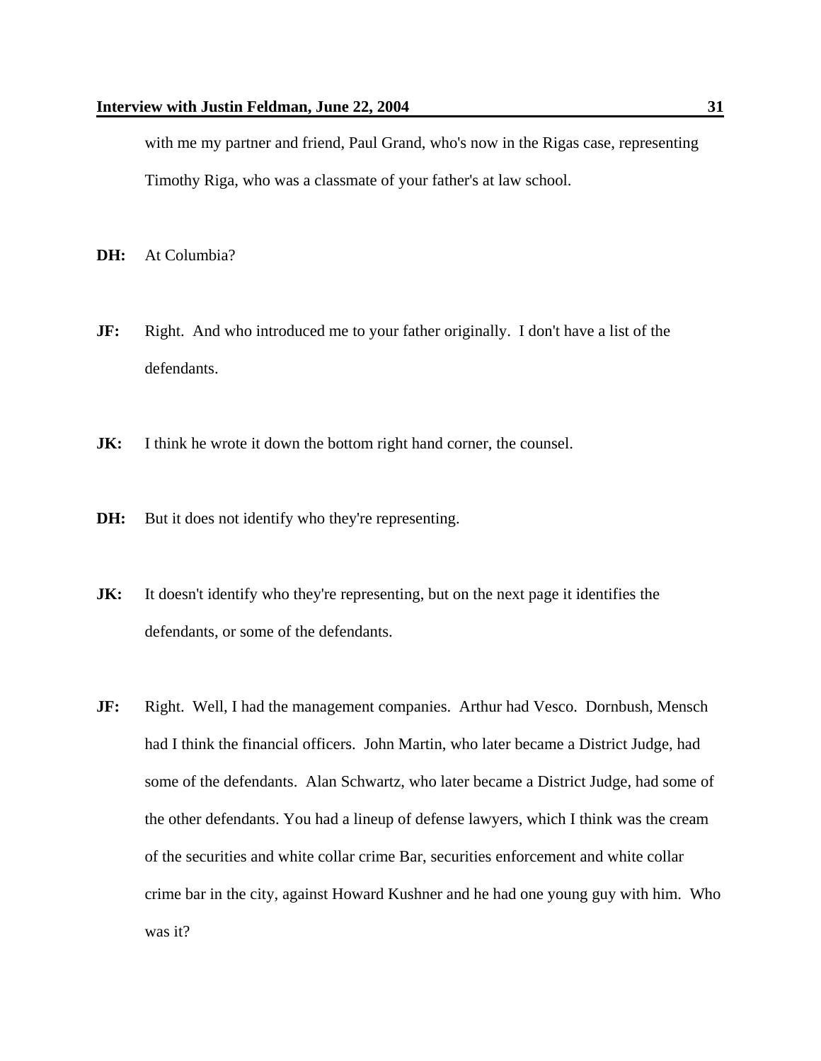with me my partner and friend, Paul Grand, who's now in the Rigas case, representing Timothy Riga, who was a classmate of your father's at law school.

**DH:** At Columbia?

**JF:** Right. And who introduced me to your father originally. I don't have a list of the defendants.

**JK:** I think he wrote it down the bottom right hand corner, the counsel.

**DH:** But it does not identify who they're representing.

**JK:** It doesn't identify who they're representing, but on the next page it identifies the defendants, or some of the defendants.

**JF:** Right. Well, I had the management companies. Arthur had Vesco. Dornbush, Mensch had I think the financial officers. John Martin, who later became a District Judge, had some of the defendants. Alan Schwartz, who later became a District Judge, had some of the other defendants. You had a lineup of defense lawyers, which I think was the cream of the securities and white collar crime Bar, securities enforcement and white collar crime bar in the city, against Howard Kushner and he had one young guy with him. Who was it?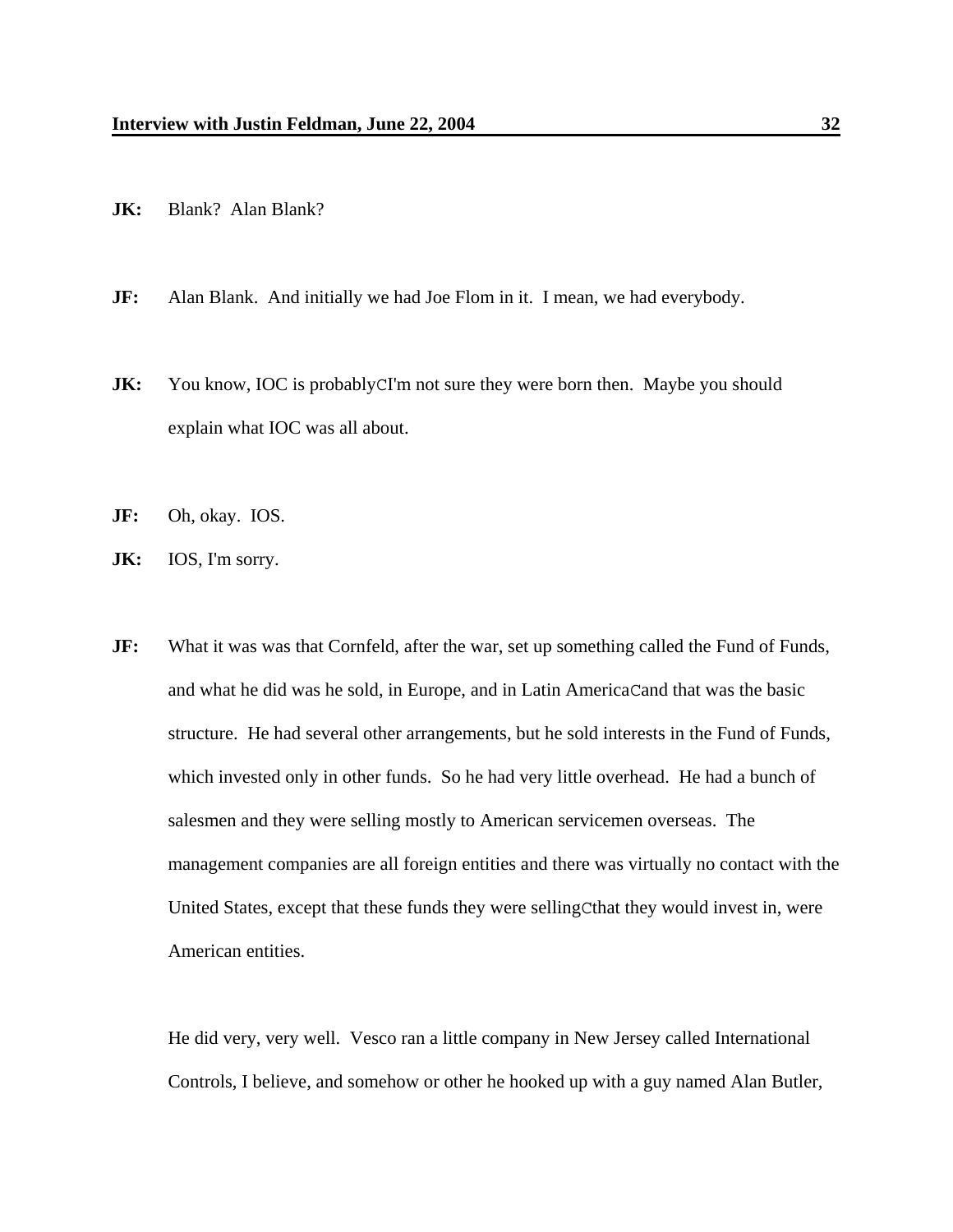**JK:** Blank? Alan Blank?

**JF:** Alan Blank. And initially we had Joe Flom in it. I mean, we had everybody.

**JK:** You know, IOC is probablyCI'm not sure they were born then. Maybe you should explain what IOC was all about.

**JF:** Oh, okay. IOS.

**JK:** IOS, I'm sorry.

**JF:** What it was was that Cornfeld, after the war, set up something called the Fund of Funds, and what he did was he sold, in Europe, and in Latin AmericaCand that was the basic structure. He had several other arrangements, but he sold interests in the Fund of Funds, which invested only in other funds. So he had very little overhead. He had a bunch of salesmen and they were selling mostly to American servicemen overseas. The management companies are all foreign entities and there was virtually no contact with the United States, except that these funds they were sellingCthat they would invest in, were American entities.

He did very, very well. Vesco ran a little company in New Jersey called International Controls, I believe, and somehow or other he hooked up with a guy named Alan Butler,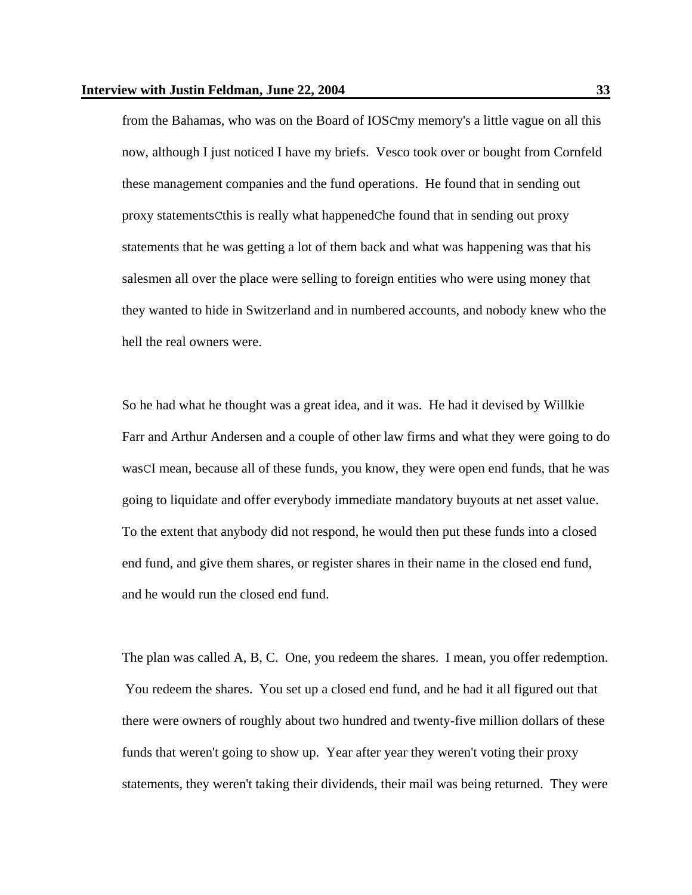from the Bahamas, who was on the Board of IOSCmy memory's a little vague on all this now, although I just noticed I have my briefs. Vesco took over or bought from Cornfeld these management companies and the fund operations. He found that in sending out proxy statementsCthis is really what happenedChe found that in sending out proxy statements that he was getting a lot of them back and what was happening was that his salesmen all over the place were selling to foreign entities who were using money that they wanted to hide in Switzerland and in numbered accounts, and nobody knew who the hell the real owners were.

So he had what he thought was a great idea, and it was. He had it devised by Willkie Farr and Arthur Andersen and a couple of other law firms and what they were going to do wasCI mean, because all of these funds, you know, they were open end funds, that he was going to liquidate and offer everybody immediate mandatory buyouts at net asset value. To the extent that anybody did not respond, he would then put these funds into a closed end fund, and give them shares, or register shares in their name in the closed end fund, and he would run the closed end fund.

The plan was called A, B, C. One, you redeem the shares. I mean, you offer redemption. You redeem the shares. You set up a closed end fund, and he had it all figured out that there were owners of roughly about two hundred and twenty-five million dollars of these funds that weren't going to show up. Year after year they weren't voting their proxy statements, they weren't taking their dividends, their mail was being returned. They were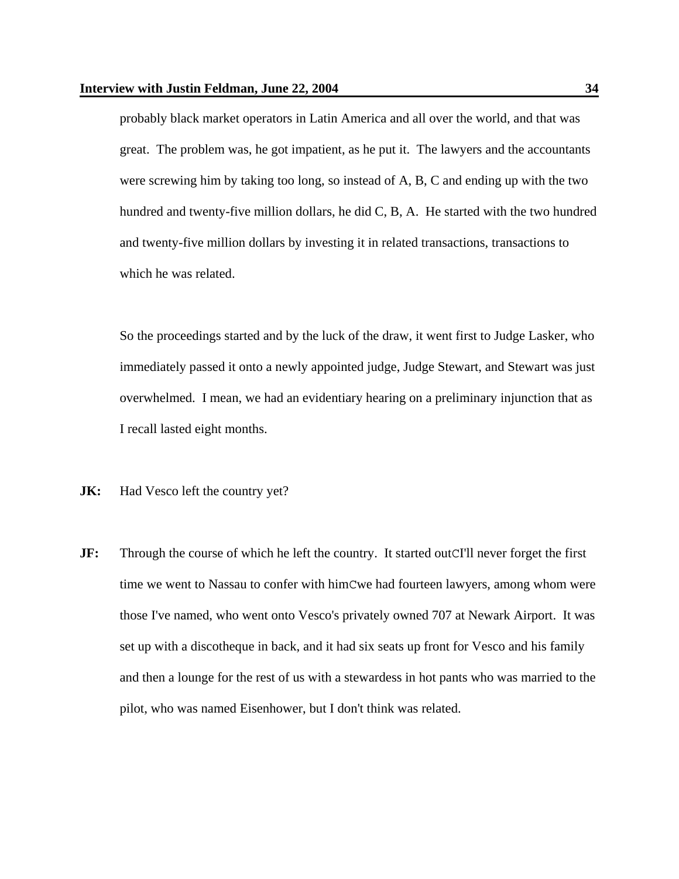probably black market operators in Latin America and all over the world, and that was great. The problem was, he got impatient, as he put it. The lawyers and the accountants were screwing him by taking too long, so instead of A, B, C and ending up with the two hundred and twenty-five million dollars, he did C, B, A. He started with the two hundred and twenty-five million dollars by investing it in related transactions, transactions to which he was related.

So the proceedings started and by the luck of the draw, it went first to Judge Lasker, who immediately passed it onto a newly appointed judge, Judge Stewart, and Stewart was just overwhelmed. I mean, we had an evidentiary hearing on a preliminary injunction that as I recall lasted eight months.

**JK:** Had Vesco left the country yet?

**JF:** Through the course of which he left the country. It started outCI'll never forget the first time we went to Nassau to confer with himCwe had fourteen lawyers, among whom were those I've named, who went onto Vesco's privately owned 707 at Newark Airport. It was set up with a discotheque in back, and it had six seats up front for Vesco and his family and then a lounge for the rest of us with a stewardess in hot pants who was married to the pilot, who was named Eisenhower, but I don't think was related.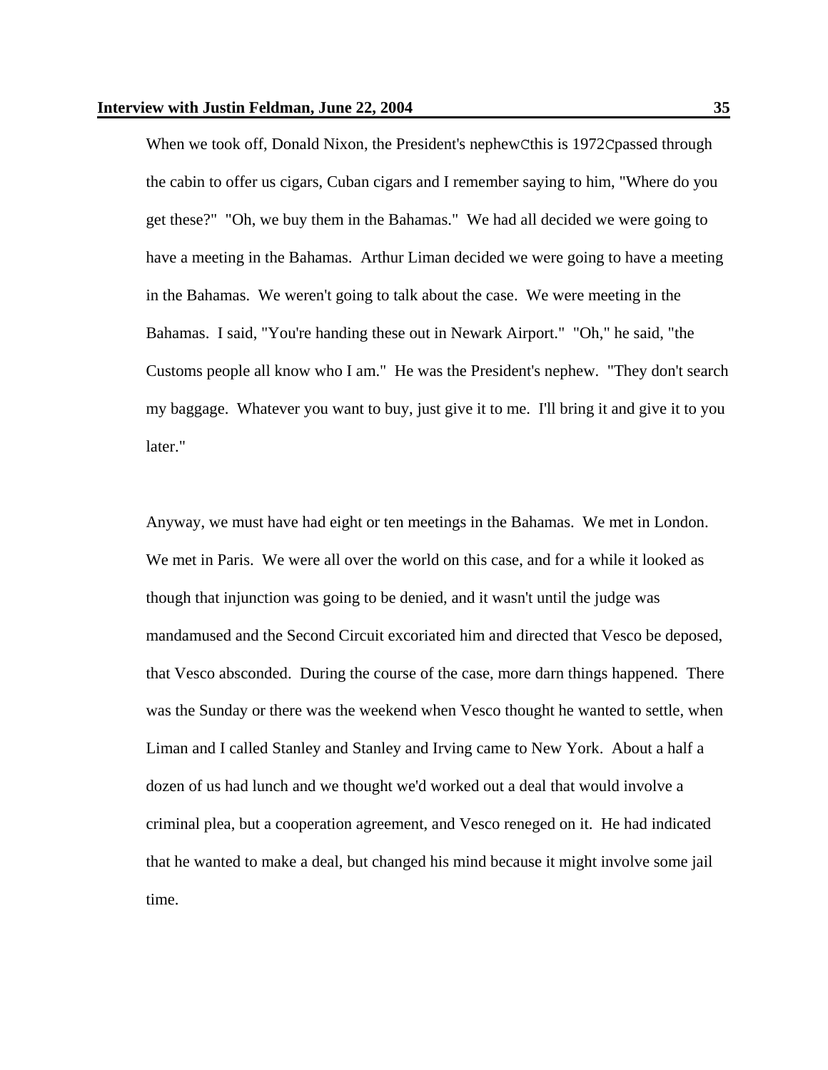When we took off, Donald Nixon, the President's nephewCthis is 1972Cpassed through the cabin to offer us cigars, Cuban cigars and I remember saying to him, "Where do you get these?" "Oh, we buy them in the Bahamas." We had all decided we were going to have a meeting in the Bahamas. Arthur Liman decided we were going to have a meeting in the Bahamas. We weren't going to talk about the case. We were meeting in the Bahamas. I said, "You're handing these out in Newark Airport." "Oh," he said, "the Customs people all know who I am." He was the President's nephew. "They don't search my baggage. Whatever you want to buy, just give it to me. I'll bring it and give it to you later."

Anyway, we must have had eight or ten meetings in the Bahamas. We met in London. We met in Paris. We were all over the world on this case, and for a while it looked as though that injunction was going to be denied, and it wasn't until the judge was mandamused and the Second Circuit excoriated him and directed that Vesco be deposed, that Vesco absconded. During the course of the case, more darn things happened. There was the Sunday or there was the weekend when Vesco thought he wanted to settle, when Liman and I called Stanley and Stanley and Irving came to New York. About a half a dozen of us had lunch and we thought we'd worked out a deal that would involve a criminal plea, but a cooperation agreement, and Vesco reneged on it. He had indicated that he wanted to make a deal, but changed his mind because it might involve some jail time.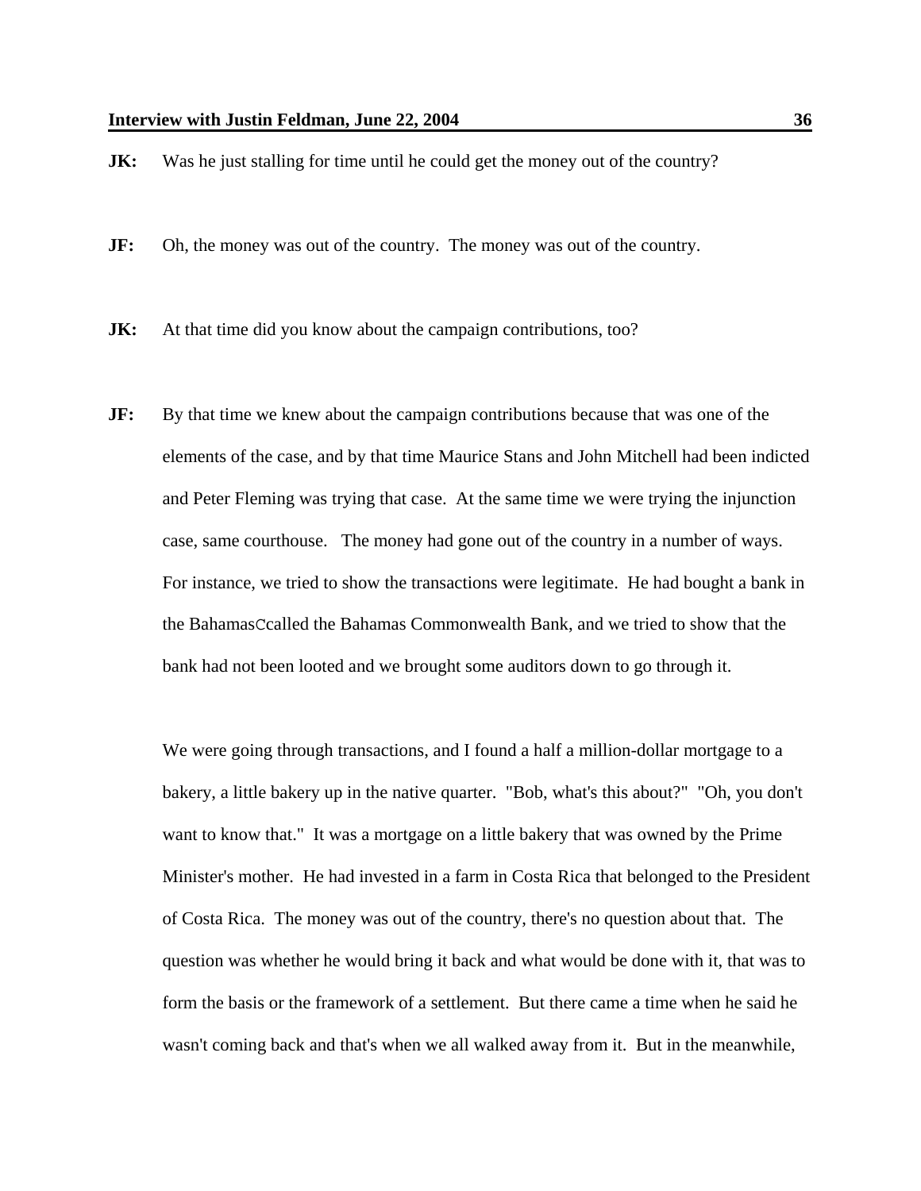**JK:** Was he just stalling for time until he could get the money out of the country?

**JF:** Oh, the money was out of the country. The money was out of the country.

**JK:** At that time did you know about the campaign contributions, too?

**JF:** By that time we knew about the campaign contributions because that was one of the elements of the case, and by that time Maurice Stans and John Mitchell had been indicted and Peter Fleming was trying that case. At the same time we were trying the injunction case, same courthouse. The money had gone out of the country in a number of ways. For instance, we tried to show the transactions were legitimate. He had bought a bank in the BahamasCcalled the Bahamas Commonwealth Bank, and we tried to show that the bank had not been looted and we brought some auditors down to go through it.

We were going through transactions, and I found a half a million-dollar mortgage to a bakery, a little bakery up in the native quarter. "Bob, what's this about?" "Oh, you don't want to know that." It was a mortgage on a little bakery that was owned by the Prime Minister's mother. He had invested in a farm in Costa Rica that belonged to the President of Costa Rica. The money was out of the country, there's no question about that. The question was whether he would bring it back and what would be done with it, that was to form the basis or the framework of a settlement. But there came a time when he said he wasn't coming back and that's when we all walked away from it. But in the meanwhile,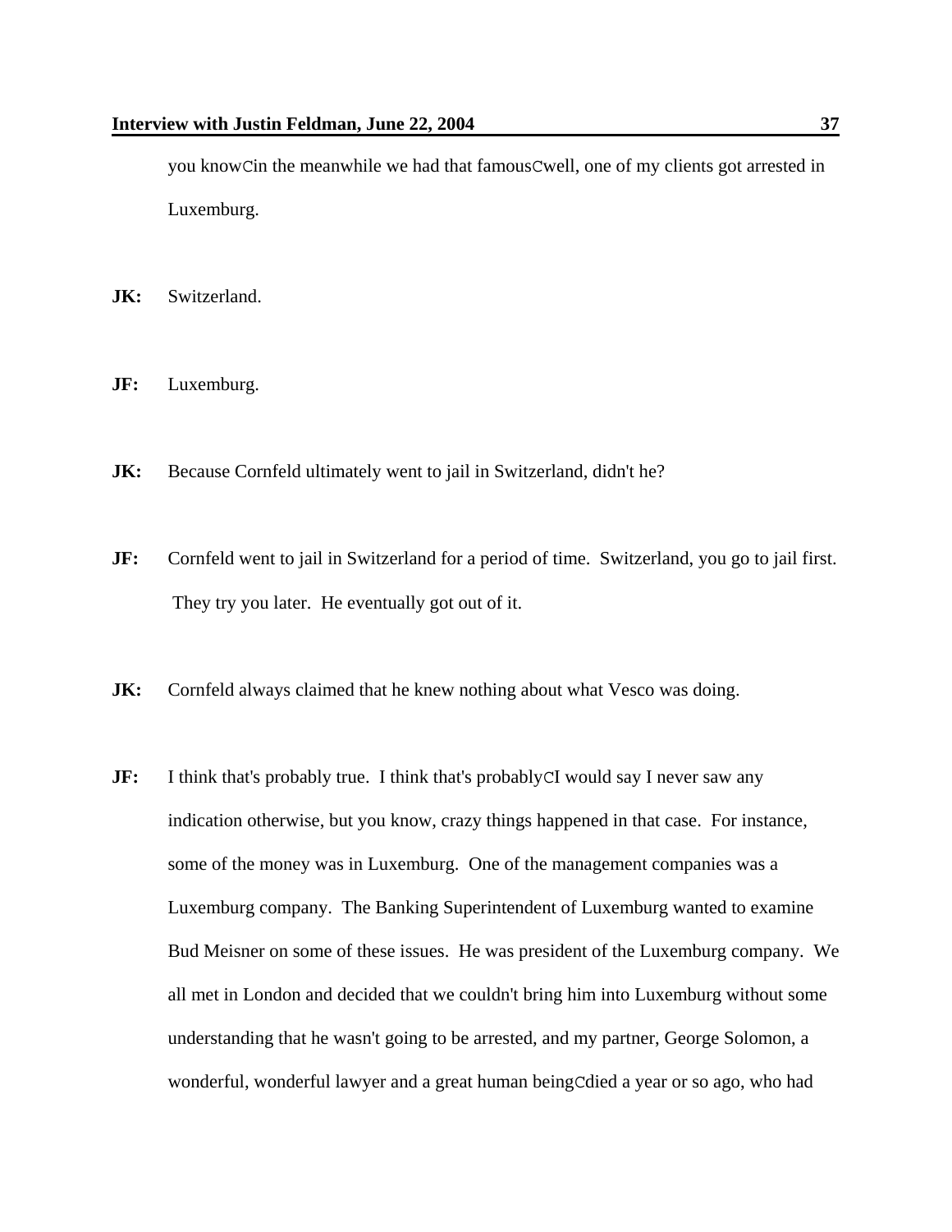you knowCin the meanwhile we had that famousCwell, one of my clients got arrested in Luxemburg.

**JK:** Switzerland.

**JF:** Luxemburg.

**JK:** Because Cornfeld ultimately went to jail in Switzerland, didn't he?

**JF:** Cornfeld went to jail in Switzerland for a period of time. Switzerland, you go to jail first. They try you later. He eventually got out of it.

**JK:** Cornfeld always claimed that he knew nothing about what Vesco was doing.

**JF:** I think that's probably true. I think that's probablyCI would say I never saw any indication otherwise, but you know, crazy things happened in that case. For instance, some of the money was in Luxemburg. One of the management companies was a Luxemburg company. The Banking Superintendent of Luxemburg wanted to examine Bud Meisner on some of these issues. He was president of the Luxemburg company. We all met in London and decided that we couldn't bring him into Luxemburg without some understanding that he wasn't going to be arrested, and my partner, George Solomon, a wonderful, wonderful lawyer and a great human beingCdied a year or so ago, who had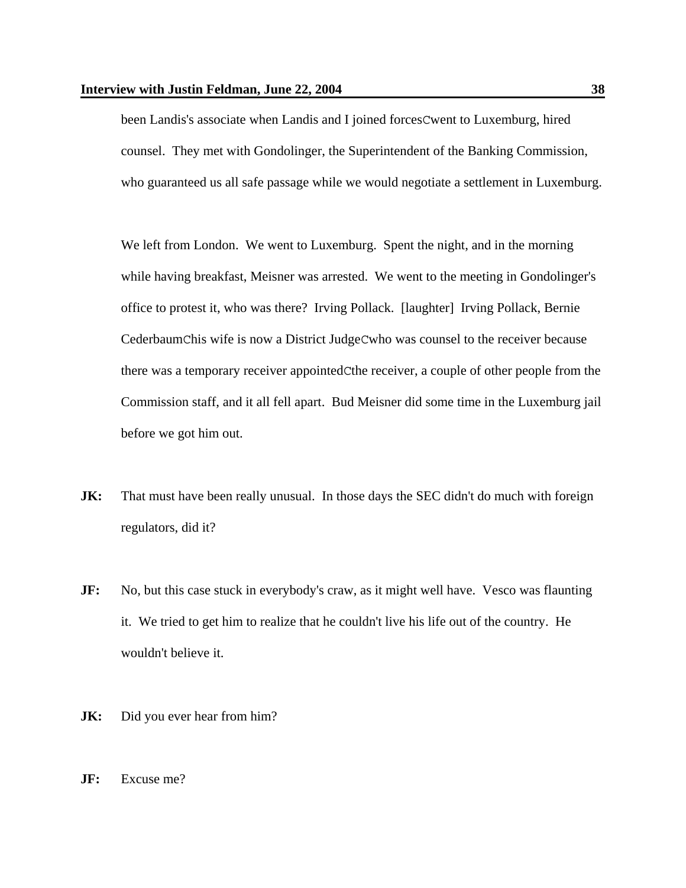been Landis's associate when Landis and I joined forcesCwent to Luxemburg, hired counsel. They met with Gondolinger, the Superintendent of the Banking Commission, who guaranteed us all safe passage while we would negotiate a settlement in Luxemburg.

We left from London. We went to Luxemburg. Spent the night, and in the morning while having breakfast, Meisner was arrested. We went to the meeting in Gondolinger's office to protest it, who was there? Irving Pollack. [laughter] Irving Pollack, Bernie CederbaumChis wife is now a District JudgeCwho was counsel to the receiver because there was a temporary receiver appointedCthe receiver, a couple of other people from the Commission staff, and it all fell apart. Bud Meisner did some time in the Luxemburg jail before we got him out.

**JK:** That must have been really unusual. In those days the SEC didn't do much with foreign regulators, did it?

**JF:** No, but this case stuck in everybody's craw, as it might well have. Vesco was flaunting it. We tried to get him to realize that he couldn't live his life out of the country. He wouldn't believe it.

**JK:** Did you ever hear from him?

**JF:** Excuse me?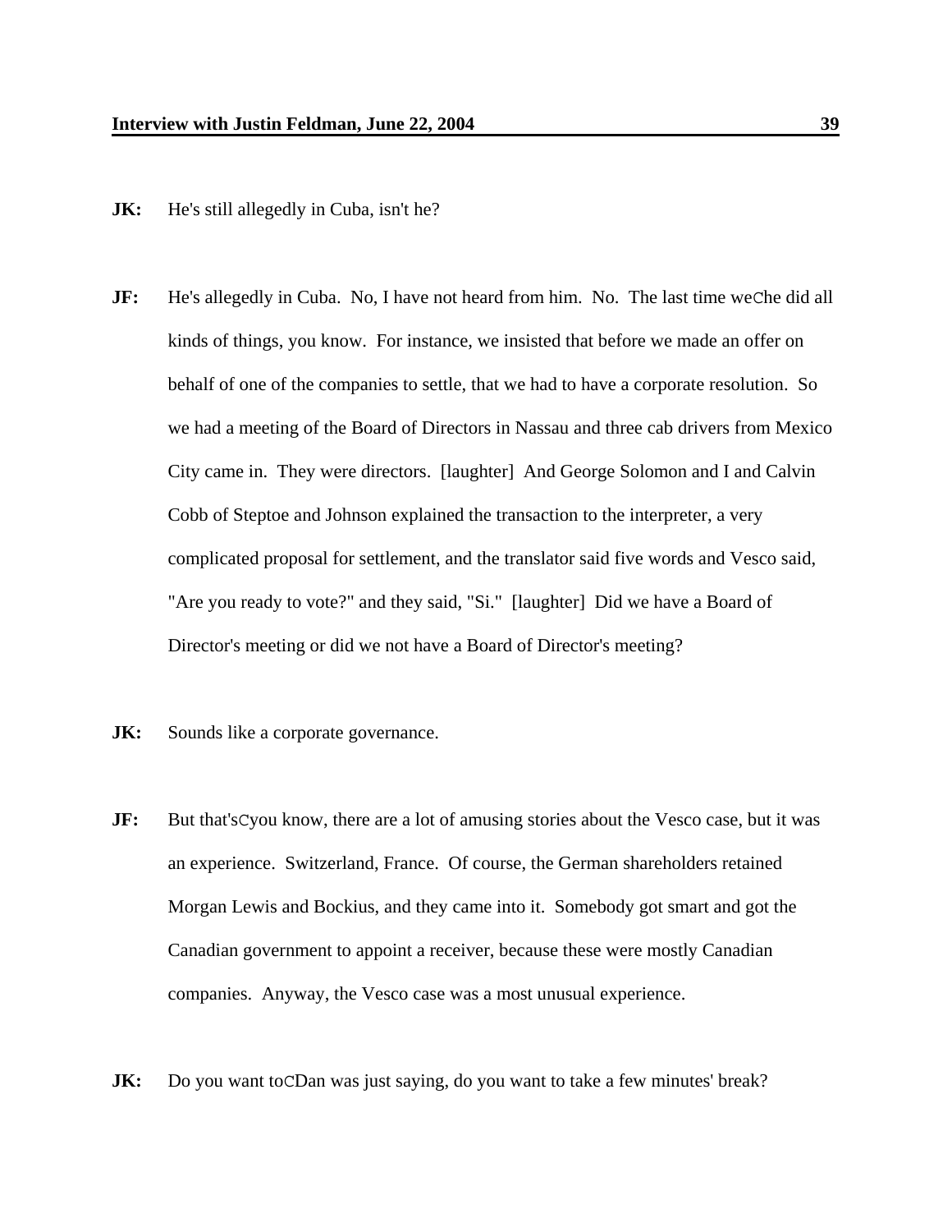**JK:** He's still allegedly in Cuba, isn't he?

**JF:** He's allegedly in Cuba. No, I have not heard from him. No. The last time weChe did all kinds of things, you know. For instance, we insisted that before we made an offer on behalf of one of the companies to settle, that we had to have a corporate resolution. So we had a meeting of the Board of Directors in Nassau and three cab drivers from Mexico City came in. They were directors. [laughter] And George Solomon and I and Calvin Cobb of Steptoe and Johnson explained the transaction to the interpreter, a very complicated proposal for settlement, and the translator said five words and Vesco said, "Are you ready to vote?" and they said, "Si." [laughter] Did we have a Board of Director's meeting or did we not have a Board of Director's meeting?

**JK:** Sounds like a corporate governance.

**JF:** But that'sCyou know, there are a lot of amusing stories about the Vesco case, but it was an experience. Switzerland, France. Of course, the German shareholders retained Morgan Lewis and Bockius, and they came into it. Somebody got smart and got the Canadian government to appoint a receiver, because these were mostly Canadian companies. Anyway, the Vesco case was a most unusual experience.

**JK:** Do you want toCDan was just saying, do you want to take a few minutes' break?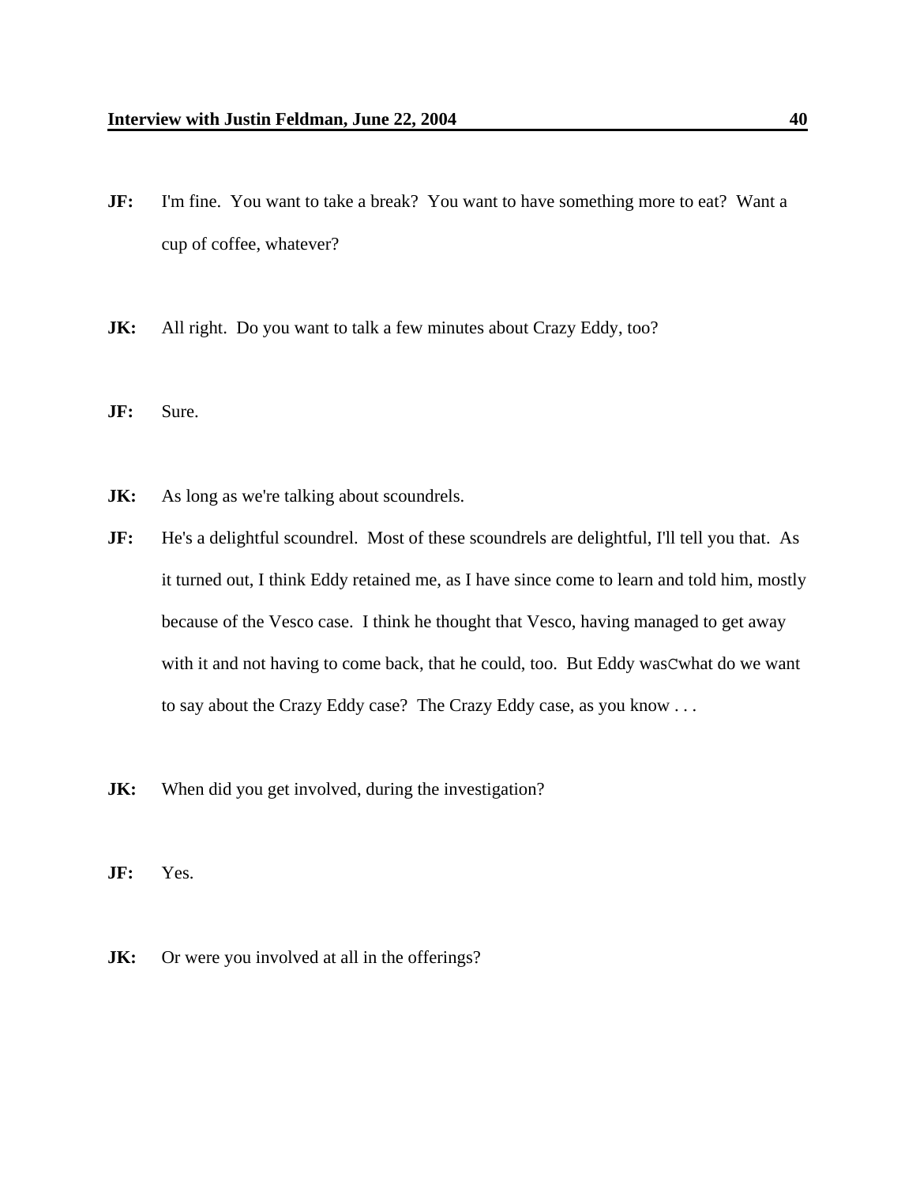**JF:** I'm fine. You want to take a break? You want to have something more to eat? Want a cup of coffee, whatever?

**JK:** All right. Do you want to talk a few minutes about Crazy Eddy, too?

**JF:** Sure.

**JK:** As long as we're talking about scoundrels.

**JF:** He's a delightful scoundrel. Most of these scoundrels are delightful, I'll tell you that. As it turned out, I think Eddy retained me, as I have since come to learn and told him, mostly because of the Vesco case. I think he thought that Vesco, having managed to get away with it and not having to come back, that he could, too. But Eddy wasCwhat do we want to say about the Crazy Eddy case? The Crazy Eddy case, as you know . . .

**JK:** When did you get involved, during the investigation?

**JF:** Yes.

**JK:** Or were you involved at all in the offerings?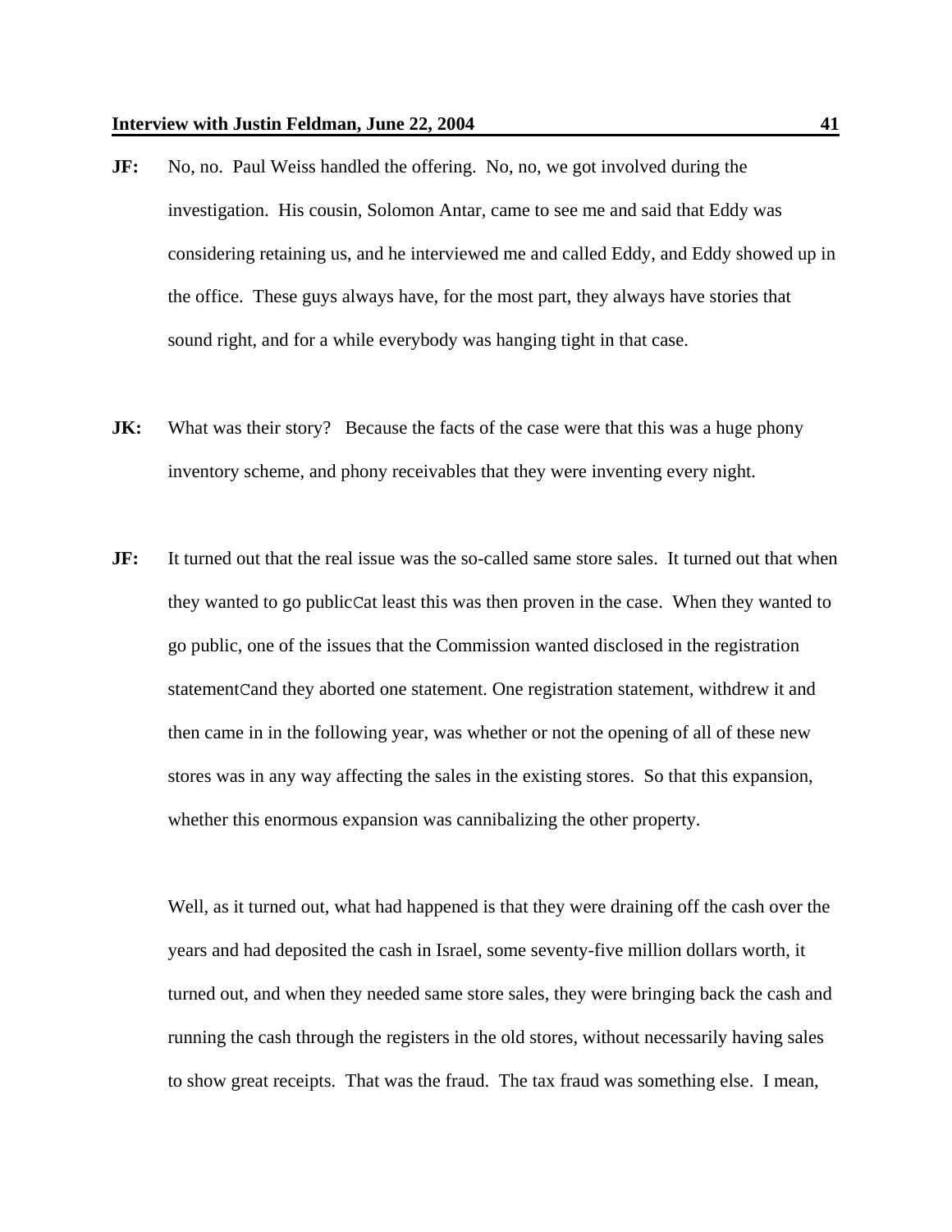**JF:** No, no. Paul Weiss handled the offering. No, no, we got involved during the investigation. His cousin, Solomon Antar, came to see me and said that Eddy was considering retaining us, and he interviewed me and called Eddy, and Eddy showed up in the office. These guys always have, for the most part, they always have stories that sound right, and for a while everybody was hanging tight in that case.

**JK:** What was their story? Because the facts of the case were that this was a huge phony inventory scheme, and phony receivables that they were inventing every night.

**JF:** It turned out that the real issue was the so-called same store sales. It turned out that when they wanted to go publicCat least this was then proven in the case. When they wanted to go public, one of the issues that the Commission wanted disclosed in the registration statementCand they aborted one statement. One registration statement, withdrew it and then came in in the following year, was whether or not the opening of all of these new stores was in any way affecting the sales in the existing stores. So that this expansion, whether this enormous expansion was cannibalizing the other property.

Well, as it turned out, what had happened is that they were draining off the cash over the years and had deposited the cash in Israel, some seventy-five million dollars worth, it turned out, and when they needed same store sales, they were bringing back the cash and running the cash through the registers in the old stores, without necessarily having sales to show great receipts. That was the fraud. The tax fraud was something else. I mean,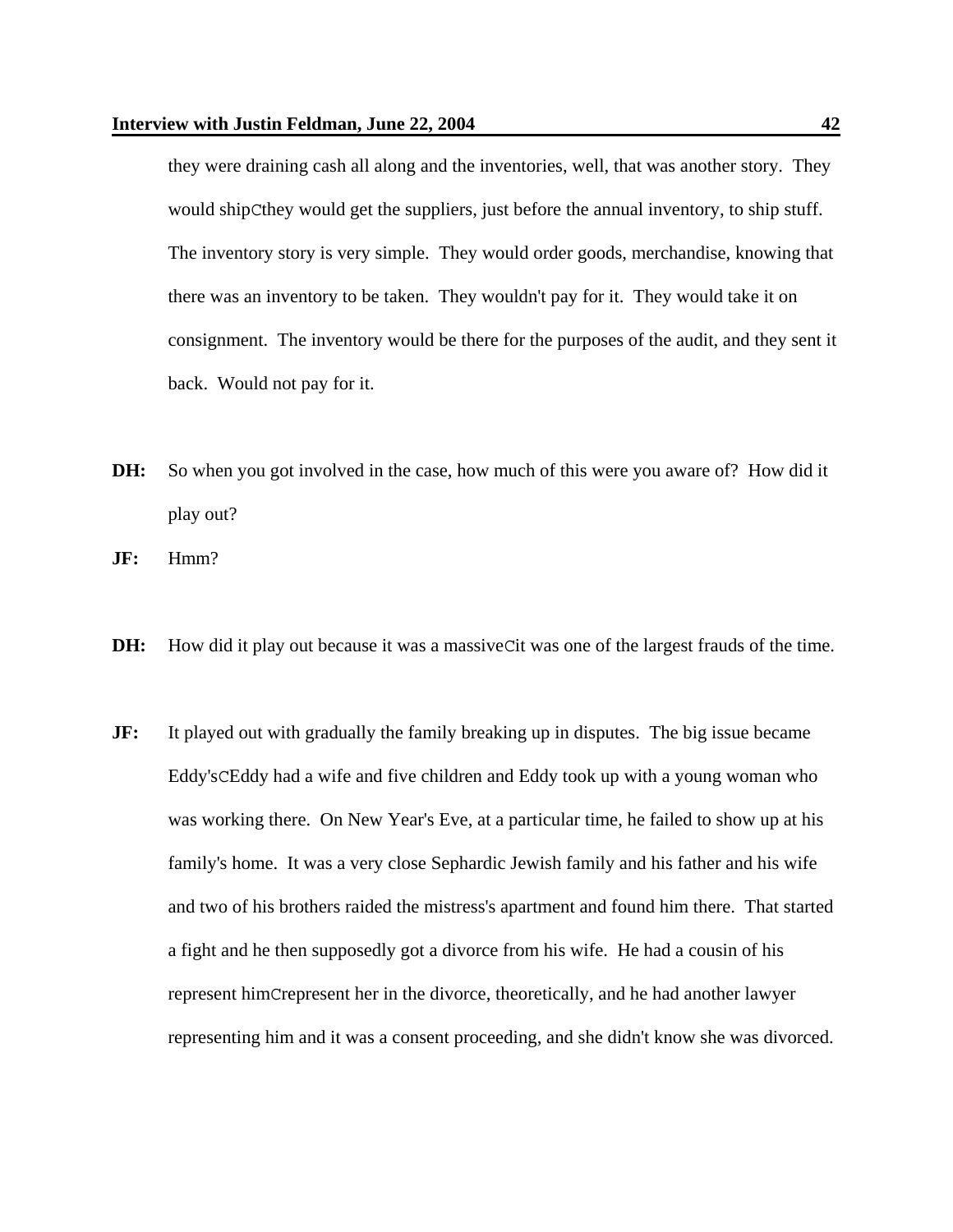they were draining cash all along and the inventories, well, that was another story. They would shipCthey would get the suppliers, just before the annual inventory, to ship stuff. The inventory story is very simple. They would order goods, merchandise, knowing that there was an inventory to be taken. They wouldn't pay for it. They would take it on consignment. The inventory would be there for the purposes of the audit, and they sent it back. Would not pay for it.

**DH:** So when you got involved in the case, how much of this were you aware of? How did it play out?

**JF:** Hmm?

**DH:** How did it play out because it was a massiveCit was one of the largest frauds of the time.

**JF:** It played out with gradually the family breaking up in disputes. The big issue became Eddy'sCEddy had a wife and five children and Eddy took up with a young woman who was working there. On New Year's Eve, at a particular time, he failed to show up at his family's home. It was a very close Sephardic Jewish family and his father and his wife and two of his brothers raided the mistress's apartment and found him there. That started a fight and he then supposedly got a divorce from his wife. He had a cousin of his represent himCrepresent her in the divorce, theoretically, and he had another lawyer representing him and it was a consent proceeding, and she didn't know she was divorced.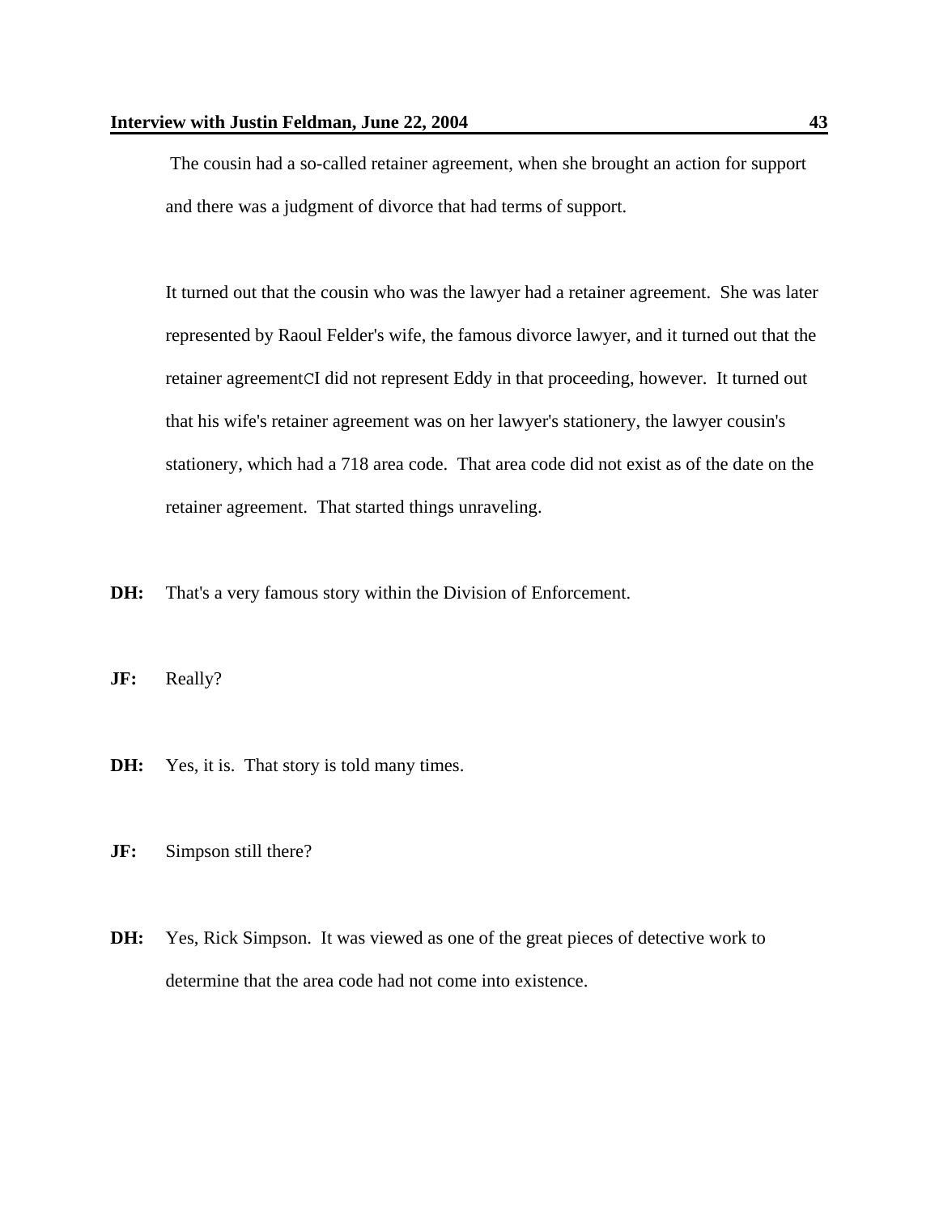The cousin had a so-called retainer agreement, when she brought an action for support and there was a judgment of divorce that had terms of support.

It turned out that the cousin who was the lawyer had a retainer agreement. She was later represented by Raoul Felder's wife, the famous divorce lawyer, and it turned out that the retainer agreementCI did not represent Eddy in that proceeding, however. It turned out that his wife's retainer agreement was on her lawyer's stationery, the lawyer cousin's stationery, which had a 718 area code. That area code did not exist as of the date on the retainer agreement. That started things unraveling.

**DH:** That's a very famous story within the Division of Enforcement.

**JF:** Really?

**DH:** Yes, it is. That story is told many times.

**JF:** Simpson still there?

**DH:** Yes, Rick Simpson. It was viewed as one of the great pieces of detective work to determine that the area code had not come into existence.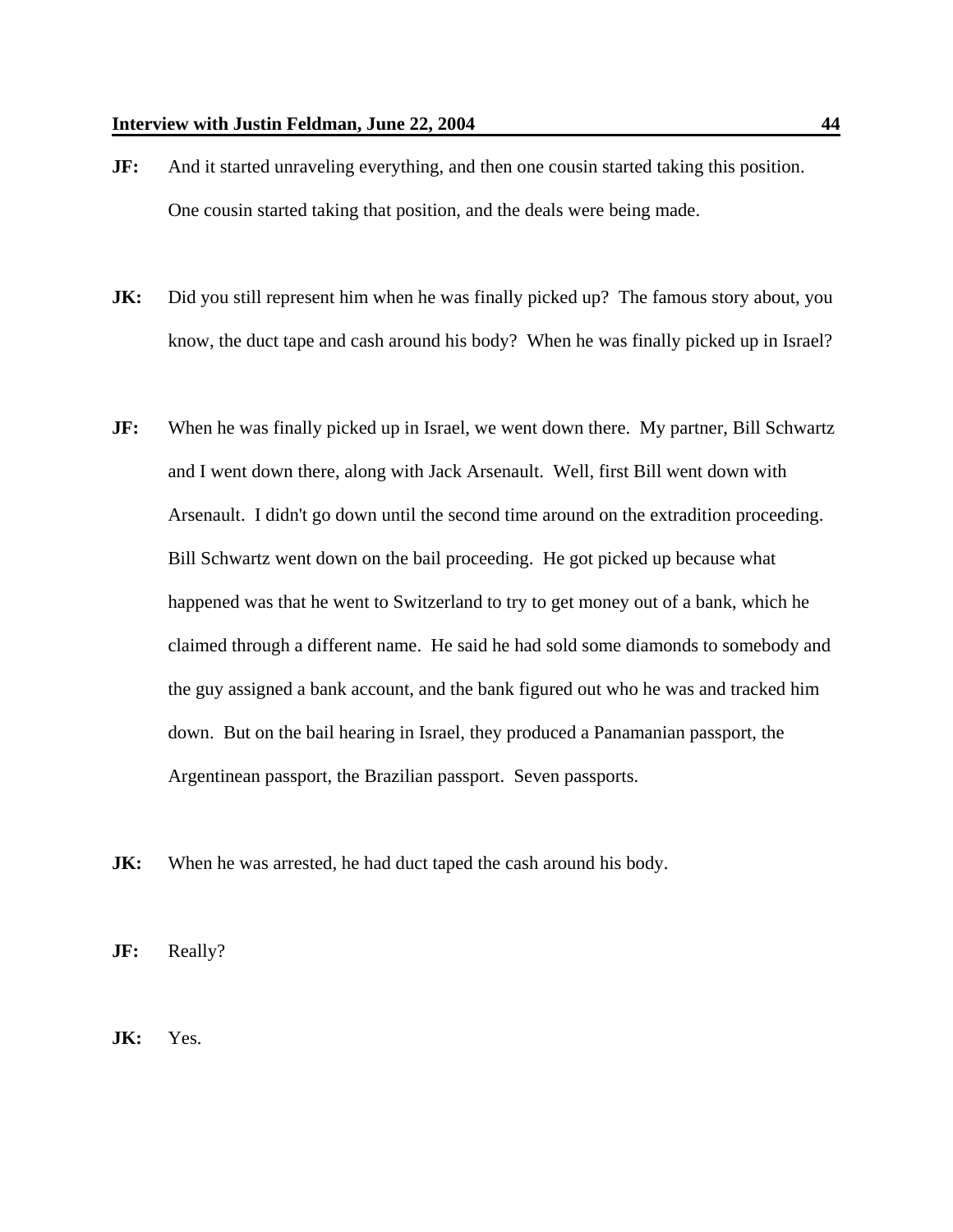**JF:** And it started unraveling everything, and then one cousin started taking this position. One cousin started taking that position, and the deals were being made.

**JK:** Did you still represent him when he was finally picked up? The famous story about, you know, the duct tape and cash around his body? When he was finally picked up in Israel?

**JF:** When he was finally picked up in Israel, we went down there. My partner, Bill Schwartz and I went down there, along with Jack Arsenault. Well, first Bill went down with Arsenault. I didn't go down until the second time around on the extradition proceeding. Bill Schwartz went down on the bail proceeding. He got picked up because what happened was that he went to Switzerland to try to get money out of a bank, which he claimed through a different name. He said he had sold some diamonds to somebody and the guy assigned a bank account, and the bank figured out who he was and tracked him down. But on the bail hearing in Israel, they produced a Panamanian passport, the Argentinean passport, the Brazilian passport. Seven passports.

**JK:** When he was arrested, he had duct taped the cash around his body.

**JF:** Really?

**JK:** Yes.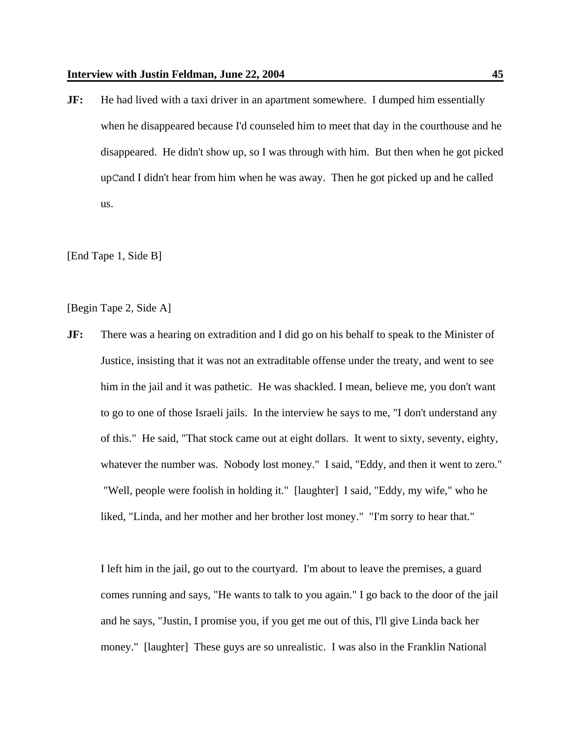**JF:** He had lived with a taxi driver in an apartment somewhere. I dumped him essentially when he disappeared because I'd counseled him to meet that day in the courthouse and he disappeared. He didn't show up, so I was through with him. But then when he got picked upCand I didn't hear from him when he was away. Then he got picked up and he called us.

[End Tape 1, Side B]

[Begin Tape 2, Side A]

**JF:** There was a hearing on extradition and I did go on his behalf to speak to the Minister of Justice, insisting that it was not an extraditable offense under the treaty, and went to see him in the jail and it was pathetic. He was shackled. I mean, believe me, you don't want to go to one of those Israeli jails. In the interview he says to me, "I don't understand any of this." He said, "That stock came out at eight dollars. It went to sixty, seventy, eighty, whatever the number was. Nobody lost money." I said, "Eddy, and then it went to zero." "Well, people were foolish in holding it." [laughter] I said, "Eddy, my wife," who he liked, "Linda, and her mother and her brother lost money." "I'm sorry to hear that."

I left him in the jail, go out to the courtyard. I'm about to leave the premises, a guard comes running and says, "He wants to talk to you again." I go back to the door of the jail and he says, "Justin, I promise you, if you get me out of this, I'll give Linda back her money." [laughter] These guys are so unrealistic. I was also in the Franklin National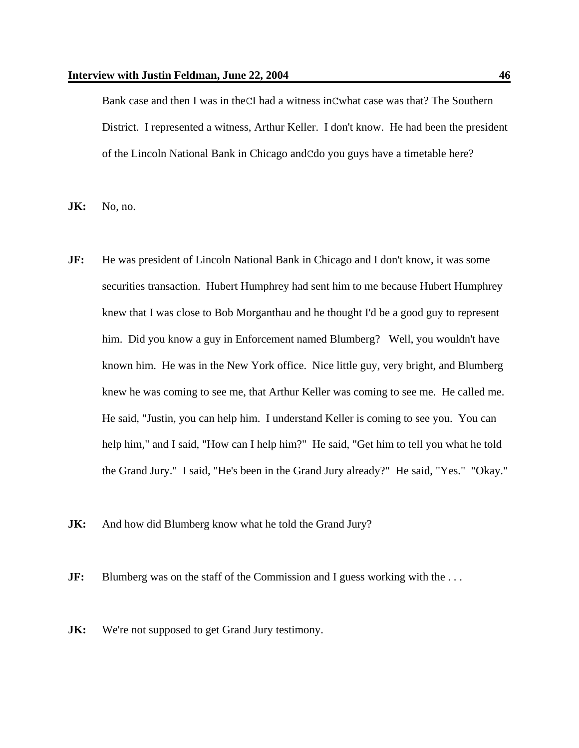Bank case and then I was in theCI had a witness inCwhat case was that? The Southern District. I represented a witness, Arthur Keller. I don't know. He had been the president of the Lincoln National Bank in Chicago andCdo you guys have a timetable here?

**JK:** No, no.

**JF:** He was president of Lincoln National Bank in Chicago and I don't know, it was some securities transaction. Hubert Humphrey had sent him to me because Hubert Humphrey knew that I was close to Bob Morganthau and he thought I'd be a good guy to represent him. Did you know a guy in Enforcement named Blumberg? Well, you wouldn't have known him. He was in the New York office. Nice little guy, very bright, and Blumberg knew he was coming to see me, that Arthur Keller was coming to see me. He called me. He said, "Justin, you can help him. I understand Keller is coming to see you. You can help him," and I said, "How can I help him?" He said, "Get him to tell you what he told the Grand Jury." I said, "He's been in the Grand Jury already?" He said, "Yes." "Okay."

**JK:** And how did Blumberg know what he told the Grand Jury?

**JF:** Blumberg was on the staff of the Commission and I guess working with the . . .

**JK:** We're not supposed to get Grand Jury testimony.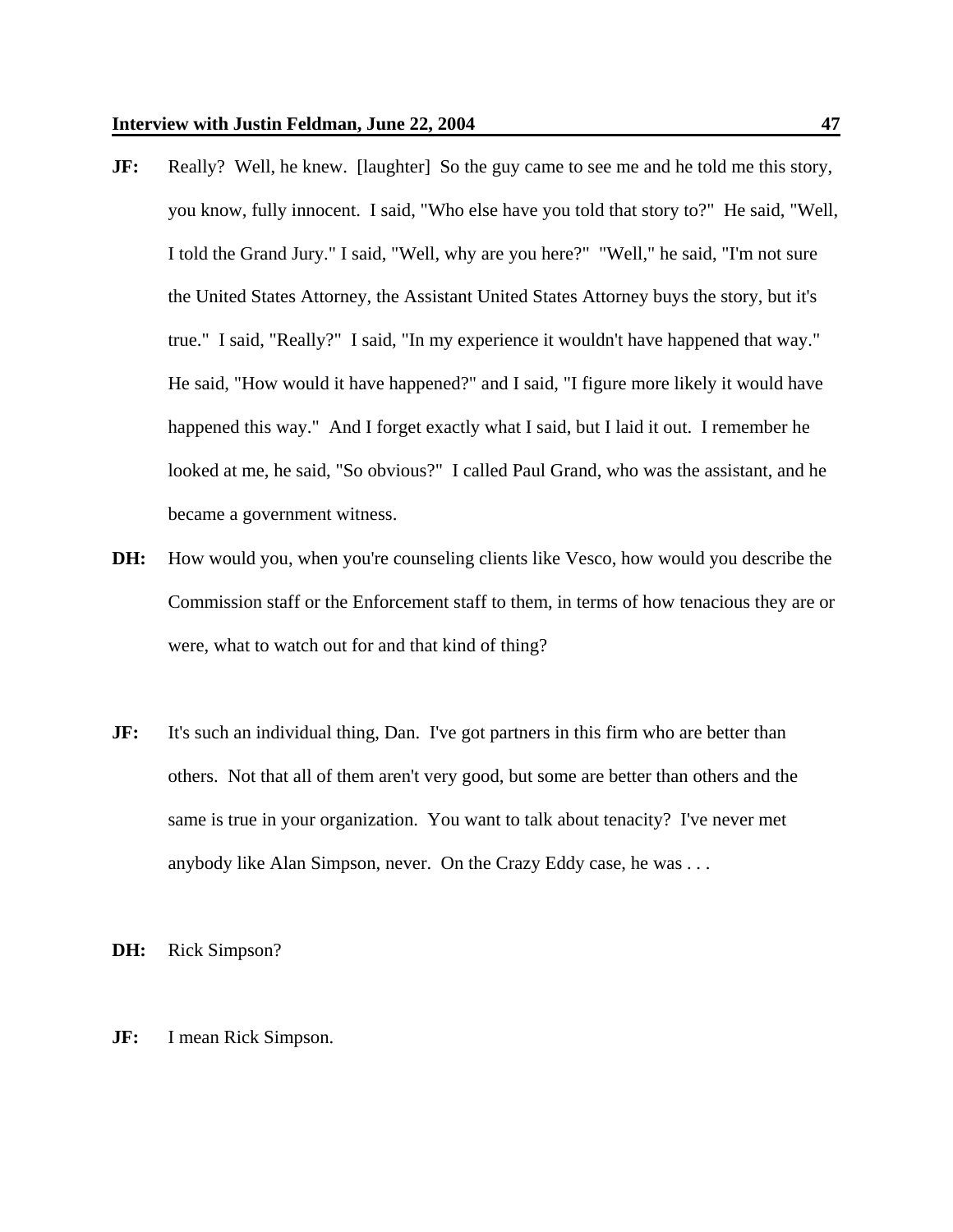**JF:** Really? Well, he knew. [laughter] So the guy came to see me and he told me this story, you know, fully innocent. I said, "Who else have you told that story to?" He said, "Well, I told the Grand Jury." I said, "Well, why are you here?" "Well," he said, "I'm not sure the United States Attorney, the Assistant United States Attorney buys the story, but it's true." I said, "Really?" I said, "In my experience it wouldn't have happened that way." He said, "How would it have happened?" and I said, "I figure more likely it would have happened this way." And I forget exactly what I said, but I laid it out. I remember he looked at me, he said, "So obvious?" I called Paul Grand, who was the assistant, and he became a government witness.

**DH:** How would you, when you're counseling clients like Vesco, how would you describe the Commission staff or the Enforcement staff to them, in terms of how tenacious they are or were, what to watch out for and that kind of thing?

**JF:** It's such an individual thing, Dan. I've got partners in this firm who are better than others. Not that all of them aren't very good, but some are better than others and the same is true in your organization. You want to talk about tenacity? I've never met anybody like Alan Simpson, never. On the Crazy Eddy case, he was . . .

**DH:** Rick Simpson?

**JF:** I mean Rick Simpson.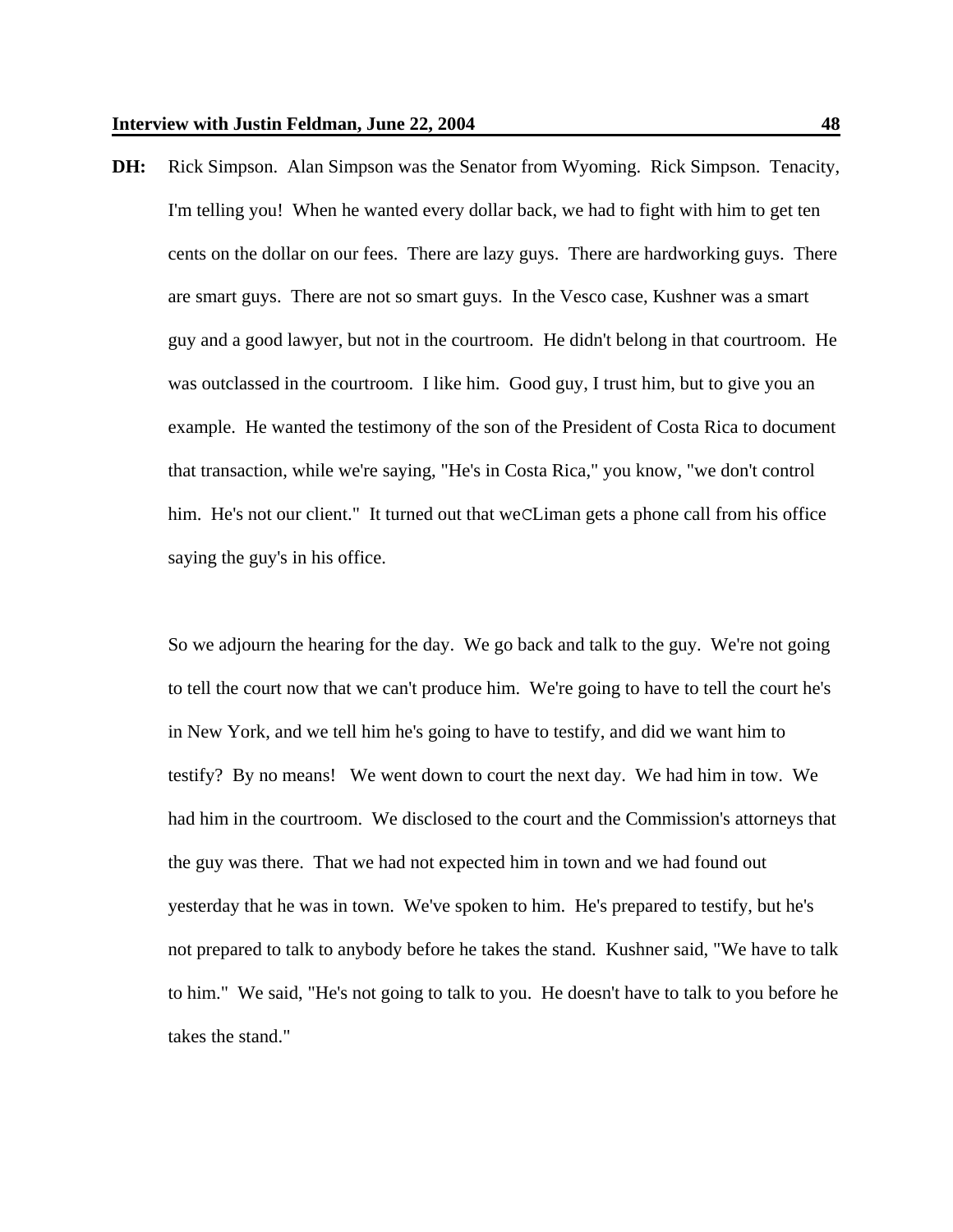**DH:** Rick Simpson. Alan Simpson was the Senator from Wyoming. Rick Simpson. Tenacity, I'm telling you! When he wanted every dollar back, we had to fight with him to get ten cents on the dollar on our fees. There are lazy guys. There are hardworking guys. There are smart guys. There are not so smart guys. In the Vesco case, Kushner was a smart guy and a good lawyer, but not in the courtroom. He didn't belong in that courtroom. He was outclassed in the courtroom. I like him. Good guy, I trust him, but to give you an example. He wanted the testimony of the son of the President of Costa Rica to document that transaction, while we're saying, "He's in Costa Rica," you know, "we don't control him. He's not our client." It turned out that weCLiman gets a phone call from his office saying the guy's in his office.

So we adjourn the hearing for the day. We go back and talk to the guy. We're not going to tell the court now that we can't produce him. We're going to have to tell the court he's in New York, and we tell him he's going to have to testify, and did we want him to testify? By no means! We went down to court the next day. We had him in tow. We had him in the courtroom. We disclosed to the court and the Commission's attorneys that the guy was there. That we had not expected him in town and we had found out yesterday that he was in town. We've spoken to him. He's prepared to testify, but he's not prepared to talk to anybody before he takes the stand. Kushner said, "We have to talk to him." We said, "He's not going to talk to you. He doesn't have to talk to you before he takes the stand."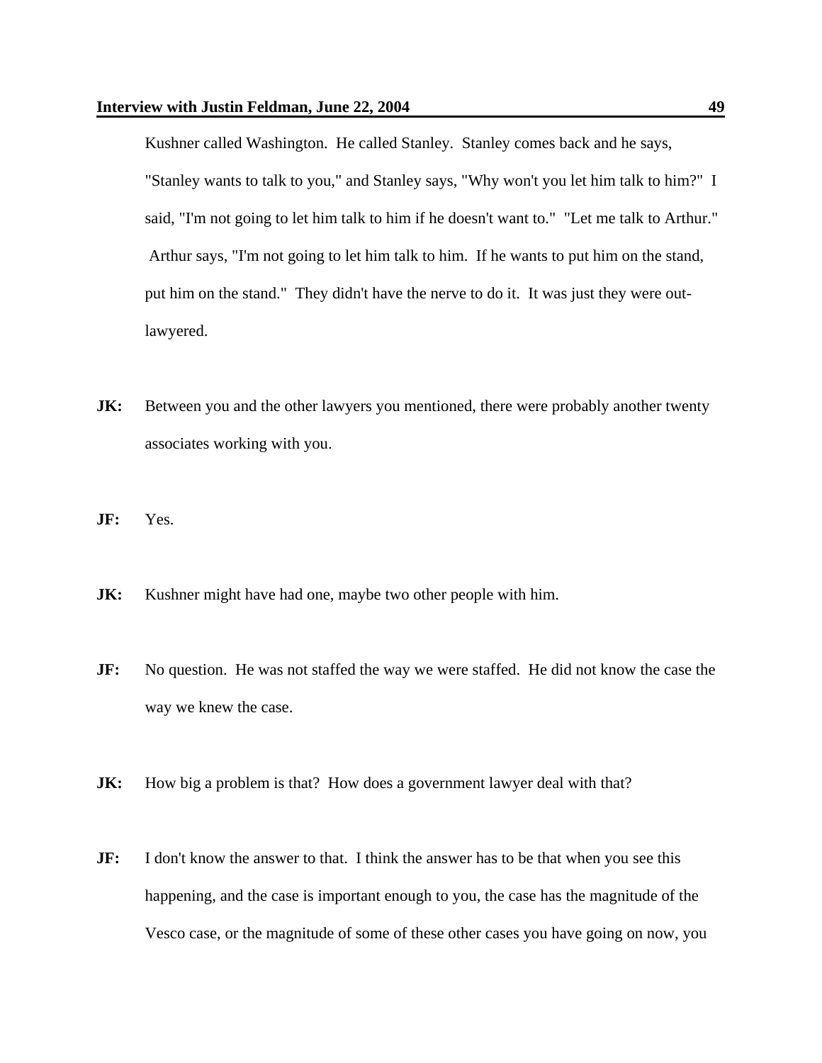Kushner called Washington. He called Stanley. Stanley comes back and he says, "Stanley wants to talk to you," and Stanley says, "Why won't you let him talk to him?" I said, "I'm not going to let him talk to him if he doesn't want to." "Let me talk to Arthur." Arthur says, "I'm not going to let him talk to him. If he wants to put him on the stand, put him on the stand." They didn't have the nerve to do it. It was just they were out-lawyered.

**JK:** Between you and the other lawyers you mentioned, there were probably another twenty associates working with you.

**JF:** Yes.

**JK:** Kushner might have had one, maybe two other people with him.

**JF:** No question. He was not staffed the way we were staffed. He did not know the case the way we knew the case.

**JK:** How big a problem is that? How does a government lawyer deal with that?

**JF:** I don't know the answer to that. I think the answer has to be that when you see this happening, and the case is important enough to you, the case has the magnitude of the Vesco case, or the magnitude of some of these other cases you have going on now, you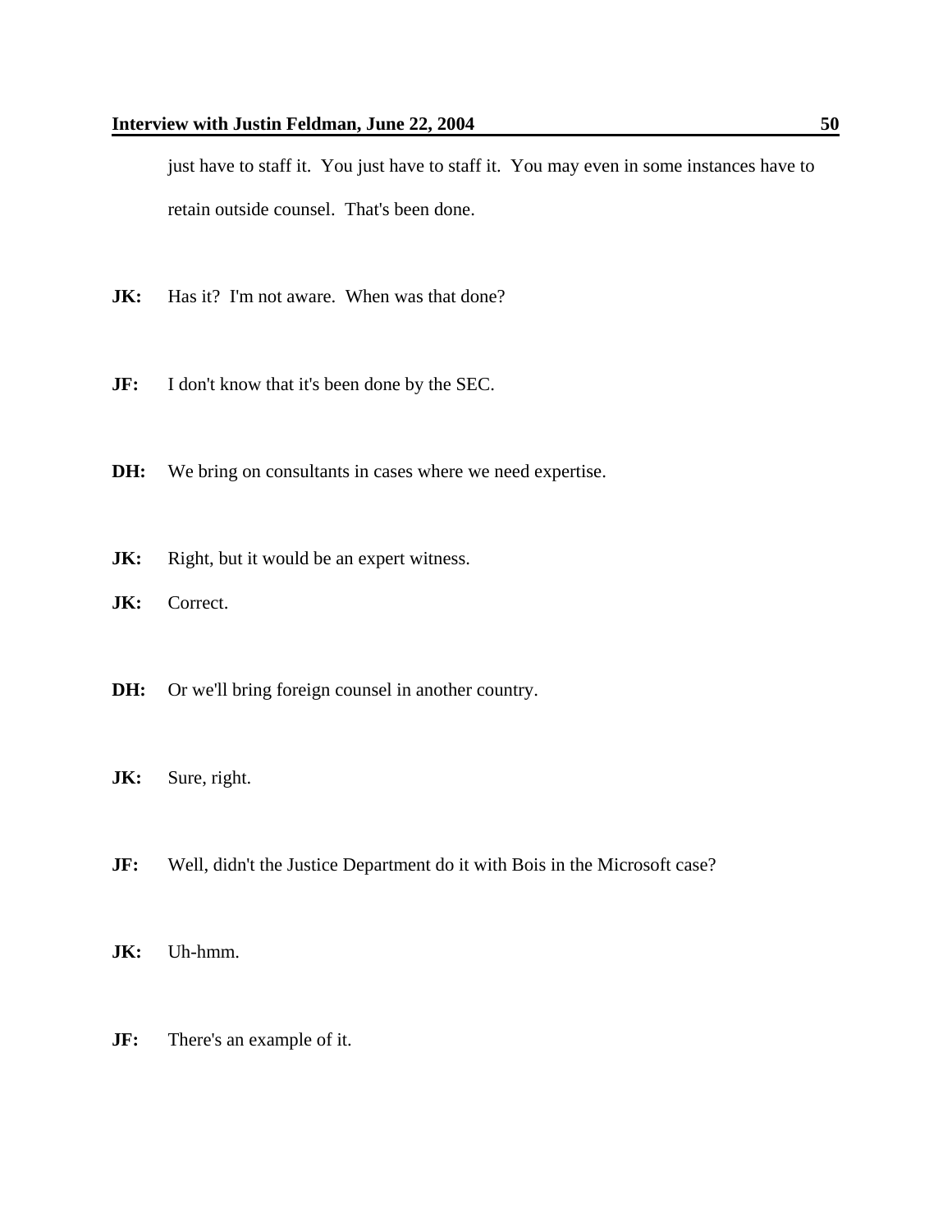just have to staff it. You just have to staff it. You may even in some instances have to retain outside counsel. That's been done.

**JK:** Has it? I'm not aware. When was that done?

**JF:** I don't know that it's been done by the SEC.

**DH:** We bring on consultants in cases where we need expertise.

**JK:** Right, but it would be an expert witness.

**JK:** Correct.

**DH:** Or we'll bring foreign counsel in another country.

**JK:** Sure, right.

**JF:** Well, didn't the Justice Department do it with Bois in the Microsoft case?

**JK:** Uh-hmm.

**JF:** There's an example of it.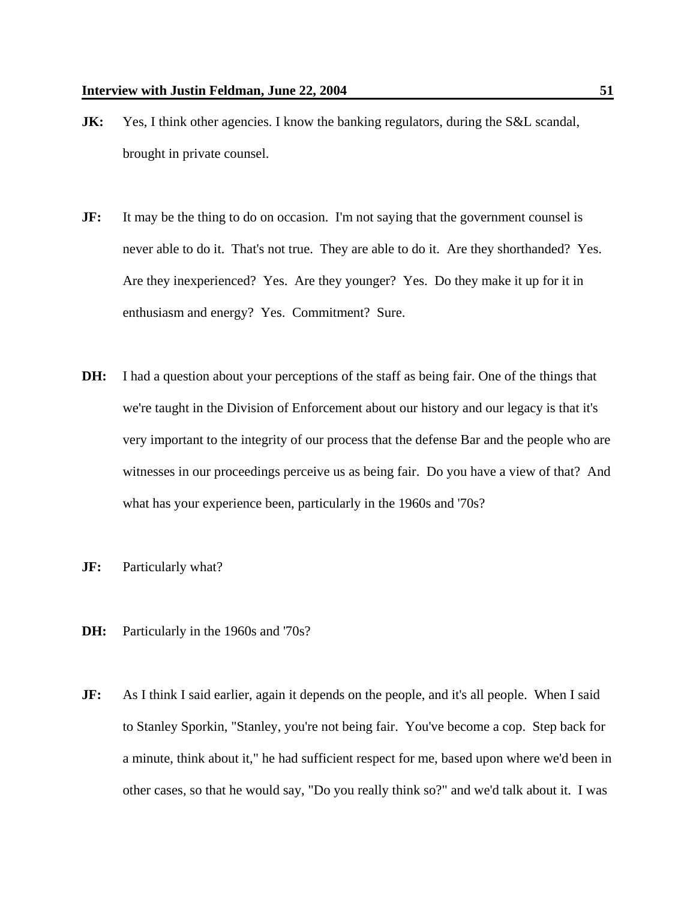**JK:** Yes, I think other agencies. I know the banking regulators, during the S&L scandal, brought in private counsel.

**JF:** It may be the thing to do on occasion. I'm not saying that the government counsel is never able to do it. That's not true. They are able to do it. Are they shorthanded? Yes. Are they inexperienced? Yes. Are they younger? Yes. Do they make it up for it in enthusiasm and energy? Yes. Commitment? Sure.

**DH:** I had a question about your perceptions of the staff as being fair. One of the things that we're taught in the Division of Enforcement about our history and our legacy is that it's very important to the integrity of our process that the defense Bar and the people who are witnesses in our proceedings perceive us as being fair. Do you have a view of that? And what has your experience been, particularly in the 1960s and '70s?

**JF:** Particularly what?

**DH:** Particularly in the 1960s and '70s?

**JF:** As I think I said earlier, again it depends on the people, and it's all people. When I said to Stanley Sporkin, "Stanley, you're not being fair. You've become a cop. Step back for a minute, think about it," he had sufficient respect for me, based upon where we'd been in other cases, so that he would say, "Do you really think so?" and we'd talk about it. I was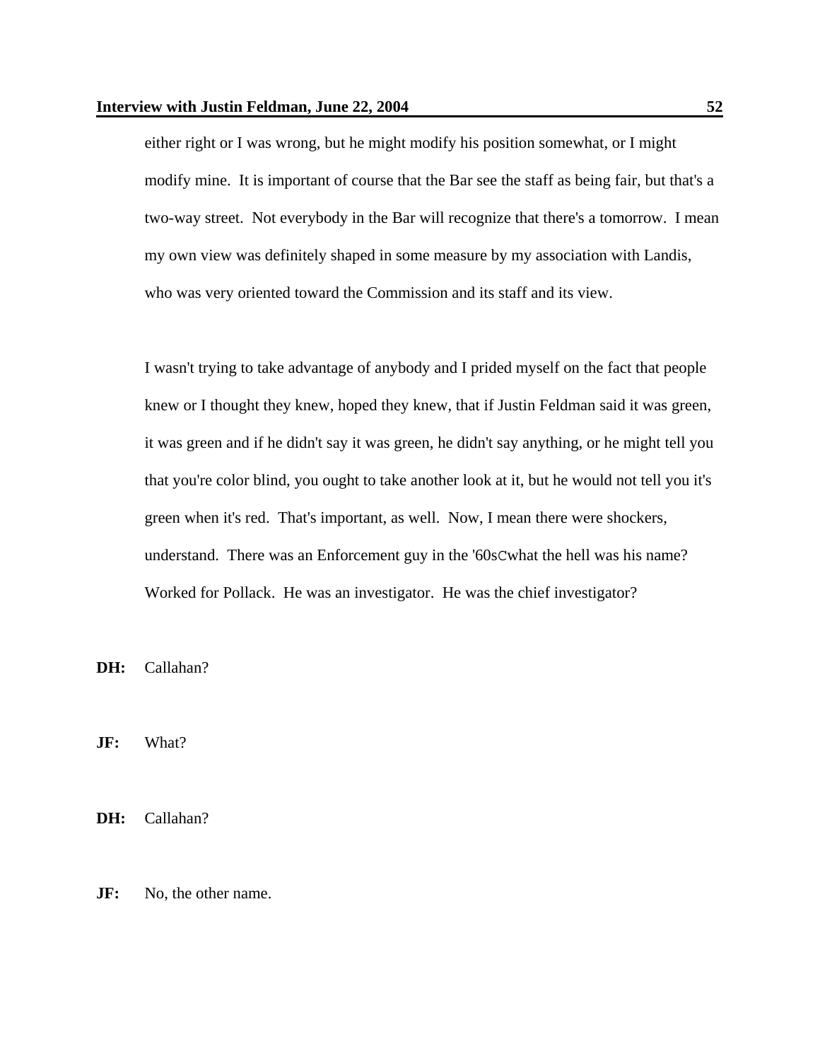either right or I was wrong, but he might modify his position somewhat, or I might modify mine. It is important of course that the Bar see the staff as being fair, but that's a two-way street. Not everybody in the Bar will recognize that there's a tomorrow. I mean my own view was definitely shaped in some measure by my association with Landis, who was very oriented toward the Commission and its staff and its view.

I wasn't trying to take advantage of anybody and I prided myself on the fact that people knew or I thought they knew, hoped they knew, that if Justin Feldman said it was green, it was green and if he didn't say it was green, he didn't say anything, or he might tell you that you're color blind, you ought to take another look at it, but he would not tell you it's green when it's red. That's important, as well. Now, I mean there were shockers, understand. There was an Enforcement guy in the '60sCwhat the hell was his name? Worked for Pollack. He was an investigator. He was the chief investigator?

**DH:** Callahan?

**JF:** What?

**DH:** Callahan?

**JF:** No, the other name.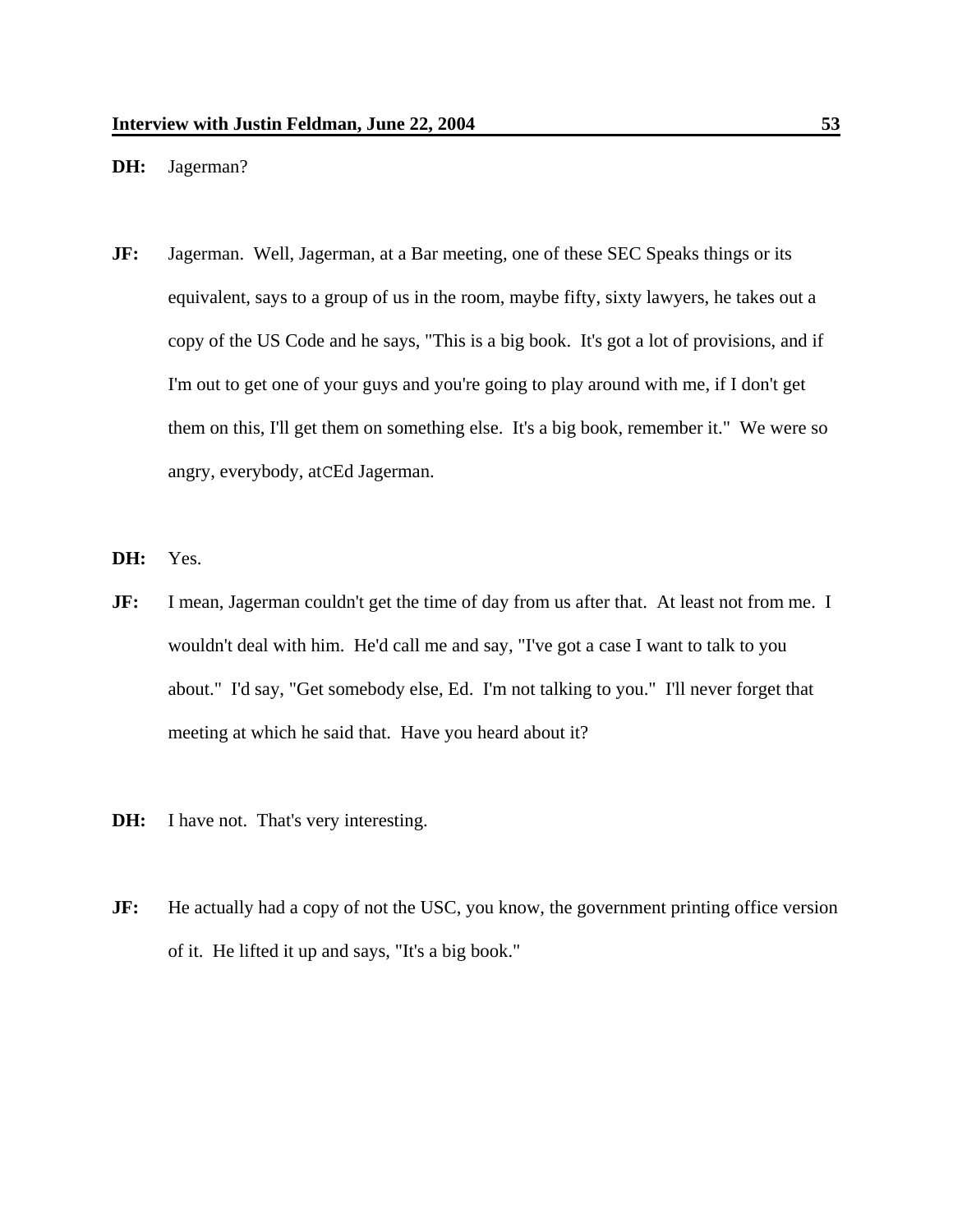**DH:** Jagerman?

**JF:** Jagerman. Well, Jagerman, at a Bar meeting, one of these SEC Speaks things or its equivalent, says to a group of us in the room, maybe fifty, sixty lawyers, he takes out a copy of the US Code and he says, "This is a big book. It's got a lot of provisions, and if I'm out to get one of your guys and you're going to play around with me, if I don't get them on this, I'll get them on something else. It's a big book, remember it." We were so angry, everybody, atCEd Jagerman.

**DH:** Yes.

**JF:** I mean, Jagerman couldn't get the time of day from us after that. At least not from me. I wouldn't deal with him. He'd call me and say, "I've got a case I want to talk to you about." I'd say, "Get somebody else, Ed. I'm not talking to you." I'll never forget that meeting at which he said that. Have you heard about it?

**DH:** I have not. That's very interesting.

**JF:** He actually had a copy of not the USC, you know, the government printing office version of it. He lifted it up and says, "It's a big book."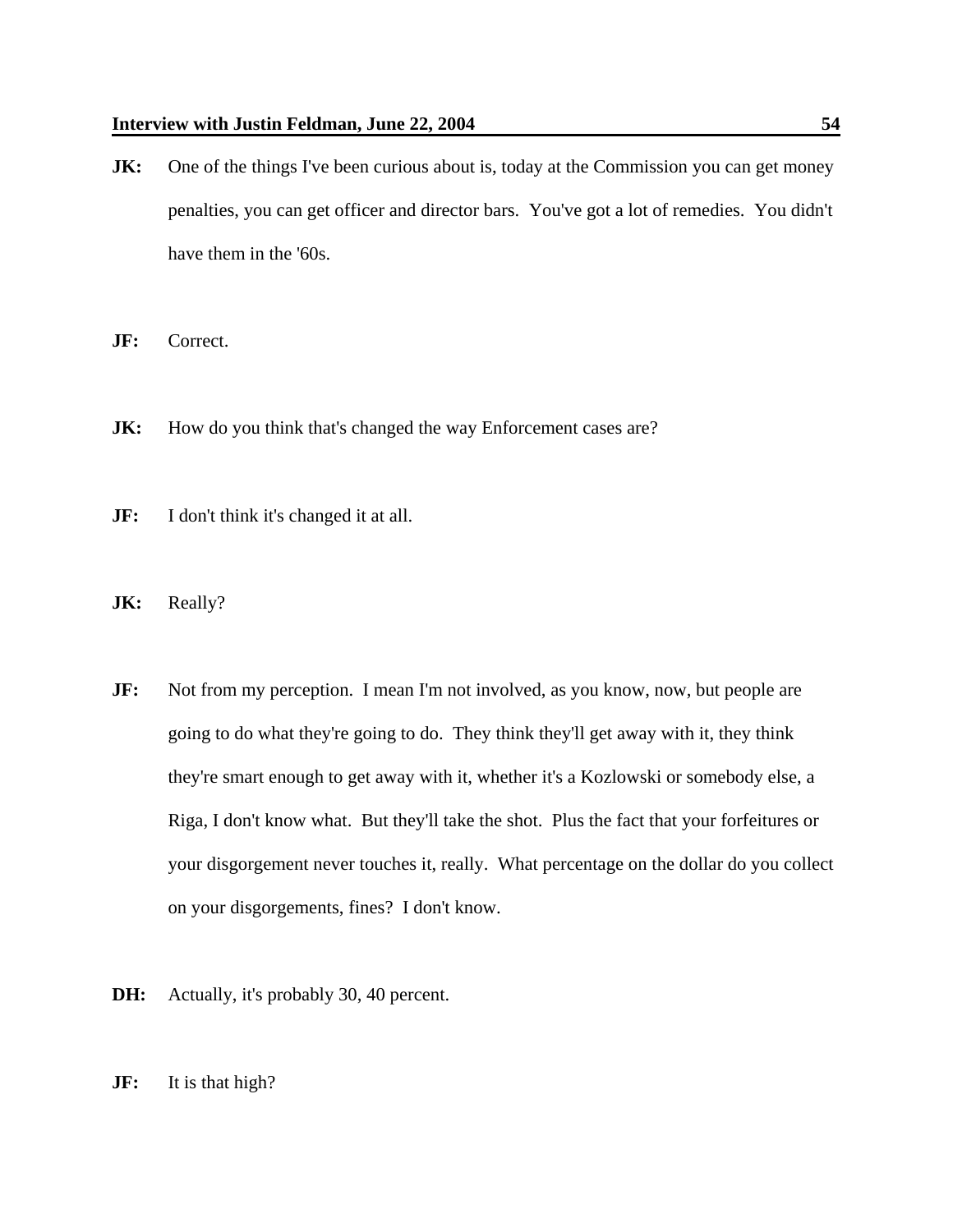**JK:** One of the things I've been curious about is, today at the Commission you can get money penalties, you can get officer and director bars. You've got a lot of remedies. You didn't have them in the '60s.

**JF:** Correct.

**JK:** How do you think that's changed the way Enforcement cases are?

**JF:** I don't think it's changed it at all.

**JK:** Really?

**JF:** Not from my perception. I mean I'm not involved, as you know, now, but people are going to do what they're going to do. They think they'll get away with it, they think they're smart enough to get away with it, whether it's a Kozlowski or somebody else, a Riga, I don't know what. But they'll take the shot. Plus the fact that your forfeitures or your disgorgement never touches it, really. What percentage on the dollar do you collect on your disgorgements, fines? I don't know.

**DH:** Actually, it's probably 30, 40 percent.

**JF:** It is that high?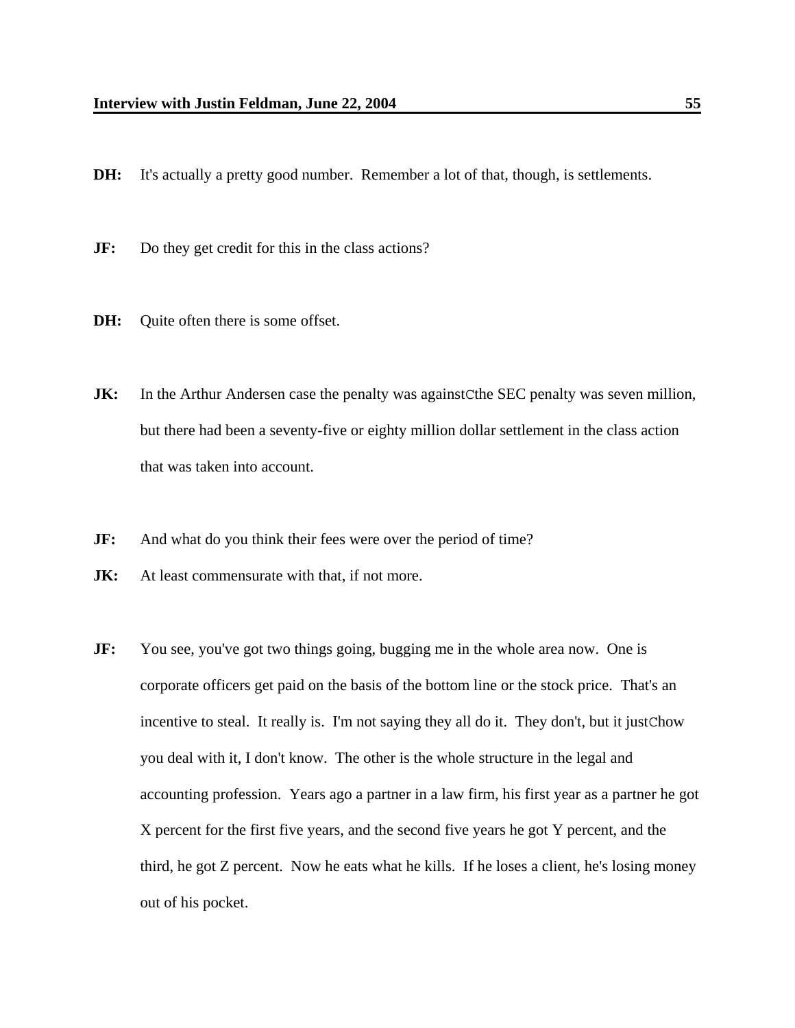**DH:** It's actually a pretty good number. Remember a lot of that, though, is settlements.

**JF:** Do they get credit for this in the class actions?

**DH:** Quite often there is some offset.

**JK:** In the Arthur Andersen case the penalty was againstCthe SEC penalty was seven million, but there had been a seventy-five or eighty million dollar settlement in the class action that was taken into account.

**JF:** And what do you think their fees were over the period of time?

**JK:** At least commensurate with that, if not more.

**JF:** You see, you've got two things going, bugging me in the whole area now. One is corporate officers get paid on the basis of the bottom line or the stock price. That's an incentive to steal. It really is. I'm not saying they all do it. They don't, but it justChow you deal with it, I don't know. The other is the whole structure in the legal and accounting profession. Years ago a partner in a law firm, his first year as a partner he got X percent for the first five years, and the second five years he got Y percent, and the third, he got Z percent. Now he eats what he kills. If he loses a client, he's losing money out of his pocket.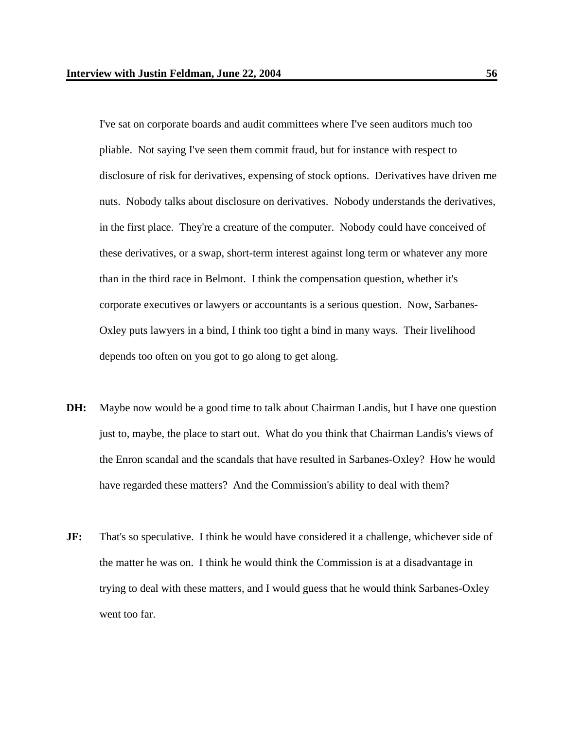I've sat on corporate boards and audit committees where I've seen auditors much too pliable. Not saying I've seen them commit fraud, but for instance with respect to disclosure of risk for derivatives, expensing of stock options. Derivatives have driven me nuts. Nobody talks about disclosure on derivatives. Nobody understands the derivatives, in the first place. They're a creature of the computer. Nobody could have conceived of these derivatives, or a swap, short-term interest against long term or whatever any more than in the third race in Belmont. I think the compensation question, whether it's corporate executives or lawyers or accountants is a serious question. Now, Sarbanes-Oxley puts lawyers in a bind, I think too tight a bind in many ways. Their livelihood depends too often on you got to go along to get along.

**DH:** Maybe now would be a good time to talk about Chairman Landis, but I have one question just to, maybe, the place to start out. What do you think that Chairman Landis's views of the Enron scandal and the scandals that have resulted in Sarbanes-Oxley? How he would have regarded these matters? And the Commission's ability to deal with them?

**JF:** That's so speculative. I think he would have considered it a challenge, whichever side of the matter he was on. I think he would think the Commission is at a disadvantage in trying to deal with these matters, and I would guess that he would think Sarbanes-Oxley went too far.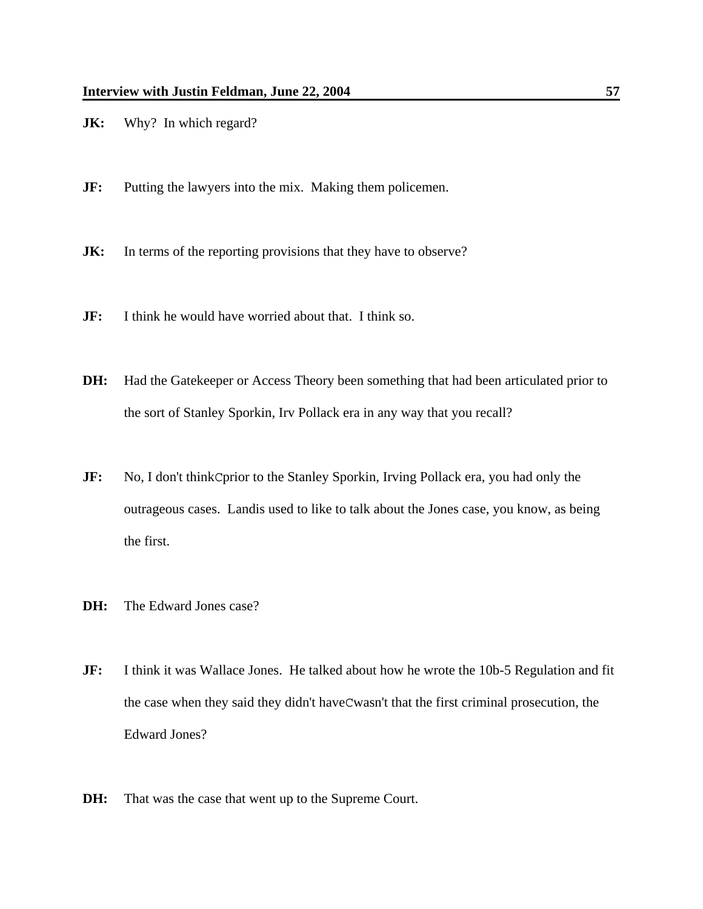**JK:** Why? In which regard?

**JF:** Putting the lawyers into the mix. Making them policemen.

**JK:** In terms of the reporting provisions that they have to observe?

**JF:** I think he would have worried about that. I think so.

**DH:** Had the Gatekeeper or Access Theory been something that had been articulated prior to the sort of Stanley Sporkin, Irv Pollack era in any way that you recall?

**JF:** No, I don't thinkCprior to the Stanley Sporkin, Irving Pollack era, you had only the outrageous cases. Landis used to like to talk about the Jones case, you know, as being the first.

**DH:** The Edward Jones case?

**JF:** I think it was Wallace Jones. He talked about how he wrote the 10b-5 Regulation and fit the case when they said they didn't haveCwasn't that the first criminal prosecution, the Edward Jones?

**DH:** That was the case that went up to the Supreme Court.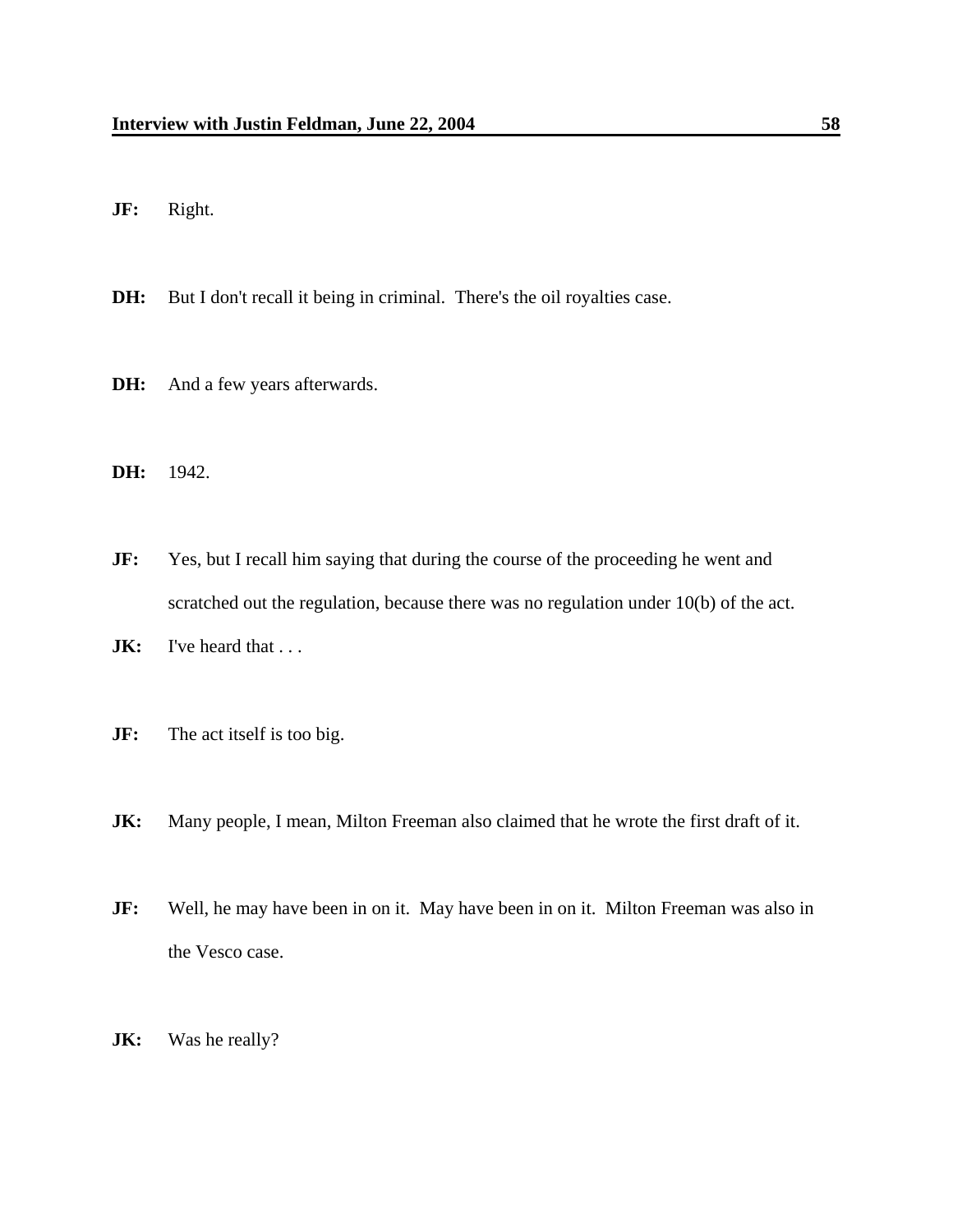**JF:** Right.

**DH:** But I don't recall it being in criminal. There's the oil royalties case.

**DH:** And a few years afterwards.

**DH:** 1942.

**JF:** Yes, but I recall him saying that during the course of the proceeding he went and scratched out the regulation, because there was no regulation under 10(b) of the act.

**JK:** I've heard that . . .

**JF:** The act itself is too big.

**JK:** Many people, I mean, Milton Freeman also claimed that he wrote the first draft of it.

**JF:** Well, he may have been in on it. May have been in on it. Milton Freeman was also in the Vesco case.

**JK:** Was he really?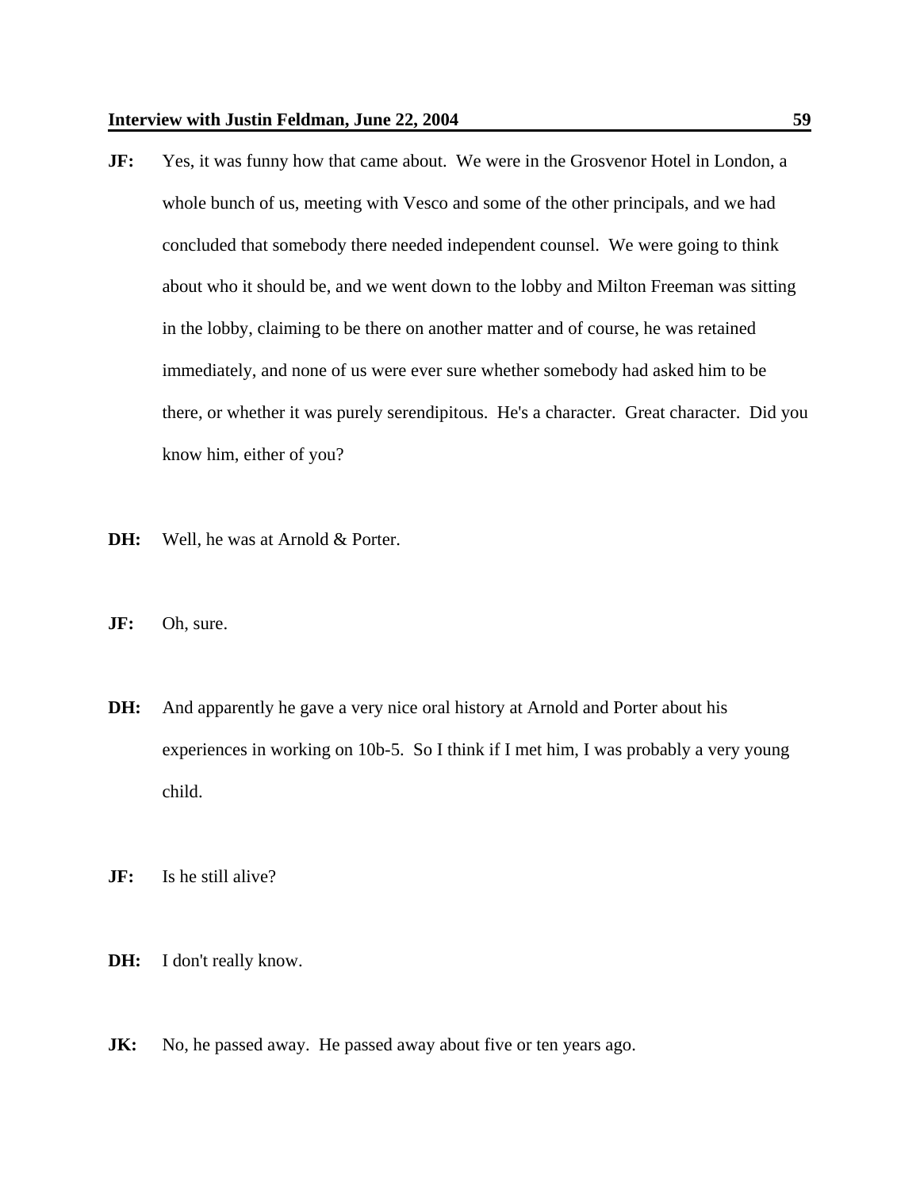**JF:** Yes, it was funny how that came about. We were in the Grosvenor Hotel in London, a whole bunch of us, meeting with Vesco and some of the other principals, and we had concluded that somebody there needed independent counsel. We were going to think about who it should be, and we went down to the lobby and Milton Freeman was sitting in the lobby, claiming to be there on another matter and of course, he was retained immediately, and none of us were ever sure whether somebody had asked him to be there, or whether it was purely serendipitous. He's a character. Great character. Did you know him, either of you?

**DH:** Well, he was at Arnold & Porter.

**JF:** Oh, sure.

**DH:** And apparently he gave a very nice oral history at Arnold and Porter about his experiences in working on 10b-5. So I think if I met him, I was probably a very young child.

**JF:** Is he still alive?

**DH:** I don't really know.

**JK:** No, he passed away. He passed away about five or ten years ago.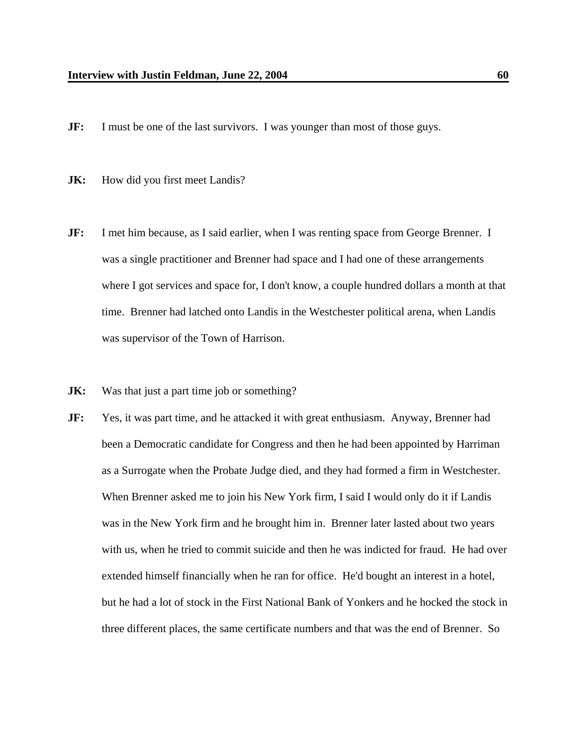**JF:** I must be one of the last survivors. I was younger than most of those guys.

**JK:** How did you first meet Landis?

**JF:** I met him because, as I said earlier, when I was renting space from George Brenner. I was a single practitioner and Brenner had space and I had one of these arrangements where I got services and space for, I don't know, a couple hundred dollars a month at that time. Brenner had latched onto Landis in the Westchester political arena, when Landis was supervisor of the Town of Harrison.

**JK:** Was that just a part time job or something?

**JF:** Yes, it was part time, and he attacked it with great enthusiasm. Anyway, Brenner had been a Democratic candidate for Congress and then he had been appointed by Harriman as a Surrogate when the Probate Judge died, and they had formed a firm in Westchester. When Brenner asked me to join his New York firm, I said I would only do it if Landis was in the New York firm and he brought him in. Brenner later lasted about two years with us, when he tried to commit suicide and then he was indicted for fraud. He had over extended himself financially when he ran for office. He'd bought an interest in a hotel, but he had a lot of stock in the First National Bank of Yonkers and he hocked the stock in three different places, the same certificate numbers and that was the end of Brenner. So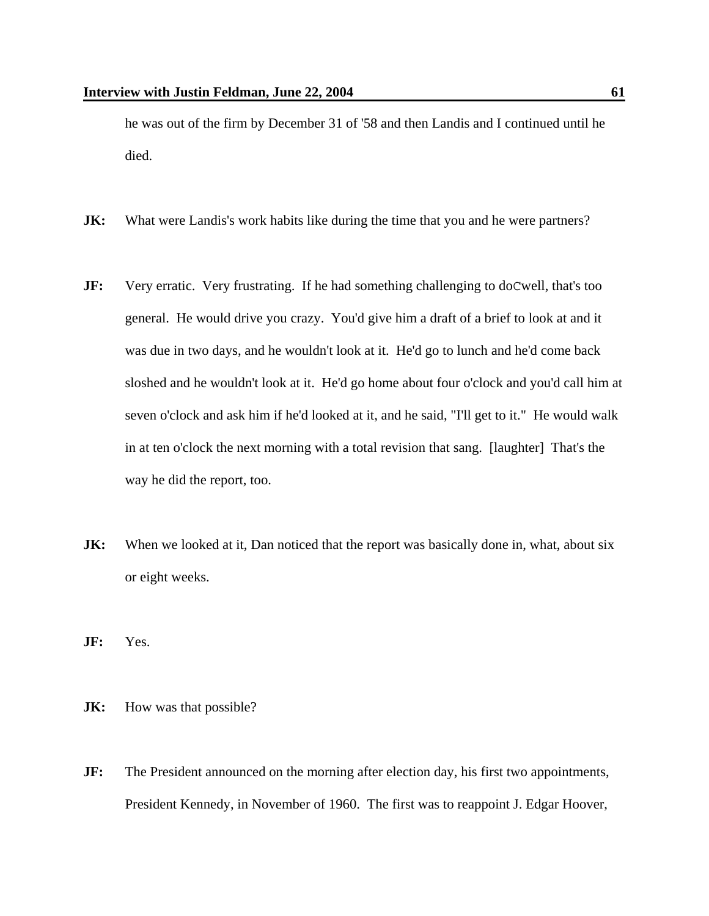he was out of the firm by December 31 of '58 and then Landis and I continued until he died.

**JK:** What were Landis's work habits like during the time that you and he were partners?

**JF:** Very erratic. Very frustrating. If he had something challenging to doCwell, that's too general. He would drive you crazy. You'd give him a draft of a brief to look at and it was due in two days, and he wouldn't look at it. He'd go to lunch and he'd come back sloshed and he wouldn't look at it. He'd go home about four o'clock and you'd call him at seven o'clock and ask him if he'd looked at it, and he said, "I'll get to it." He would walk in at ten o'clock the next morning with a total revision that sang. [laughter] That's the way he did the report, too.

**JK:** When we looked at it, Dan noticed that the report was basically done in, what, about six or eight weeks.

**JF:** Yes.

**JK:** How was that possible?

**JF:** The President announced on the morning after election day, his first two appointments, President Kennedy, in November of 1960. The first was to reappoint J. Edgar Hoover,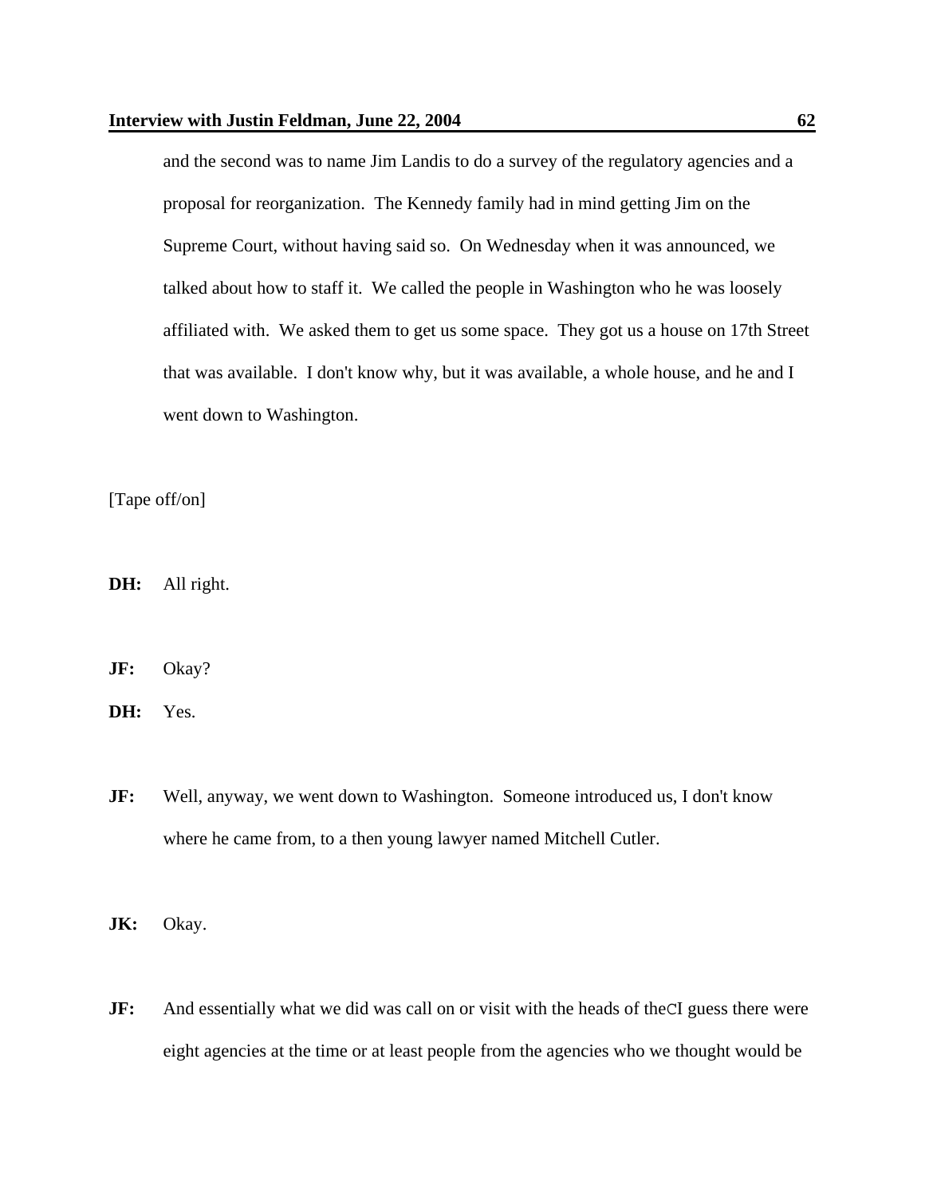and the second was to name Jim Landis to do a survey of the regulatory agencies and a proposal for reorganization. The Kennedy family had in mind getting Jim on the Supreme Court, without having said so. On Wednesday when it was announced, we talked about how to staff it. We called the people in Washington who he was loosely affiliated with. We asked them to get us some space. They got us a house on 17th Street that was available. I don't know why, but it was available, a whole house, and he and I went down to Washington.

[Tape off/on]

**DH:** All right.

**JF:** Okay?

**DH:** Yes.

**JF:** Well, anyway, we went down to Washington. Someone introduced us, I don't know where he came from, to a then young lawyer named Mitchell Cutler.

**JK:** Okay.

**JF:** And essentially what we did was call on or visit with the heads of theCI guess there were eight agencies at the time or at least people from the agencies who we thought would be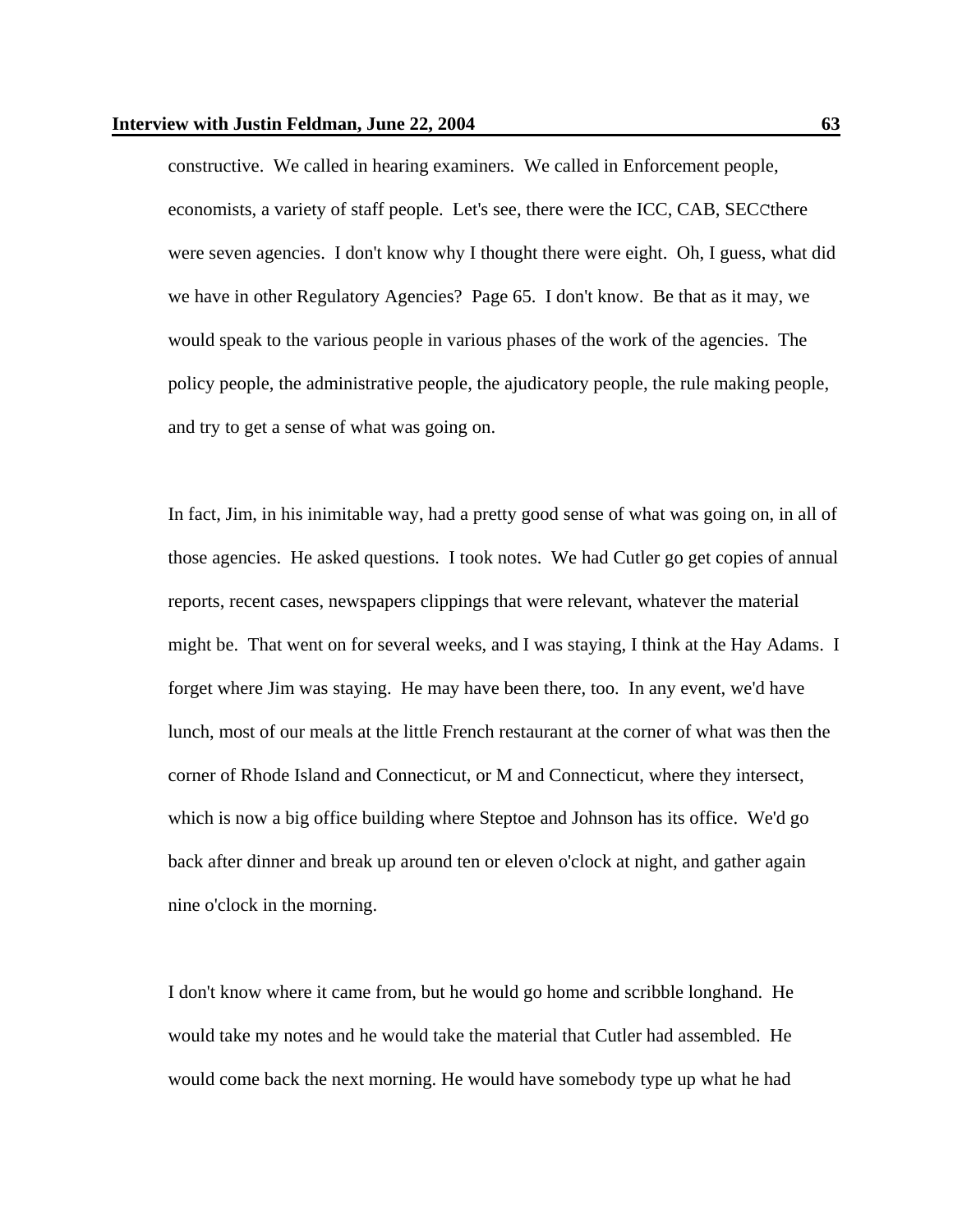constructive. We called in hearing examiners. We called in Enforcement people, economists, a variety of staff people. Let's see, there were the ICC, CAB, SECCthere were seven agencies. I don't know why I thought there were eight. Oh, I guess, what did we have in other Regulatory Agencies? Page 65. I don't know. Be that as it may, we would speak to the various people in various phases of the work of the agencies. The policy people, the administrative people, the ajudicatory people, the rule making people, and try to get a sense of what was going on.

In fact, Jim, in his inimitable way, had a pretty good sense of what was going on, in all of those agencies. He asked questions. I took notes. We had Cutler go get copies of annual reports, recent cases, newspapers clippings that were relevant, whatever the material might be. That went on for several weeks, and I was staying, I think at the Hay Adams. I forget where Jim was staying. He may have been there, too. In any event, we'd have lunch, most of our meals at the little French restaurant at the corner of what was then the corner of Rhode Island and Connecticut, or M and Connecticut, where they intersect, which is now a big office building where Steptoe and Johnson has its office. We'd go back after dinner and break up around ten or eleven o'clock at night, and gather again nine o'clock in the morning.

I don't know where it came from, but he would go home and scribble longhand. He would take my notes and he would take the material that Cutler had assembled. He would come back the next morning. He would have somebody type up what he had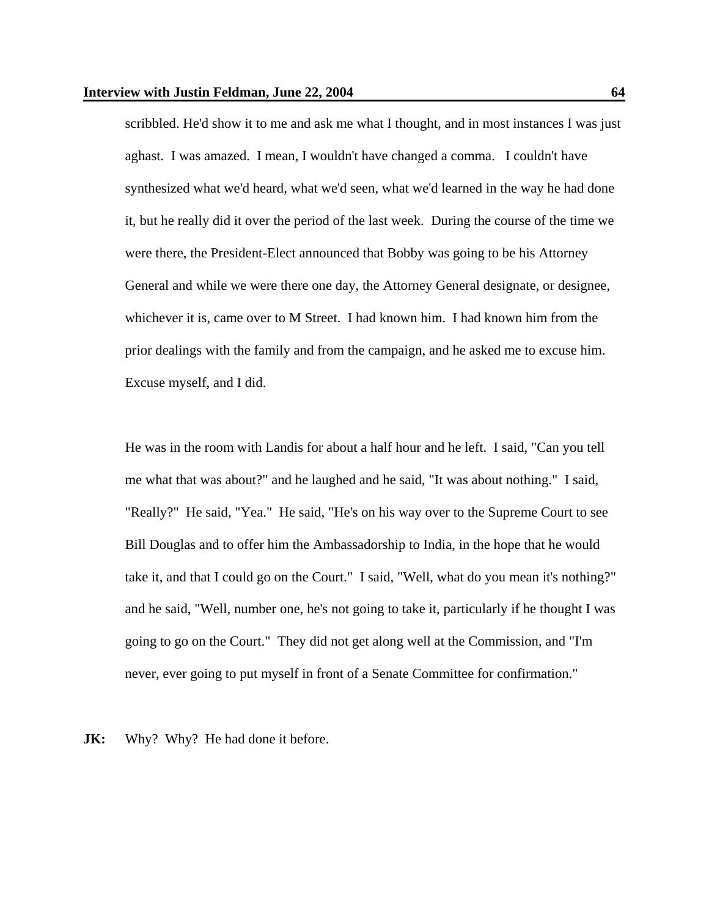scribbled. He'd show it to me and ask me what I thought, and in most instances I was just aghast. I was amazed. I mean, I wouldn't have changed a comma. I couldn't have synthesized what we'd heard, what we'd seen, what we'd learned in the way he had done it, but he really did it over the period of the last week. During the course of the time we were there, the President-Elect announced that Bobby was going to be his Attorney General and while we were there one day, the Attorney General designate, or designee, whichever it is, came over to M Street. I had known him. I had known him from the prior dealings with the family and from the campaign, and he asked me to excuse him. Excuse myself, and I did.

He was in the room with Landis for about a half hour and he left. I said, "Can you tell me what that was about?" and he laughed and he said, "It was about nothing." I said, "Really?" He said, "Yea." He said, "He's on his way over to the Supreme Court to see Bill Douglas and to offer him the Ambassadorship to India, in the hope that he would take it, and that I could go on the Court." I said, "Well, what do you mean it's nothing?" and he said, "Well, number one, he's not going to take it, particularly if he thought I was going to go on the Court." They did not get along well at the Commission, and "I'm never, ever going to put myself in front of a Senate Committee for confirmation."

**JK:** Why? Why? He had done it before.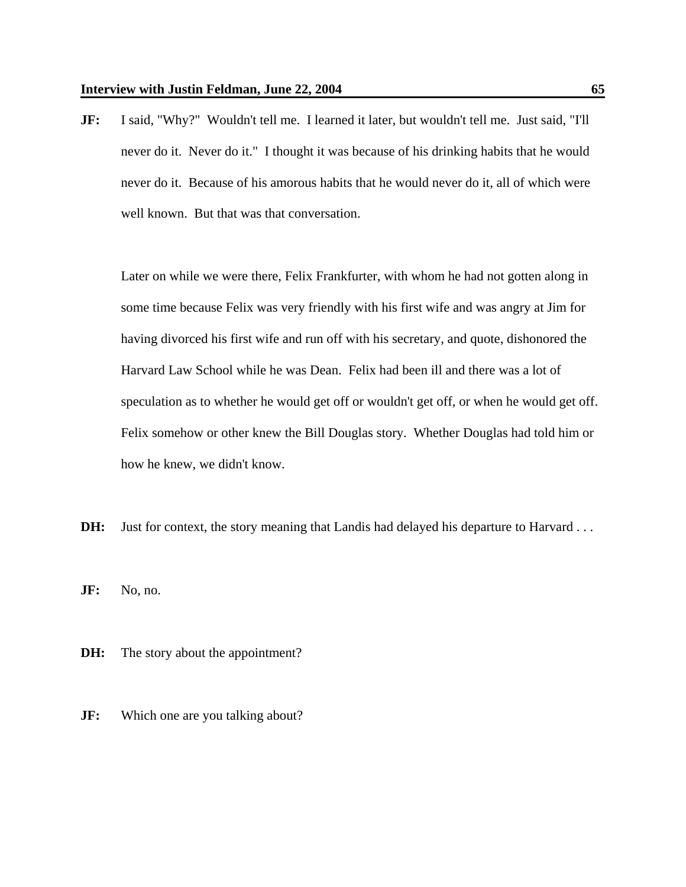**JF:** I said, "Why?" Wouldn't tell me. I learned it later, but wouldn't tell me. Just said, "I'll never do it. Never do it." I thought it was because of his drinking habits that he would never do it. Because of his amorous habits that he would never do it, all of which were well known. But that was that conversation.

Later on while we were there, Felix Frankfurter, with whom he had not gotten along in some time because Felix was very friendly with his first wife and was angry at Jim for having divorced his first wife and run off with his secretary, and quote, dishonored the Harvard Law School while he was Dean. Felix had been ill and there was a lot of speculation as to whether he would get off or wouldn't get off, or when he would get off. Felix somehow or other knew the Bill Douglas story. Whether Douglas had told him or how he knew, we didn't know.

**DH:** Just for context, the story meaning that Landis had delayed his departure to Harvard . . .

**JF:** No, no.

**DH:** The story about the appointment?

**JF:** Which one are you talking about?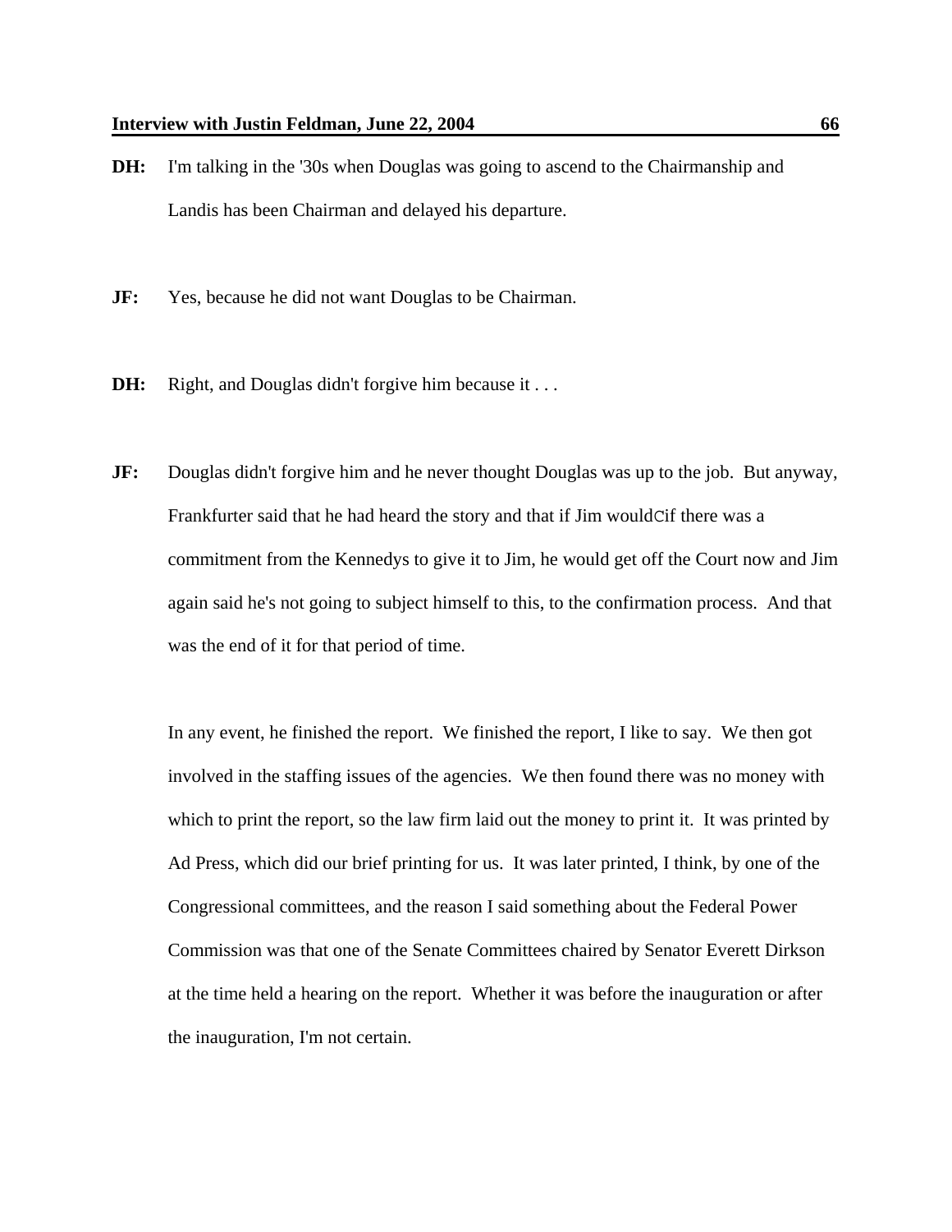**DH:** I'm talking in the '30s when Douglas was going to ascend to the Chairmanship and Landis has been Chairman and delayed his departure.

**JF:** Yes, because he did not want Douglas to be Chairman.

**DH:** Right, and Douglas didn't forgive him because it . . .

**JF:** Douglas didn't forgive him and he never thought Douglas was up to the job. But anyway, Frankfurter said that he had heard the story and that if Jim wouldCif there was a commitment from the Kennedys to give it to Jim, he would get off the Court now and Jim again said he's not going to subject himself to this, to the confirmation process. And that was the end of it for that period of time.

In any event, he finished the report. We finished the report, I like to say. We then got involved in the staffing issues of the agencies. We then found there was no money with which to print the report, so the law firm laid out the money to print it. It was printed by Ad Press, which did our brief printing for us. It was later printed, I think, by one of the Congressional committees, and the reason I said something about the Federal Power Commission was that one of the Senate Committees chaired by Senator Everett Dirkson at the time held a hearing on the report. Whether it was before the inauguration or after the inauguration, I'm not certain.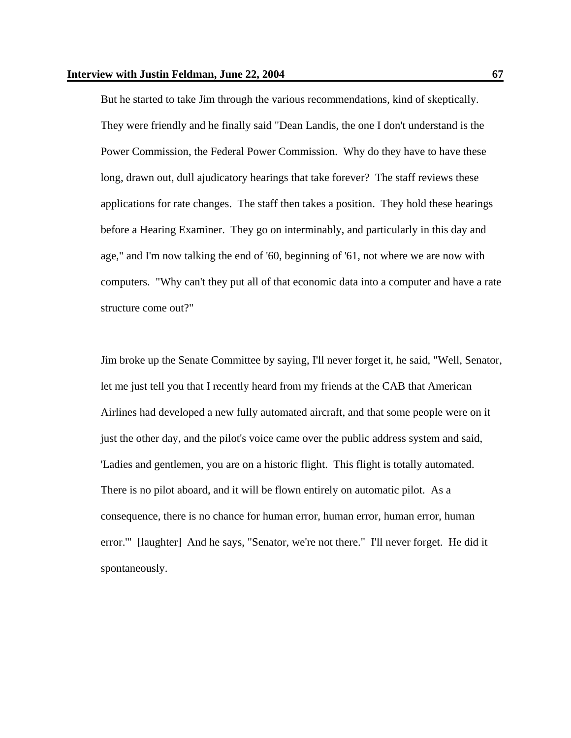But he started to take Jim through the various recommendations, kind of skeptically. They were friendly and he finally said "Dean Landis, the one I don't understand is the Power Commission, the Federal Power Commission. Why do they have to have these long, drawn out, dull ajudicatory hearings that take forever? The staff reviews these applications for rate changes. The staff then takes a position. They hold these hearings before a Hearing Examiner. They go on interminably, and particularly in this day and age," and I'm now talking the end of '60, beginning of '61, not where we are now with computers. "Why can't they put all of that economic data into a computer and have a rate structure come out?"

Jim broke up the Senate Committee by saying, I'll never forget it, he said, "Well, Senator, let me just tell you that I recently heard from my friends at the CAB that American Airlines had developed a new fully automated aircraft, and that some people were on it just the other day, and the pilot's voice came over the public address system and said, 'Ladies and gentlemen, you are on a historic flight. This flight is totally automated. There is no pilot aboard, and it will be flown entirely on automatic pilot. As a consequence, there is no chance for human error, human error, human error, human error.'" [laughter] And he says, "Senator, we're not there." I'll never forget. He did it spontaneously.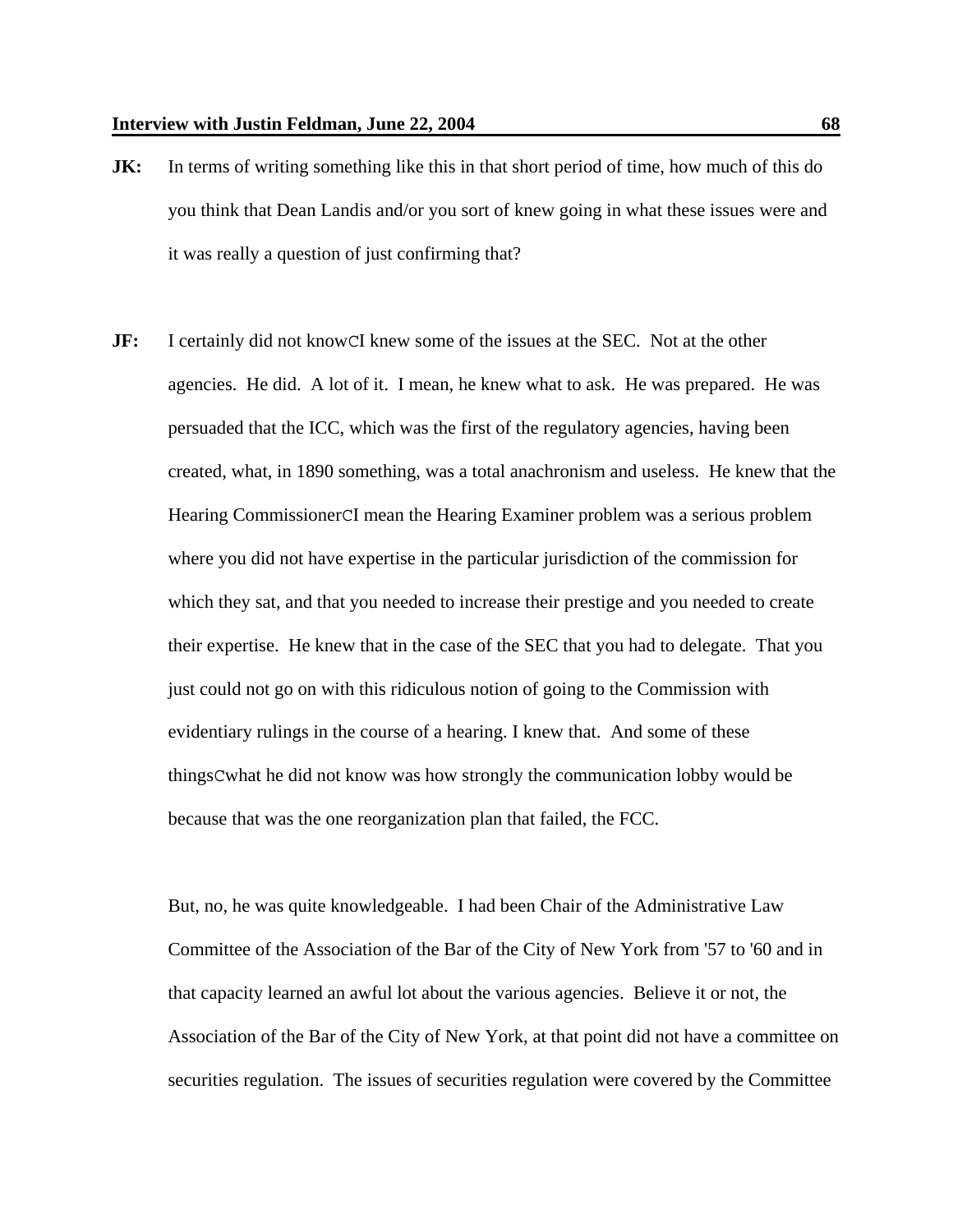**JK:** In terms of writing something like this in that short period of time, how much of this do you think that Dean Landis and/or you sort of knew going in what these issues were and it was really a question of just confirming that?

**JF:** I certainly did not knowCI knew some of the issues at the SEC. Not at the other agencies. He did. A lot of it. I mean, he knew what to ask. He was prepared. He was persuaded that the ICC, which was the first of the regulatory agencies, having been created, what, in 1890 something, was a total anachronism and useless. He knew that the Hearing CommissionerCI mean the Hearing Examiner problem was a serious problem where you did not have expertise in the particular jurisdiction of the commission for which they sat, and that you needed to increase their prestige and you needed to create their expertise. He knew that in the case of the SEC that you had to delegate. That you just could not go on with this ridiculous notion of going to the Commission with evidentiary rulings in the course of a hearing. I knew that. And some of these thingsCwhat he did not know was how strongly the communication lobby would be because that was the one reorganization plan that failed, the FCC.

But, no, he was quite knowledgeable. I had been Chair of the Administrative Law Committee of the Association of the Bar of the City of New York from '57 to '60 and in that capacity learned an awful lot about the various agencies. Believe it or not, the Association of the Bar of the City of New York, at that point did not have a committee on securities regulation. The issues of securities regulation were covered by the Committee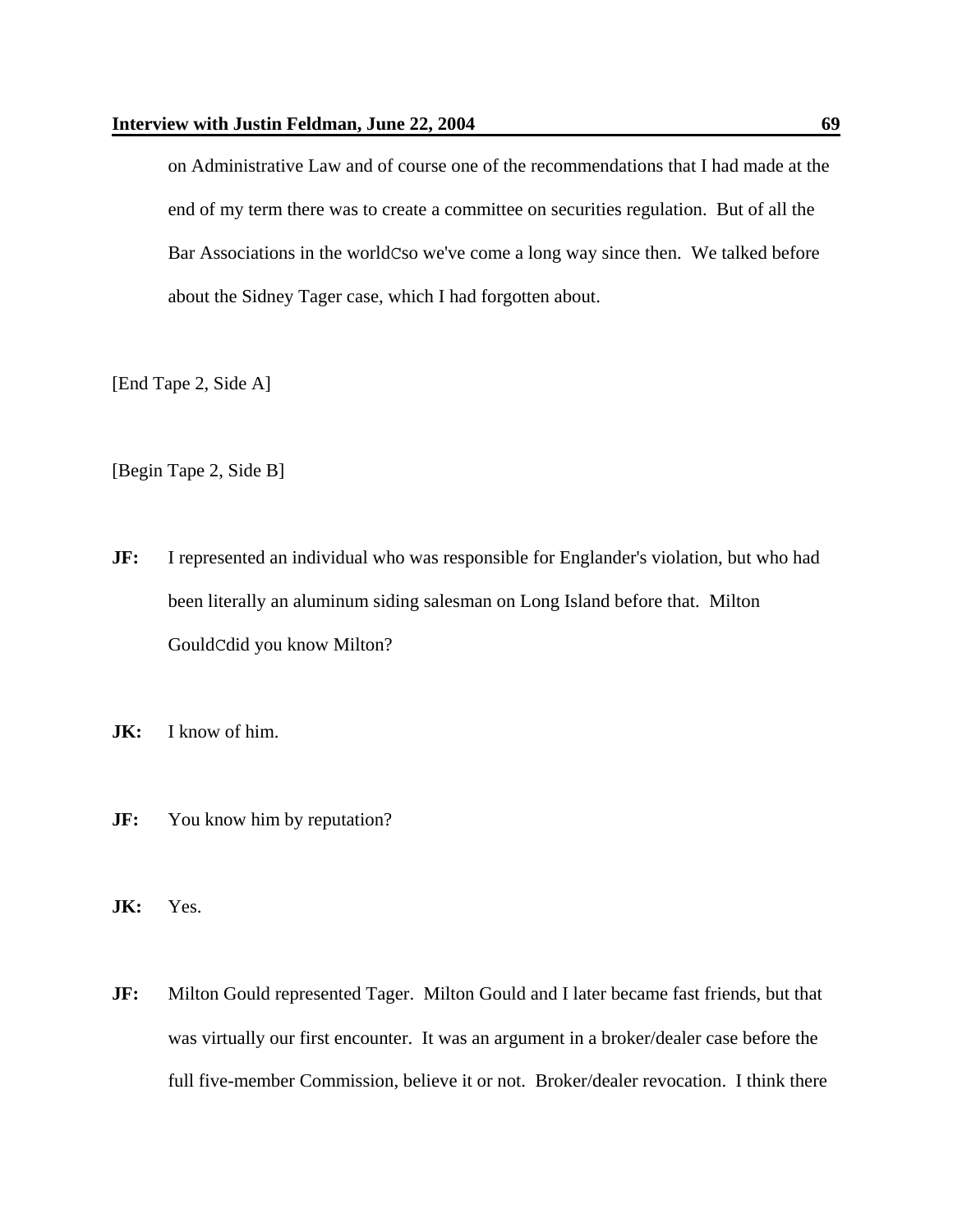on Administrative Law and of course one of the recommendations that I had made at the end of my term there was to create a committee on securities regulation. But of all the Bar Associations in the worldCso we've come a long way since then. We talked before about the Sidney Tager case, which I had forgotten about.

[End Tape 2, Side A]

[Begin Tape 2, Side B]

**JF:** I represented an individual who was responsible for Englander's violation, but who had been literally an aluminum siding salesman on Long Island before that. Milton GouldCdid you know Milton?

**JK:** I know of him.

**JF:** You know him by reputation?

**JK:** Yes.

**JF:** Milton Gould represented Tager. Milton Gould and I later became fast friends, but that was virtually our first encounter. It was an argument in a broker/dealer case before the full five-member Commission, believe it or not. Broker/dealer revocation. I think there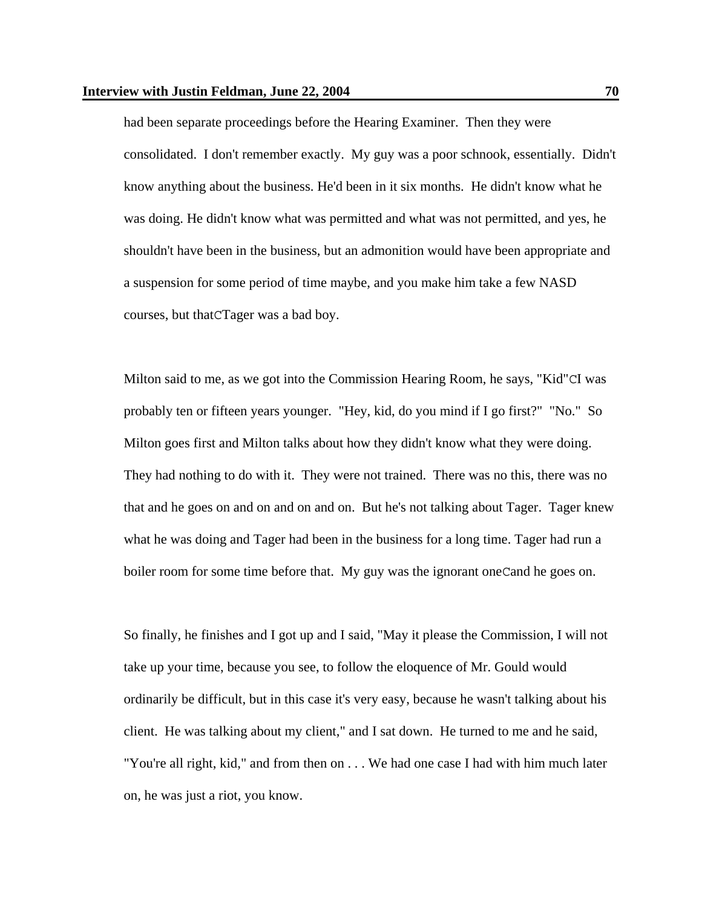had been separate proceedings before the Hearing Examiner. Then they were consolidated. I don't remember exactly. My guy was a poor schnook, essentially. Didn't know anything about the business. He'd been in it six months. He didn't know what he was doing. He didn't know what was permitted and what was not permitted, and yes, he shouldn't have been in the business, but an admonition would have been appropriate and a suspension for some period of time maybe, and you make him take a few NASD courses, but thatCTager was a bad boy.

Milton said to me, as we got into the Commission Hearing Room, he says, "Kid"CI was probably ten or fifteen years younger. "Hey, kid, do you mind if I go first?" "No." So Milton goes first and Milton talks about how they didn't know what they were doing. They had nothing to do with it. They were not trained. There was no this, there was no that and he goes on and on and on and on. But he's not talking about Tager. Tager knew what he was doing and Tager had been in the business for a long time. Tager had run a boiler room for some time before that. My guy was the ignorant oneCand he goes on.

So finally, he finishes and I got up and I said, "May it please the Commission, I will not take up your time, because you see, to follow the eloquence of Mr. Gould would ordinarily be difficult, but in this case it's very easy, because he wasn't talking about his client. He was talking about my client," and I sat down. He turned to me and he said, "You're all right, kid," and from then on . . . We had one case I had with him much later on, he was just a riot, you know.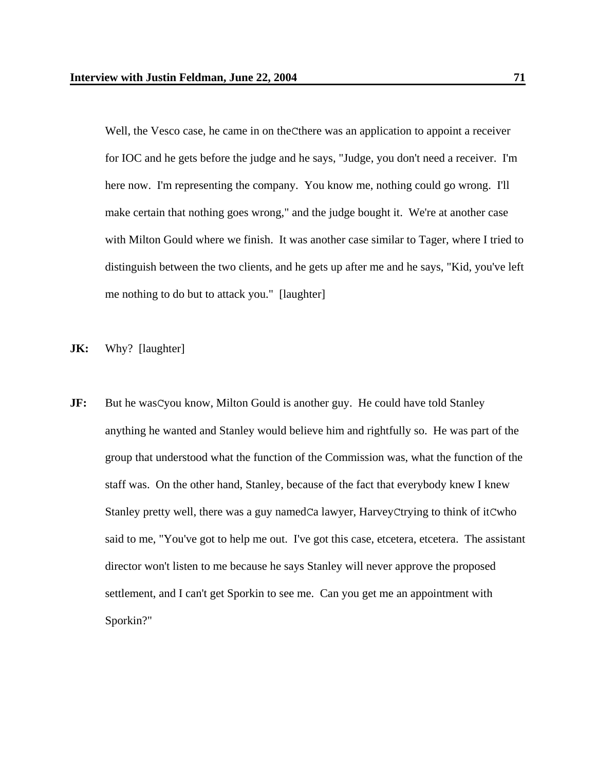Well, the Vesco case, he came in on theCthere was an application to appoint a receiver for IOC and he gets before the judge and he says, "Judge, you don't need a receiver. I'm here now. I'm representing the company. You know me, nothing could go wrong. I'll make certain that nothing goes wrong," and the judge bought it. We're at another case with Milton Gould where we finish. It was another case similar to Tager, where I tried to distinguish between the two clients, and he gets up after me and he says, "Kid, you've left me nothing to do but to attack you." [laughter]

**JK:** Why? [laughter]

**JF:** But he wasCyou know, Milton Gould is another guy. He could have told Stanley anything he wanted and Stanley would believe him and rightfully so. He was part of the group that understood what the function of the Commission was, what the function of the staff was. On the other hand, Stanley, because of the fact that everybody knew I knew Stanley pretty well, there was a guy namedCa lawyer, HarveyCtrying to think of itCwho said to me, "You've got to help me out. I've got this case, etcetera, etcetera. The assistant director won't listen to me because he says Stanley will never approve the proposed settlement, and I can't get Sporkin to see me. Can you get me an appointment with Sporkin?"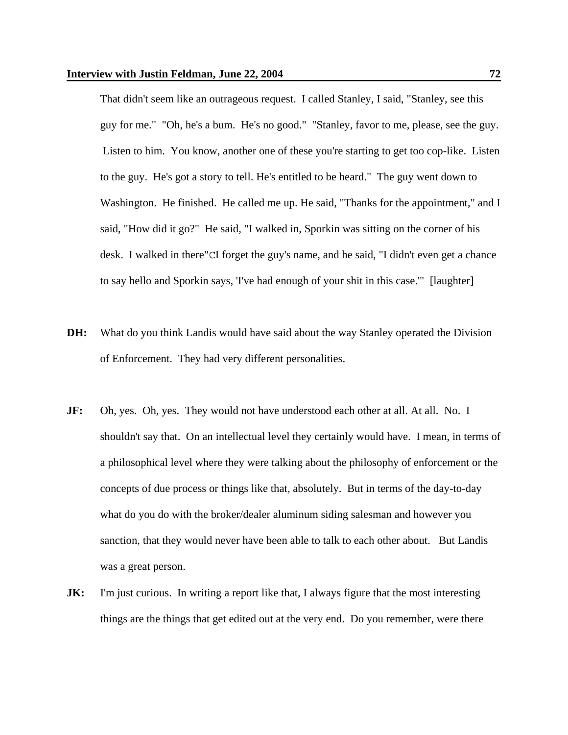That didn't seem like an outrageous request. I called Stanley, I said, "Stanley, see this guy for me." "Oh, he's a bum. He's no good." "Stanley, favor to me, please, see the guy. Listen to him. You know, another one of these you're starting to get too cop-like. Listen to the guy. He's got a story to tell. He's entitled to be heard." The guy went down to Washington. He finished. He called me up. He said, "Thanks for the appointment," and I said, "How did it go?" He said, "I walked in, Sporkin was sitting on the corner of his desk. I walked in there"CI forget the guy's name, and he said, "I didn't even get a chance to say hello and Sporkin says, 'I've had enough of your shit in this case.'" [laughter]

**DH:** What do you think Landis would have said about the way Stanley operated the Division of Enforcement. They had very different personalities.

**JF:** Oh, yes. Oh, yes. They would not have understood each other at all. At all. No. I shouldn't say that. On an intellectual level they certainly would have. I mean, in terms of a philosophical level where they were talking about the philosophy of enforcement or the concepts of due process or things like that, absolutely. But in terms of the day-to-day what do you do with the broker/dealer aluminum siding salesman and however you sanction, that they would never have been able to talk to each other about. But Landis was a great person.

**JK:** I'm just curious. In writing a report like that, I always figure that the most interesting things are the things that get edited out at the very end. Do you remember, were there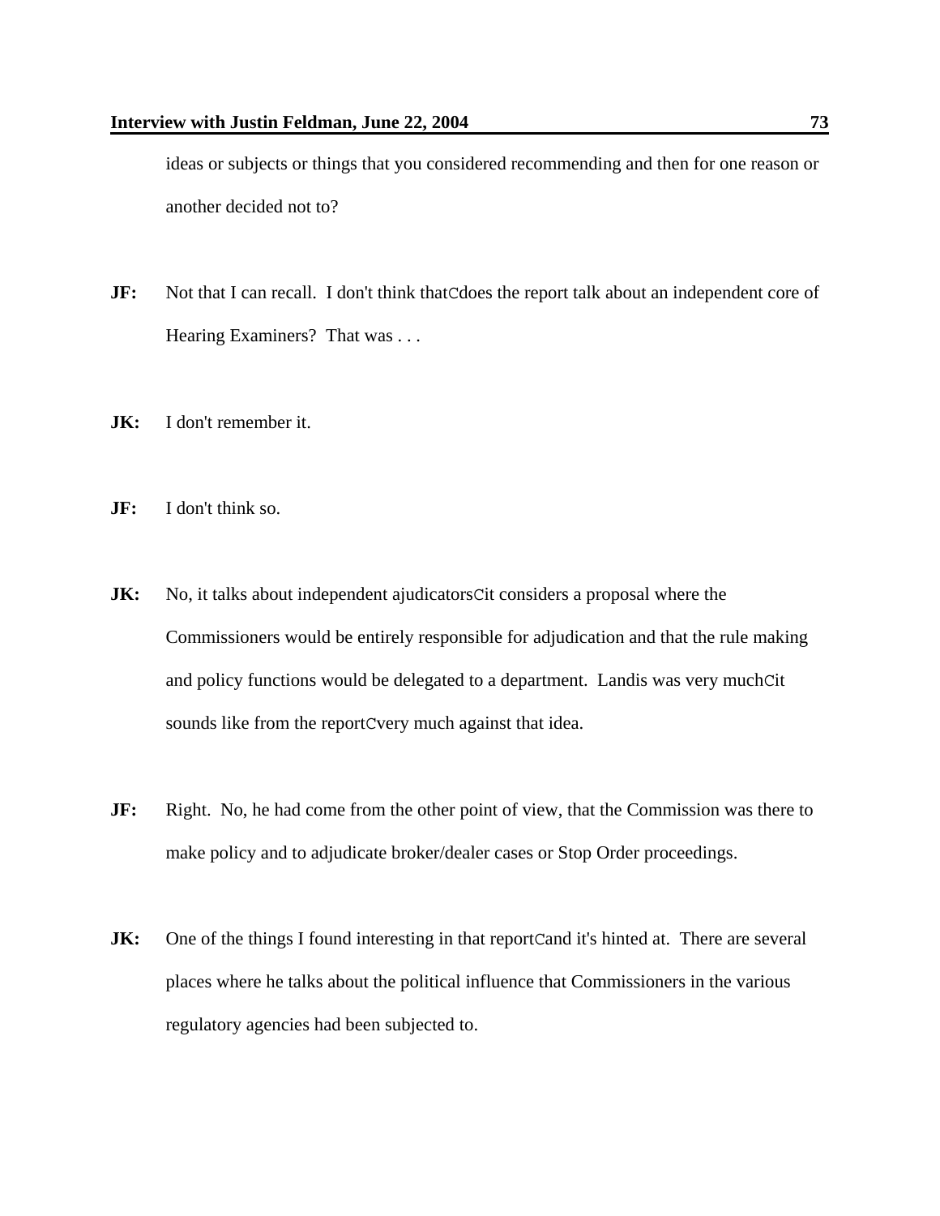ideas or subjects or things that you considered recommending and then for one reason or another decided not to?

**JF:** Not that I can recall. I don't think thatCdoes the report talk about an independent core of Hearing Examiners? That was . . .

**JK:** I don't remember it.

**JF:** I don't think so.

**JK:** No, it talks about independent ajudicatorsCit considers a proposal where the Commissioners would be entirely responsible for adjudication and that the rule making and policy functions would be delegated to a department. Landis was very muchCit sounds like from the reportCvery much against that idea.

**JF:** Right. No, he had come from the other point of view, that the Commission was there to make policy and to adjudicate broker/dealer cases or Stop Order proceedings.

**JK:** One of the things I found interesting in that reportCand it's hinted at. There are several places where he talks about the political influence that Commissioners in the various regulatory agencies had been subjected to.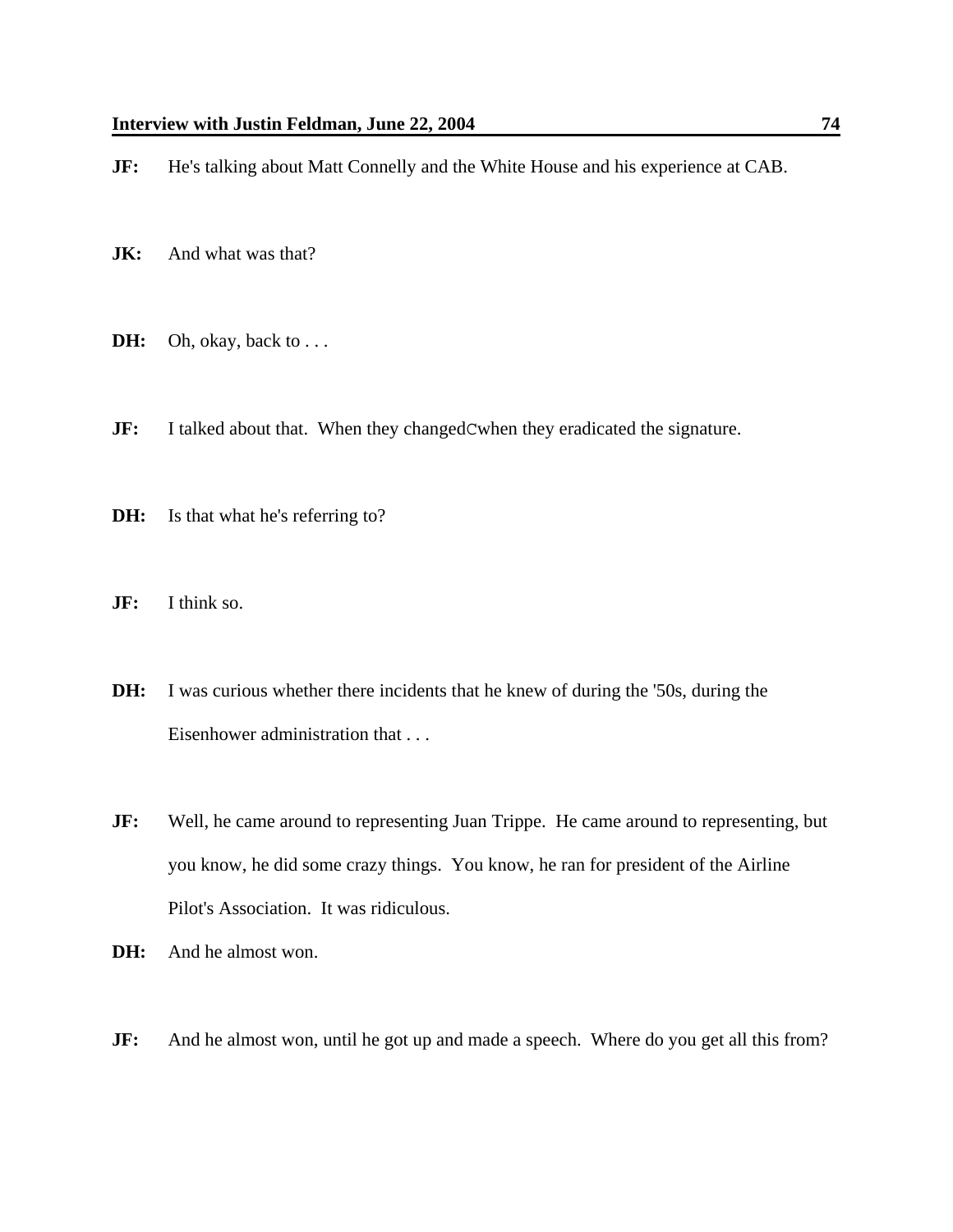**JF:** He's talking about Matt Connelly and the White House and his experience at CAB.

**JK:** And what was that?

**DH:** Oh, okay, back to . . .

**JF:** I talked about that. When they changedCwhen they eradicated the signature.

**DH:** Is that what he's referring to?

**JF:** I think so.

**DH:** I was curious whether there incidents that he knew of during the '50s, during the Eisenhower administration that . . .

**JF:** Well, he came around to representing Juan Trippe. He came around to representing, but you know, he did some crazy things. You know, he ran for president of the Airline Pilot's Association. It was ridiculous.

**DH:** And he almost won.

**JF:** And he almost won, until he got up and made a speech. Where do you get all this from?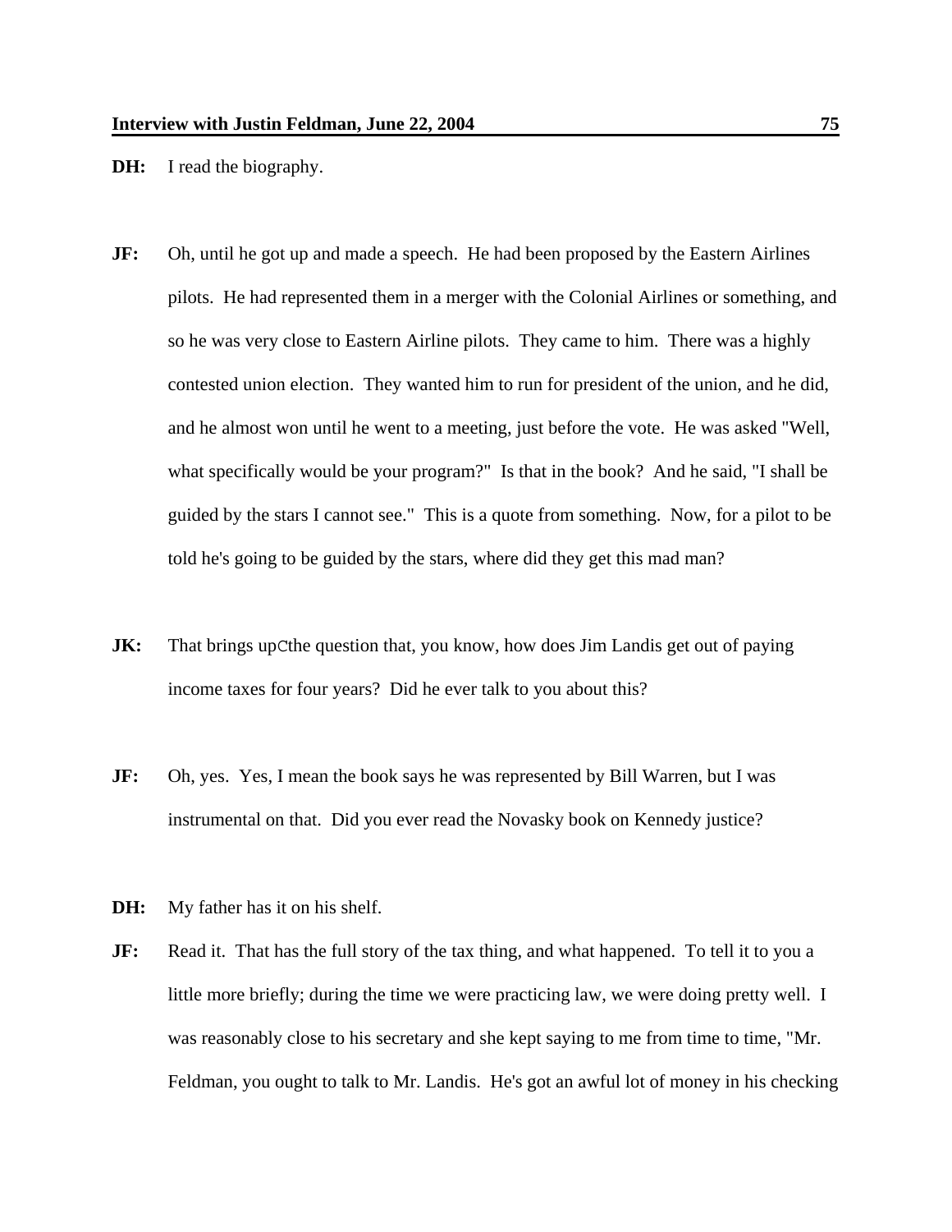**DH:** I read the biography.

**JF:** Oh, until he got up and made a speech. He had been proposed by the Eastern Airlines pilots. He had represented them in a merger with the Colonial Airlines or something, and so he was very close to Eastern Airline pilots. They came to him. There was a highly contested union election. They wanted him to run for president of the union, and he did, and he almost won until he went to a meeting, just before the vote. He was asked "Well, what specifically would be your program?" Is that in the book? And he said, "I shall be guided by the stars I cannot see." This is a quote from something. Now, for a pilot to be told he's going to be guided by the stars, where did they get this mad man?

**JK:** That brings upCthe question that, you know, how does Jim Landis get out of paying income taxes for four years? Did he ever talk to you about this?

**JF:** Oh, yes. Yes, I mean the book says he was represented by Bill Warren, but I was instrumental on that. Did you ever read the Novasky book on Kennedy justice?

**DH:** My father has it on his shelf.

**JF:** Read it. That has the full story of the tax thing, and what happened. To tell it to you a little more briefly; during the time we were practicing law, we were doing pretty well. I was reasonably close to his secretary and she kept saying to me from time to time, "Mr. Feldman, you ought to talk to Mr. Landis. He's got an awful lot of money in his checking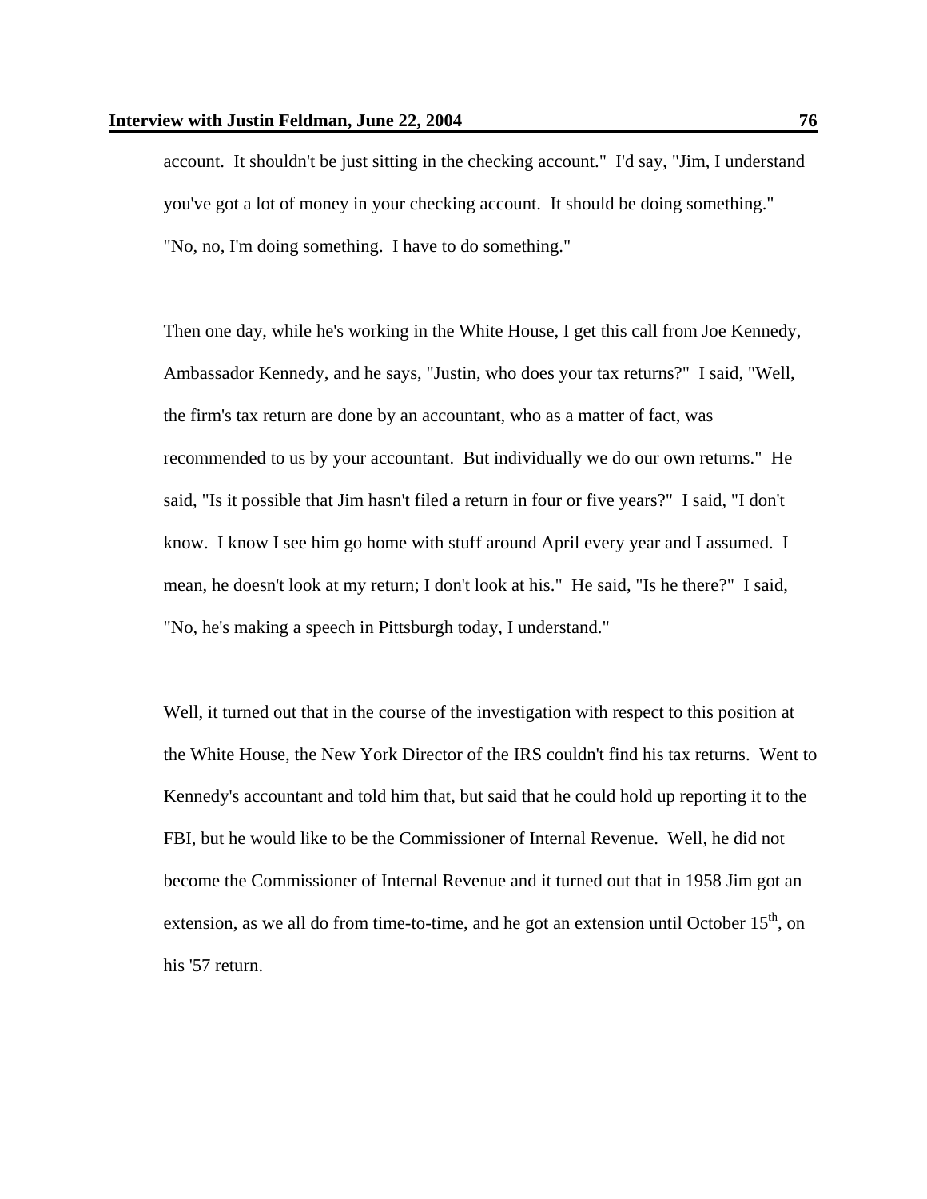account. It shouldn't be just sitting in the checking account." I'd say, "Jim, I understand you've got a lot of money in your checking account. It should be doing something." "No, no, I'm doing something. I have to do something."

Then one day, while he's working in the White House, I get this call from Joe Kennedy, Ambassador Kennedy, and he says, "Justin, who does your tax returns?" I said, "Well, the firm's tax return are done by an accountant, who as a matter of fact, was recommended to us by your accountant. But individually we do our own returns." He said, "Is it possible that Jim hasn't filed a return in four or five years?" I said, "I don't know. I know I see him go home with stuff around April every year and I assumed. I mean, he doesn't look at my return; I don't look at his." He said, "Is he there?" I said, "No, he's making a speech in Pittsburgh today, I understand."

Well, it turned out that in the course of the investigation with respect to this position at the White House, the New York Director of the IRS couldn't find his tax returns. Went to Kennedy's accountant and told him that, but said that he could hold up reporting it to the FBI, but he would like to be the Commissioner of Internal Revenue. Well, he did not become the Commissioner of Internal Revenue and it turned out that in 1958 Jim got an extension, as we all do from time-to-time, and he got an extension until October 15th, on his '57 return.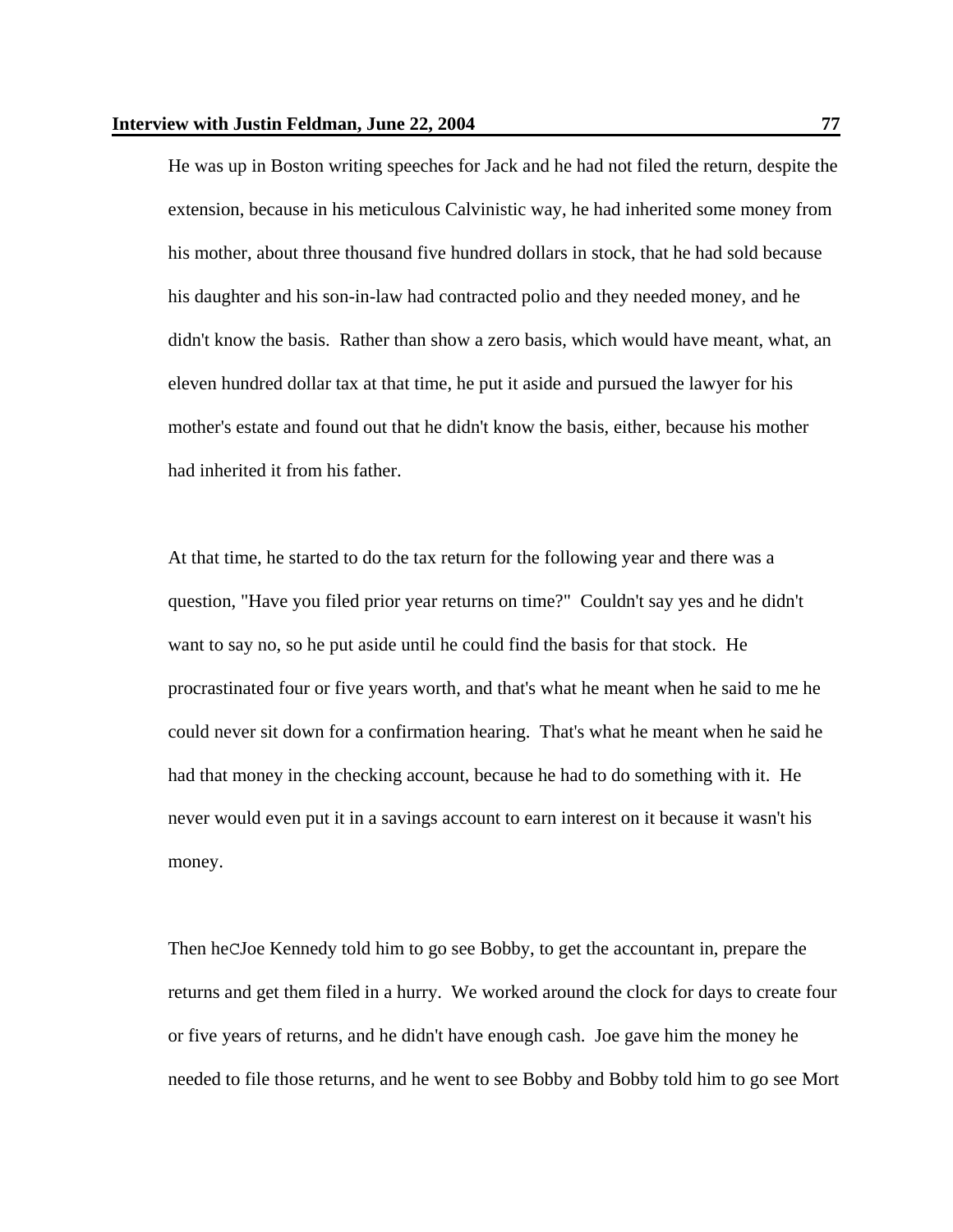He was up in Boston writing speeches for Jack and he had not filed the return, despite the extension, because in his meticulous Calvinistic way, he had inherited some money from his mother, about three thousand five hundred dollars in stock, that he had sold because his daughter and his son-in-law had contracted polio and they needed money, and he didn't know the basis. Rather than show a zero basis, which would have meant, what, an eleven hundred dollar tax at that time, he put it aside and pursued the lawyer for his mother's estate and found out that he didn't know the basis, either, because his mother had inherited it from his father.

At that time, he started to do the tax return for the following year and there was a question, "Have you filed prior year returns on time?" Couldn't say yes and he didn't want to say no, so he put aside until he could find the basis for that stock. He procrastinated four or five years worth, and that's what he meant when he said to me he could never sit down for a confirmation hearing. That's what he meant when he said he had that money in the checking account, because he had to do something with it. He never would even put it in a savings account to earn interest on it because it wasn't his money.

Then heCJoe Kennedy told him to go see Bobby, to get the accountant in, prepare the returns and get them filed in a hurry. We worked around the clock for days to create four or five years of returns, and he didn't have enough cash. Joe gave him the money he needed to file those returns, and he went to see Bobby and Bobby told him to go see Mort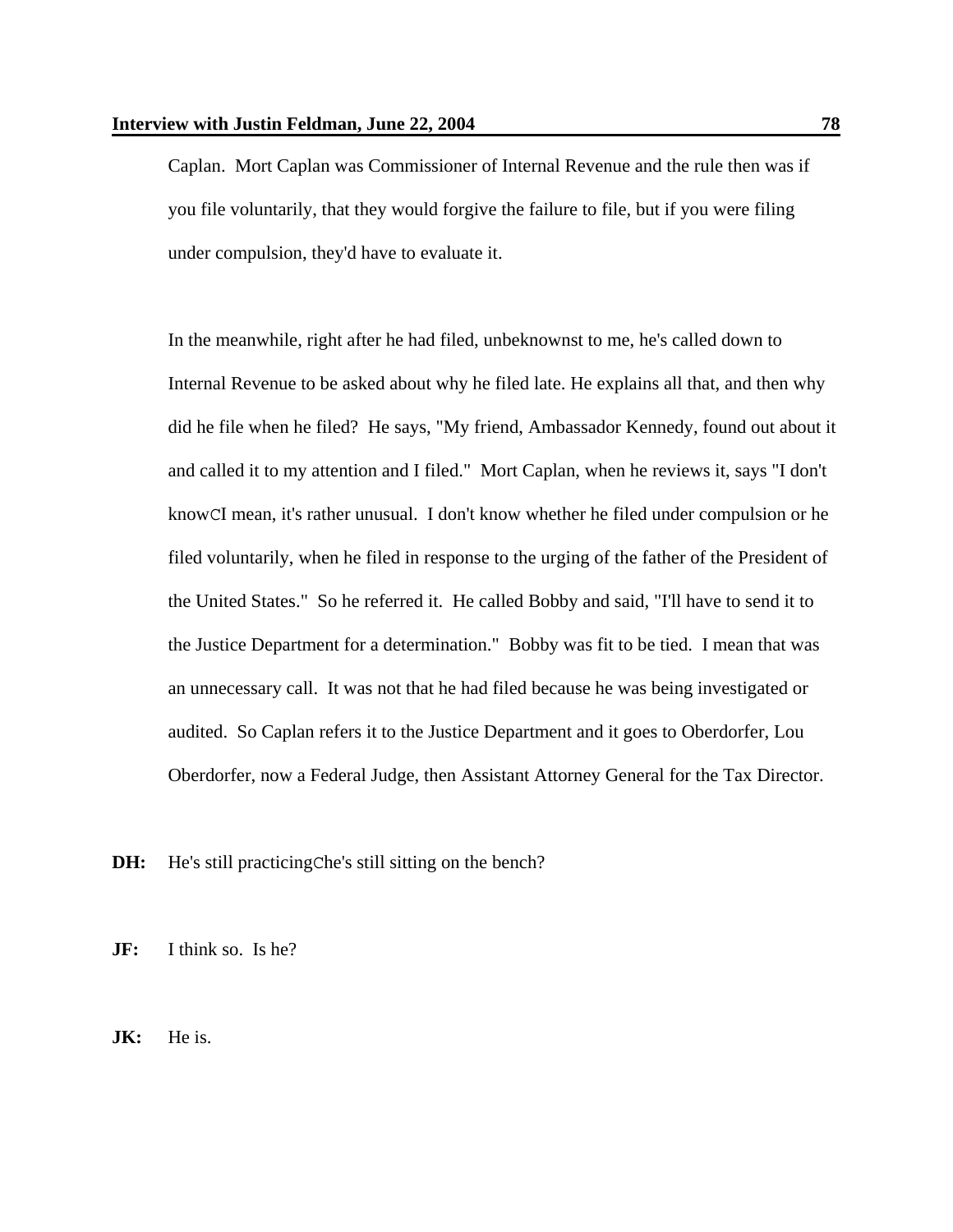Caplan. Mort Caplan was Commissioner of Internal Revenue and the rule then was if you file voluntarily, that they would forgive the failure to file, but if you were filing under compulsion, they'd have to evaluate it.

In the meanwhile, right after he had filed, unbeknownst to me, he's called down to Internal Revenue to be asked about why he filed late. He explains all that, and then why did he file when he filed? He says, "My friend, Ambassador Kennedy, found out about it and called it to my attention and I filed." Mort Caplan, when he reviews it, says "I don't knowCI mean, it's rather unusual. I don't know whether he filed under compulsion or he filed voluntarily, when he filed in response to the urging of the father of the President of the United States." So he referred it. He called Bobby and said, "I'll have to send it to the Justice Department for a determination." Bobby was fit to be tied. I mean that was an unnecessary call. It was not that he had filed because he was being investigated or audited. So Caplan refers it to the Justice Department and it goes to Oberdorfer, Lou Oberdorfer, now a Federal Judge, then Assistant Attorney General for the Tax Director.

**DH:** He's still practicingChe's still sitting on the bench?

**JF:** I think so. Is he?

**JK:** He is.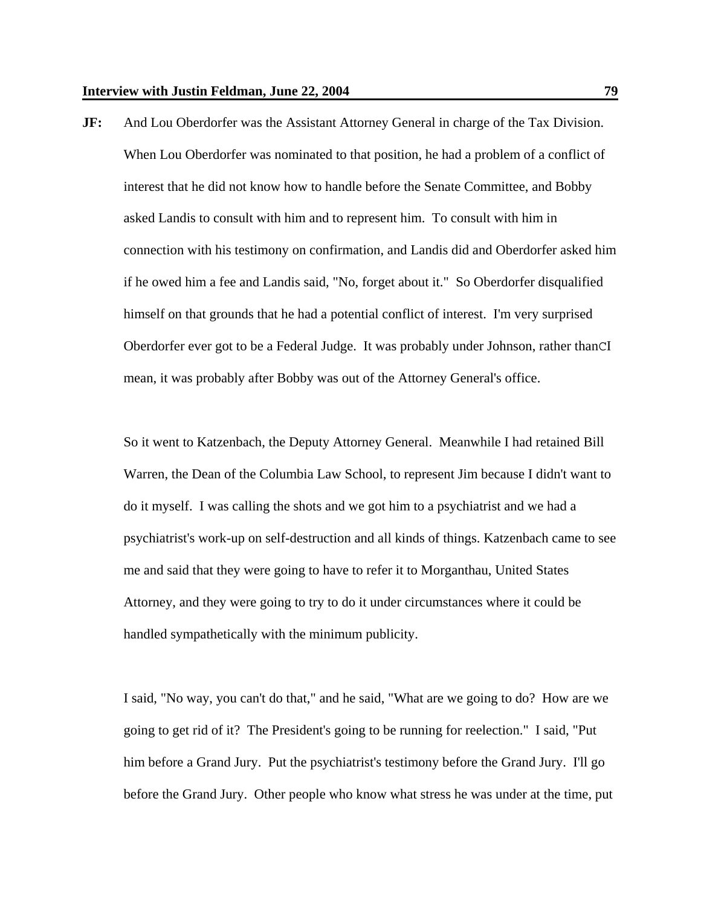**JF:** And Lou Oberdorfer was the Assistant Attorney General in charge of the Tax Division. When Lou Oberdorfer was nominated to that position, he had a problem of a conflict of interest that he did not know how to handle before the Senate Committee, and Bobby asked Landis to consult with him and to represent him. To consult with him in connection with his testimony on confirmation, and Landis did and Oberdorfer asked him if he owed him a fee and Landis said, "No, forget about it." So Oberdorfer disqualified himself on that grounds that he had a potential conflict of interest. I'm very surprised Oberdorfer ever got to be a Federal Judge. It was probably under Johnson, rather thanCI mean, it was probably after Bobby was out of the Attorney General's office.

So it went to Katzenbach, the Deputy Attorney General. Meanwhile I had retained Bill Warren, the Dean of the Columbia Law School, to represent Jim because I didn't want to do it myself. I was calling the shots and we got him to a psychiatrist and we had a psychiatrist's work-up on self-destruction and all kinds of things. Katzenbach came to see me and said that they were going to have to refer it to Morganthau, United States Attorney, and they were going to try to do it under circumstances where it could be handled sympathetically with the minimum publicity.

I said, "No way, you can't do that," and he said, "What are we going to do? How are we going to get rid of it? The President's going to be running for reelection." I said, "Put him before a Grand Jury. Put the psychiatrist's testimony before the Grand Jury. I'll go before the Grand Jury. Other people who know what stress he was under at the time, put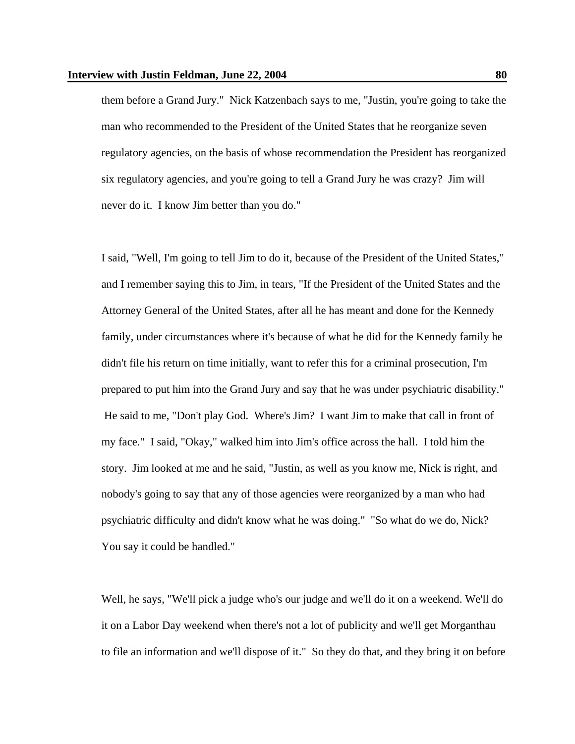them before a Grand Jury." Nick Katzenbach says to me, "Justin, you're going to take the man who recommended to the President of the United States that he reorganize seven regulatory agencies, on the basis of whose recommendation the President has reorganized six regulatory agencies, and you're going to tell a Grand Jury he was crazy? Jim will never do it. I know Jim better than you do."

I said, "Well, I'm going to tell Jim to do it, because of the President of the United States," and I remember saying this to Jim, in tears, "If the President of the United States and the Attorney General of the United States, after all he has meant and done for the Kennedy family, under circumstances where it's because of what he did for the Kennedy family he didn't file his return on time initially, want to refer this for a criminal prosecution, I'm prepared to put him into the Grand Jury and say that he was under psychiatric disability." He said to me, "Don't play God. Where's Jim? I want Jim to make that call in front of my face." I said, "Okay," walked him into Jim's office across the hall. I told him the story. Jim looked at me and he said, "Justin, as well as you know me, Nick is right, and nobody's going to say that any of those agencies were reorganized by a man who had psychiatric difficulty and didn't know what he was doing." "So what do we do, Nick? You say it could be handled."

Well, he says, "We'll pick a judge who's our judge and we'll do it on a weekend. We'll do it on a Labor Day weekend when there's not a lot of publicity and we'll get Morganthau to file an information and we'll dispose of it." So they do that, and they bring it on before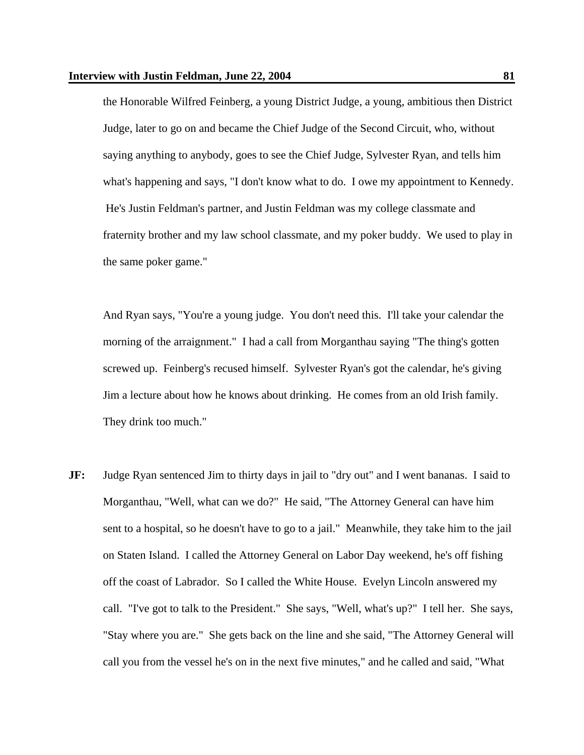the Honorable Wilfred Feinberg, a young District Judge, a young, ambitious then District Judge, later to go on and became the Chief Judge of the Second Circuit, who, without saying anything to anybody, goes to see the Chief Judge, Sylvester Ryan, and tells him what's happening and says, "I don't know what to do. I owe my appointment to Kennedy. He's Justin Feldman's partner, and Justin Feldman was my college classmate and fraternity brother and my law school classmate, and my poker buddy. We used to play in the same poker game."

And Ryan says, "You're a young judge. You don't need this. I'll take your calendar the morning of the arraignment." I had a call from Morganthau saying "The thing's gotten screwed up. Feinberg's recused himself. Sylvester Ryan's got the calendar, he's giving Jim a lecture about how he knows about drinking. He comes from an old Irish family. They drink too much."

**JF:** Judge Ryan sentenced Jim to thirty days in jail to "dry out" and I went bananas. I said to Morganthau, "Well, what can we do?" He said, "The Attorney General can have him sent to a hospital, so he doesn't have to go to a jail." Meanwhile, they take him to the jail on Staten Island. I called the Attorney General on Labor Day weekend, he's off fishing off the coast of Labrador. So I called the White House. Evelyn Lincoln answered my call. "I've got to talk to the President." She says, "Well, what's up?" I tell her. She says, "Stay where you are." She gets back on the line and she said, "The Attorney General will call you from the vessel he's on in the next five minutes," and he called and said, "What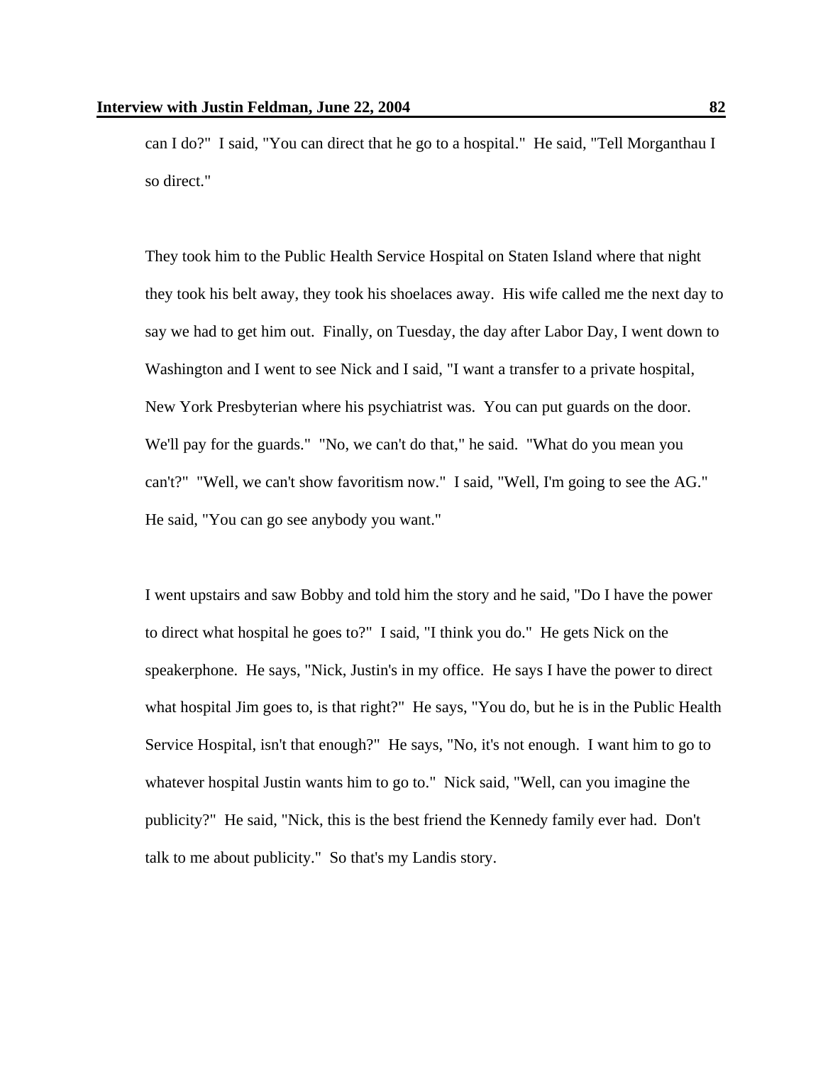can I do?" I said, "You can direct that he go to a hospital." He said, "Tell Morganthau I so direct."

They took him to the Public Health Service Hospital on Staten Island where that night they took his belt away, they took his shoelaces away. His wife called me the next day to say we had to get him out. Finally, on Tuesday, the day after Labor Day, I went down to Washington and I went to see Nick and I said, "I want a transfer to a private hospital, New York Presbyterian where his psychiatrist was. You can put guards on the door. We'll pay for the guards." "No, we can't do that," he said. "What do you mean you can't?" "Well, we can't show favoritism now." I said, "Well, I'm going to see the AG." He said, "You can go see anybody you want."

I went upstairs and saw Bobby and told him the story and he said, "Do I have the power to direct what hospital he goes to?" I said, "I think you do." He gets Nick on the speakerphone. He says, "Nick, Justin's in my office. He says I have the power to direct what hospital Jim goes to, is that right?" He says, "You do, but he is in the Public Health Service Hospital, isn't that enough?" He says, "No, it's not enough. I want him to go to whatever hospital Justin wants him to go to." Nick said, "Well, can you imagine the publicity?" He said, "Nick, this is the best friend the Kennedy family ever had. Don't talk to me about publicity." So that's my Landis story.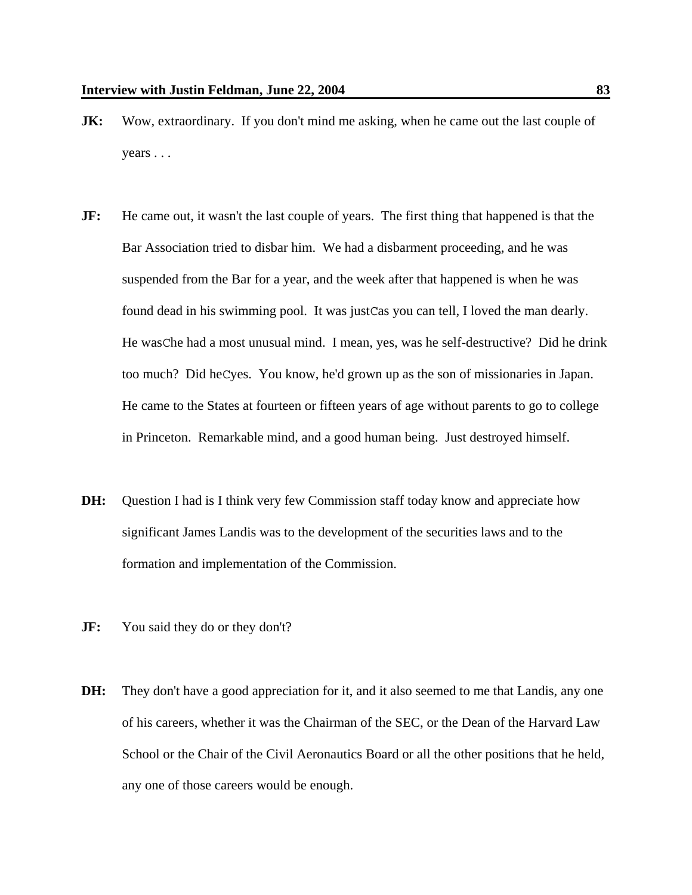**JK:** Wow, extraordinary. If you don't mind me asking, when he came out the last couple of years . . .

**JF:** He came out, it wasn't the last couple of years. The first thing that happened is that the Bar Association tried to disbar him. We had a disbarment proceeding, and he was suspended from the Bar for a year, and the week after that happened is when he was found dead in his swimming pool. It was justCas you can tell, I loved the man dearly. He wasChe had a most unusual mind. I mean, yes, was he self-destructive? Did he drink too much? Did heCyes. You know, he'd grown up as the son of missionaries in Japan. He came to the States at fourteen or fifteen years of age without parents to go to college in Princeton. Remarkable mind, and a good human being. Just destroyed himself.

**DH:** Question I had is I think very few Commission staff today know and appreciate how significant James Landis was to the development of the securities laws and to the formation and implementation of the Commission.

**JF:** You said they do or they don't?

**DH:** They don't have a good appreciation for it, and it also seemed to me that Landis, any one of his careers, whether it was the Chairman of the SEC, or the Dean of the Harvard Law School or the Chair of the Civil Aeronautics Board or all the other positions that he held, any one of those careers would be enough.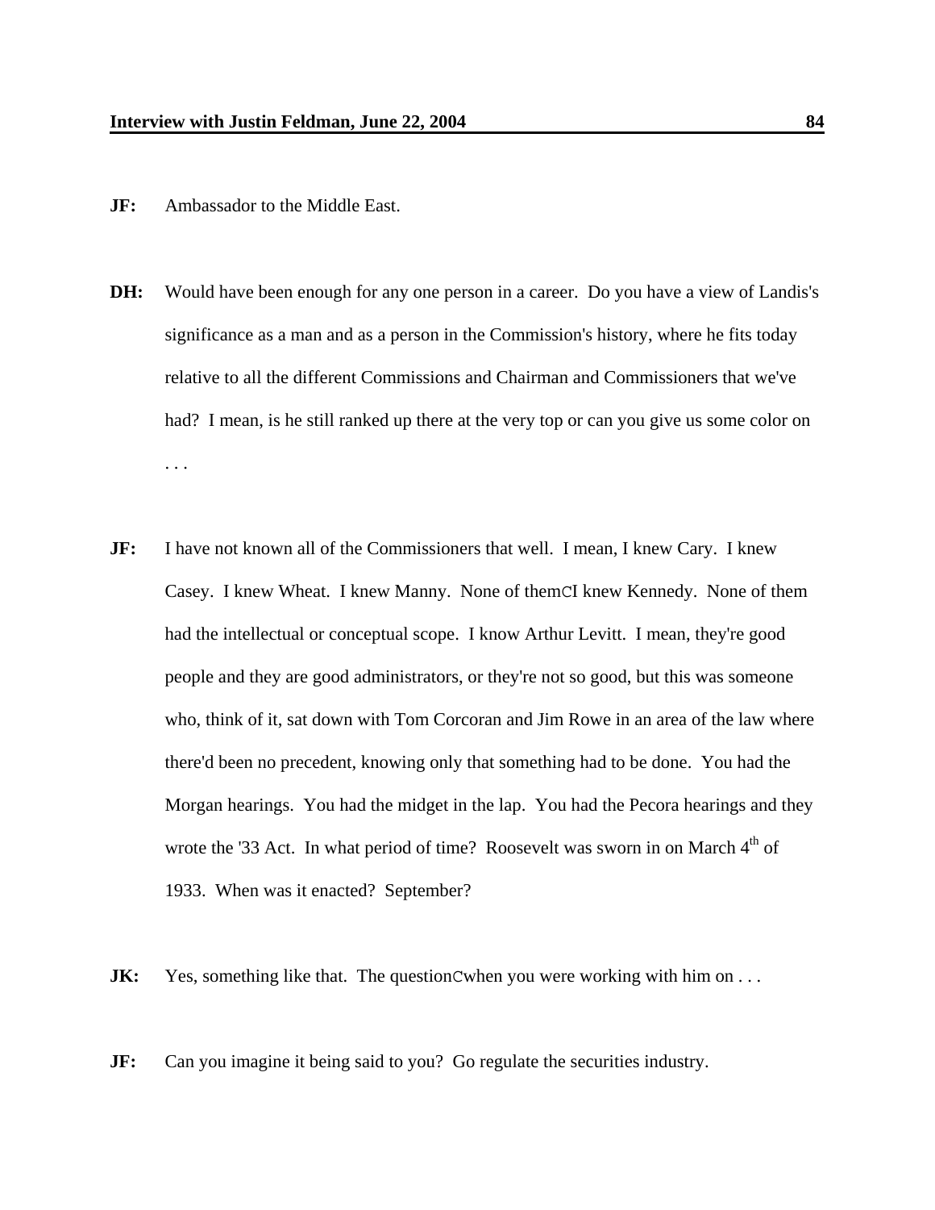**JF:** Ambassador to the Middle East.

**DH:** Would have been enough for any one person in a career. Do you have a view of Landis's significance as a man and as a person in the Commission's history, where he fits today relative to all the different Commissions and Chairman and Commissioners that we've had? I mean, is he still ranked up there at the very top or can you give us some color on . . .

**JF:** I have not known all of the Commissioners that well. I mean, I knew Cary. I knew Casey. I knew Wheat. I knew Manny. None of themCI knew Kennedy. None of them had the intellectual or conceptual scope. I know Arthur Levitt. I mean, they're good people and they are good administrators, or they're not so good, but this was someone who, think of it, sat down with Tom Corcoran and Jim Rowe in an area of the law where there'd been no precedent, knowing only that something had to be done. You had the Morgan hearings. You had the midget in the lap. You had the Pecora hearings and they wrote the '33 Act. In what period of time? Roosevelt was sworn in on March 4th of 1933. When was it enacted? September?

**JK:** Yes, something like that. The questionCwhen you were working with him on . . .

**JF:** Can you imagine it being said to you? Go regulate the securities industry.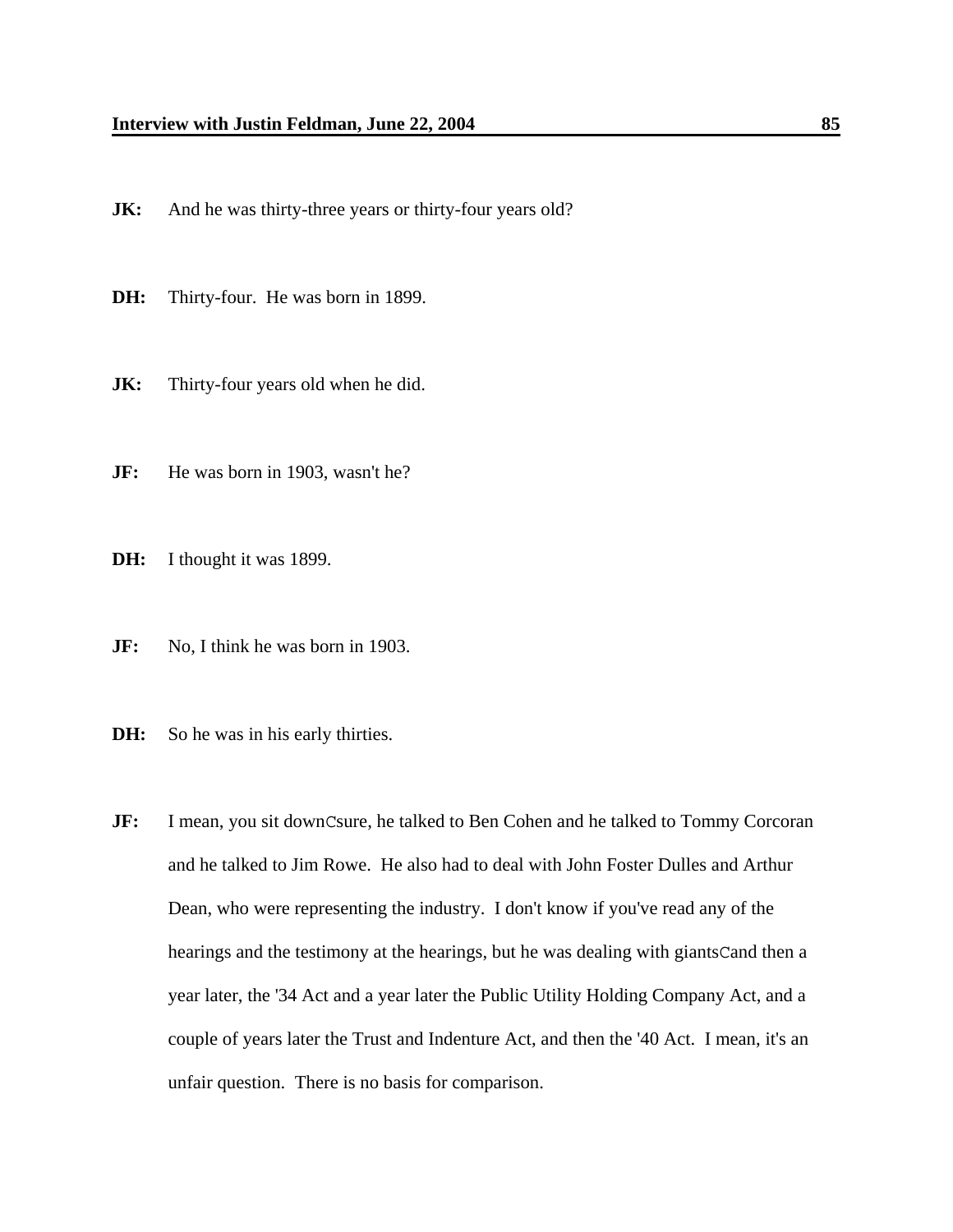**JK:** And he was thirty-three years or thirty-four years old?

**DH:** Thirty-four. He was born in 1899.

**JK:** Thirty-four years old when he did.

**JF:** He was born in 1903, wasn't he?

**DH:** I thought it was 1899.

**JF:** No, I think he was born in 1903.

**DH:** So he was in his early thirties.

**JF:** I mean, you sit downCsure, he talked to Ben Cohen and he talked to Tommy Corcoran and he talked to Jim Rowe. He also had to deal with John Foster Dulles and Arthur Dean, who were representing the industry. I don't know if you've read any of the hearings and the testimony at the hearings, but he was dealing with giantsCand then a year later, the '34 Act and a year later the Public Utility Holding Company Act, and a couple of years later the Trust and Indenture Act, and then the '40 Act. I mean, it's an unfair question. There is no basis for comparison.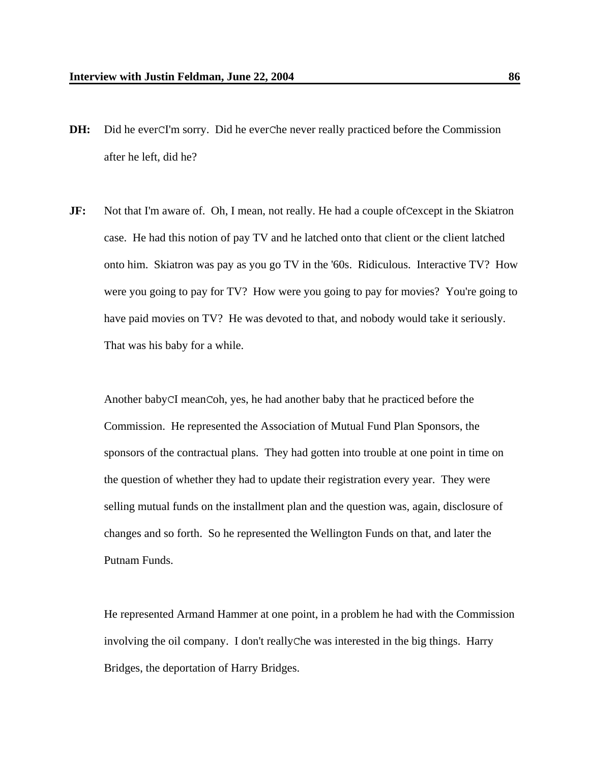**DH:** Did he everCI'm sorry. Did he everChe never really practiced before the Commission after he left, did he?

**JF:** Not that I'm aware of. Oh, I mean, not really. He had a couple ofCexcept in the Skiatron case. He had this notion of pay TV and he latched onto that client or the client latched onto him. Skiatron was pay as you go TV in the '60s. Ridiculous. Interactive TV? How were you going to pay for TV? How were you going to pay for movies? You're going to have paid movies on TV? He was devoted to that, and nobody would take it seriously. That was his baby for a while.

Another babyCI meanCoh, yes, he had another baby that he practiced before the Commission. He represented the Association of Mutual Fund Plan Sponsors, the sponsors of the contractual plans. They had gotten into trouble at one point in time on the question of whether they had to update their registration every year. They were selling mutual funds on the installment plan and the question was, again, disclosure of changes and so forth. So he represented the Wellington Funds on that, and later the Putnam Funds.

He represented Armand Hammer at one point, in a problem he had with the Commission involving the oil company. I don't reallyChe was interested in the big things. Harry Bridges, the deportation of Harry Bridges.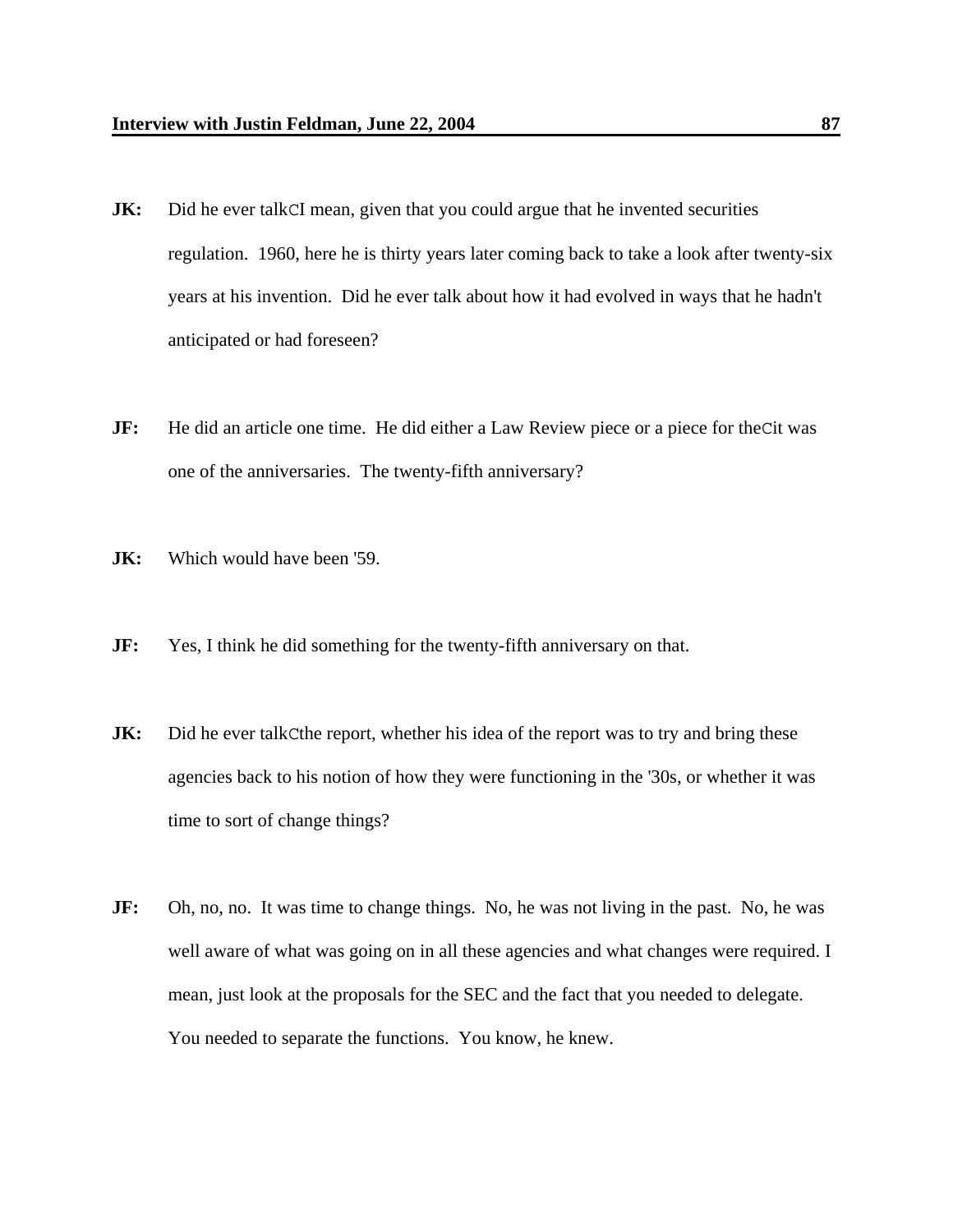**JK:** Did he ever talkCI mean, given that you could argue that he invented securities regulation. 1960, here he is thirty years later coming back to take a look after twenty-six years at his invention. Did he ever talk about how it had evolved in ways that he hadn't anticipated or had foreseen?

**JF:** He did an article one time. He did either a Law Review piece or a piece for theCit was one of the anniversaries. The twenty-fifth anniversary?

**JK:** Which would have been '59.

**JF:** Yes, I think he did something for the twenty-fifth anniversary on that.

**JK:** Did he ever talkCthe report, whether his idea of the report was to try and bring these agencies back to his notion of how they were functioning in the '30s, or whether it was time to sort of change things?

**JF:** Oh, no, no. It was time to change things. No, he was not living in the past. No, he was well aware of what was going on in all these agencies and what changes were required. I mean, just look at the proposals for the SEC and the fact that you needed to delegate. You needed to separate the functions. You know, he knew.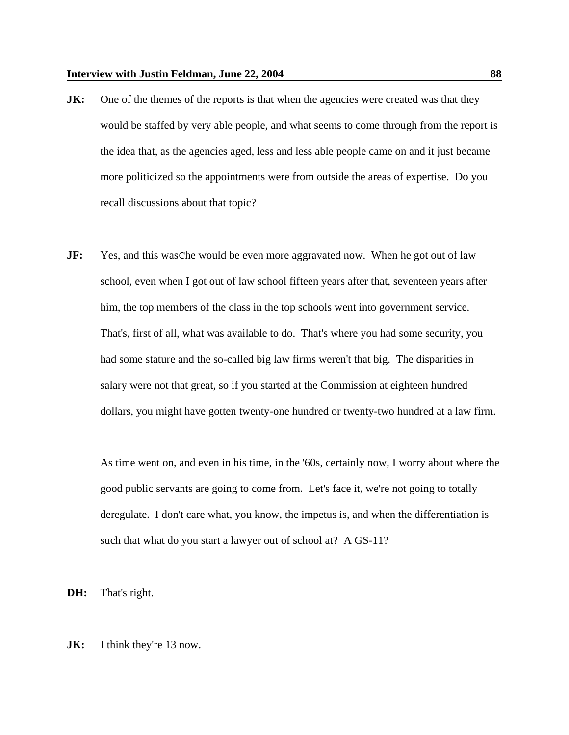**JK:** One of the themes of the reports is that when the agencies were created was that they would be staffed by very able people, and what seems to come through from the report is the idea that, as the agencies aged, less and less able people came on and it just became more politicized so the appointments were from outside the areas of expertise. Do you recall discussions about that topic?

**JF:** Yes, and this wasChe would be even more aggravated now. When he got out of law school, even when I got out of law school fifteen years after that, seventeen years after him, the top members of the class in the top schools went into government service. That's, first of all, what was available to do. That's where you had some security, you had some stature and the so-called big law firms weren't that big. The disparities in salary were not that great, so if you started at the Commission at eighteen hundred dollars, you might have gotten twenty-one hundred or twenty-two hundred at a law firm.

As time went on, and even in his time, in the '60s, certainly now, I worry about where the good public servants are going to come from. Let's face it, we're not going to totally deregulate. I don't care what, you know, the impetus is, and when the differentiation is such that what do you start a lawyer out of school at? A GS-11?

**DH:** That's right.

**JK:** I think they're 13 now.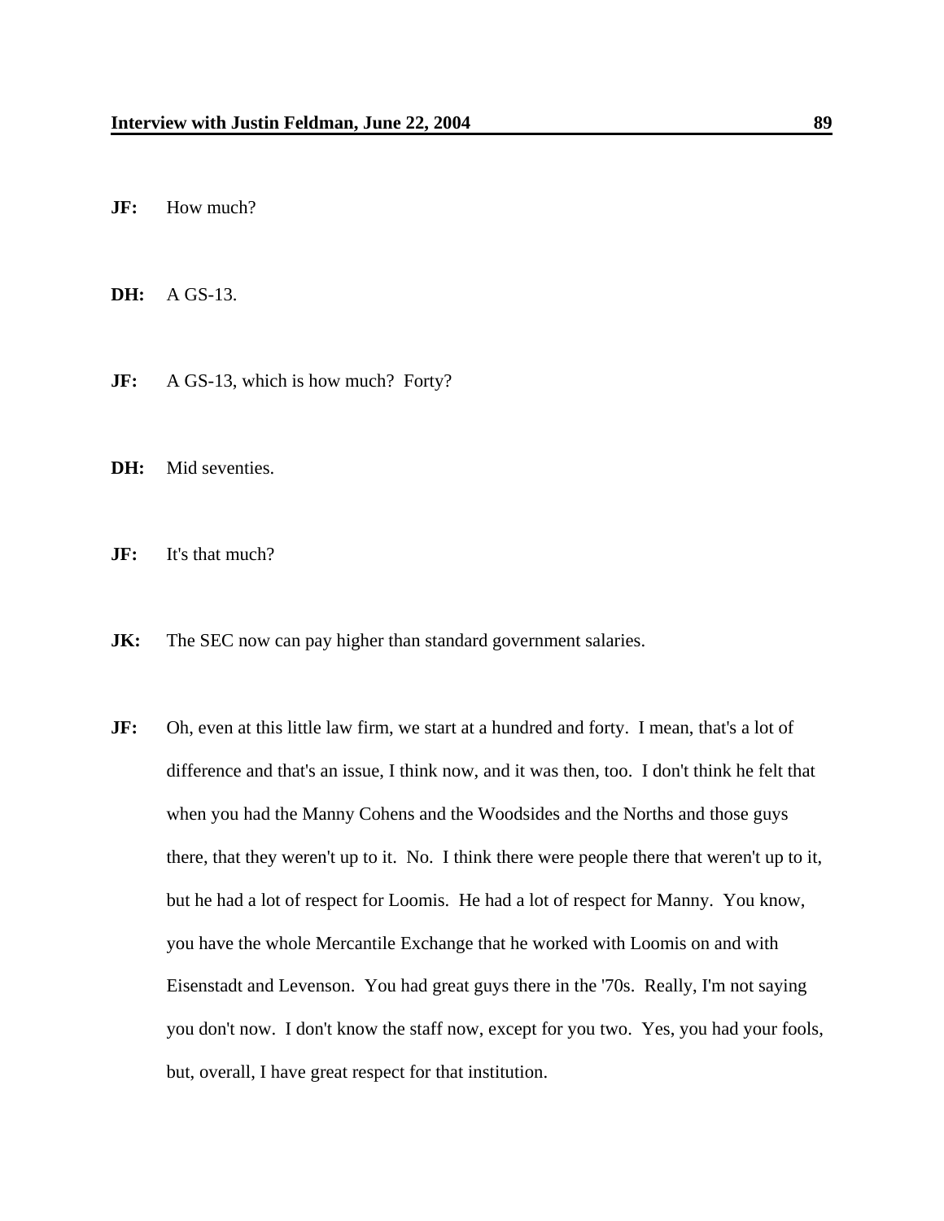**JF:** How much?

**DH:** A GS-13.

**JF:** A GS-13, which is how much? Forty?

**DH:** Mid seventies.

**JF:** It's that much?

**JK:** The SEC now can pay higher than standard government salaries.

**JF:** Oh, even at this little law firm, we start at a hundred and forty. I mean, that's a lot of difference and that's an issue, I think now, and it was then, too. I don't think he felt that when you had the Manny Cohens and the Woodsides and the Norths and those guys there, that they weren't up to it. No. I think there were people there that weren't up to it, but he had a lot of respect for Loomis. He had a lot of respect for Manny. You know, you have the whole Mercantile Exchange that he worked with Loomis on and with Eisenstadt and Levenson. You had great guys there in the '70s. Really, I'm not saying you don't now. I don't know the staff now, except for you two. Yes, you had your fools, but, overall, I have great respect for that institution.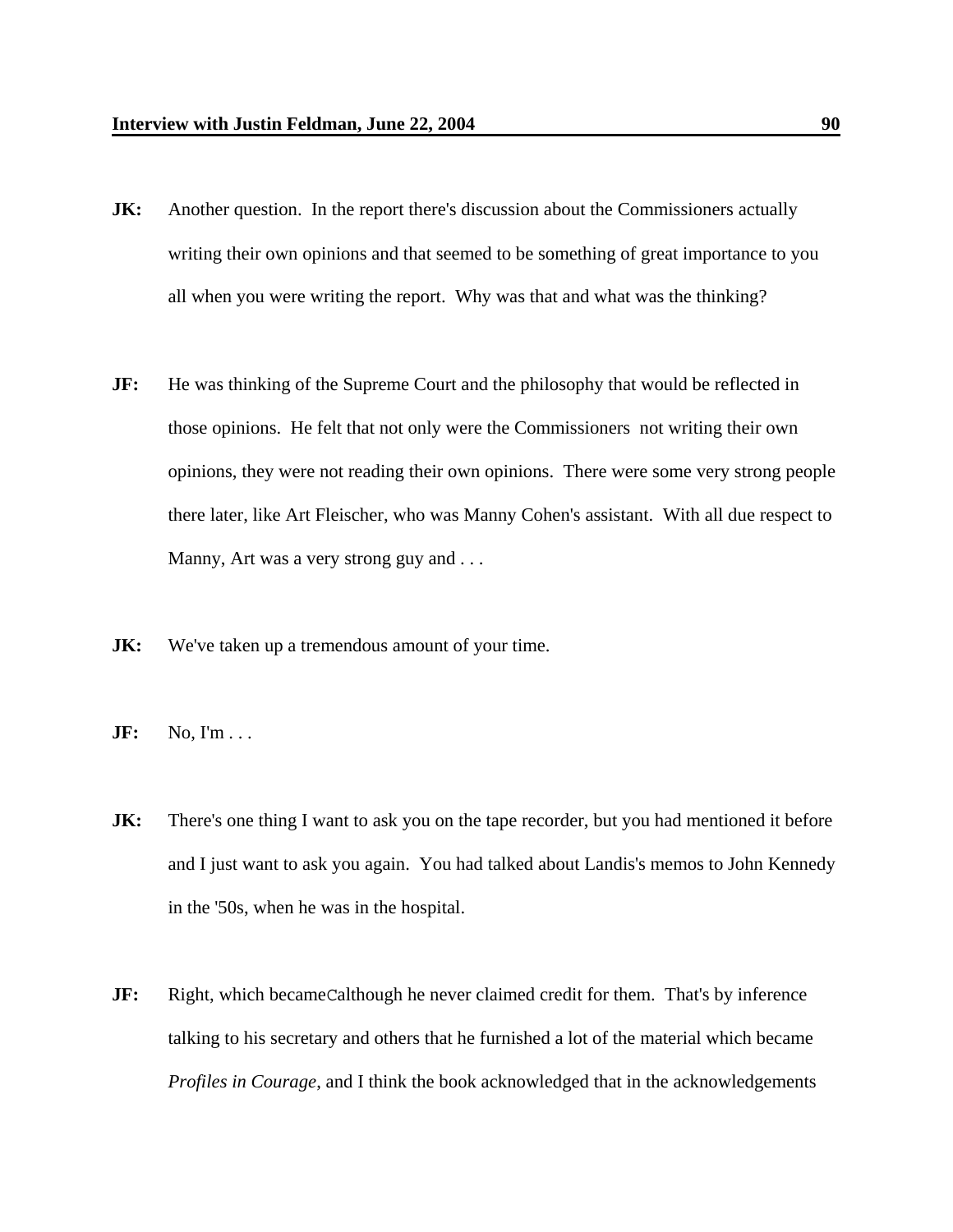**JK:** Another question. In the report there's discussion about the Commissioners actually writing their own opinions and that seemed to be something of great importance to you all when you were writing the report. Why was that and what was the thinking?

**JF:** He was thinking of the Supreme Court and the philosophy that would be reflected in those opinions. He felt that not only were the Commissioners not writing their own opinions, they were not reading their own opinions. There were some very strong people there later, like Art Fleischer, who was Manny Cohen's assistant. With all due respect to Manny, Art was a very strong guy and . . .

**JK:** We've taken up a tremendous amount of your time.

**JF:** No, I'm . . .

**JK:** There's one thing I want to ask you on the tape recorder, but you had mentioned it before and I just want to ask you again. You had talked about Landis's memos to John Kennedy in the '50s, when he was in the hospital.

**JF:** Right, which becameCalthough he never claimed credit for them. That's by inference talking to his secretary and others that he furnished a lot of the material which became *Profiles in Courage*, and I think the book acknowledged that in the acknowledgements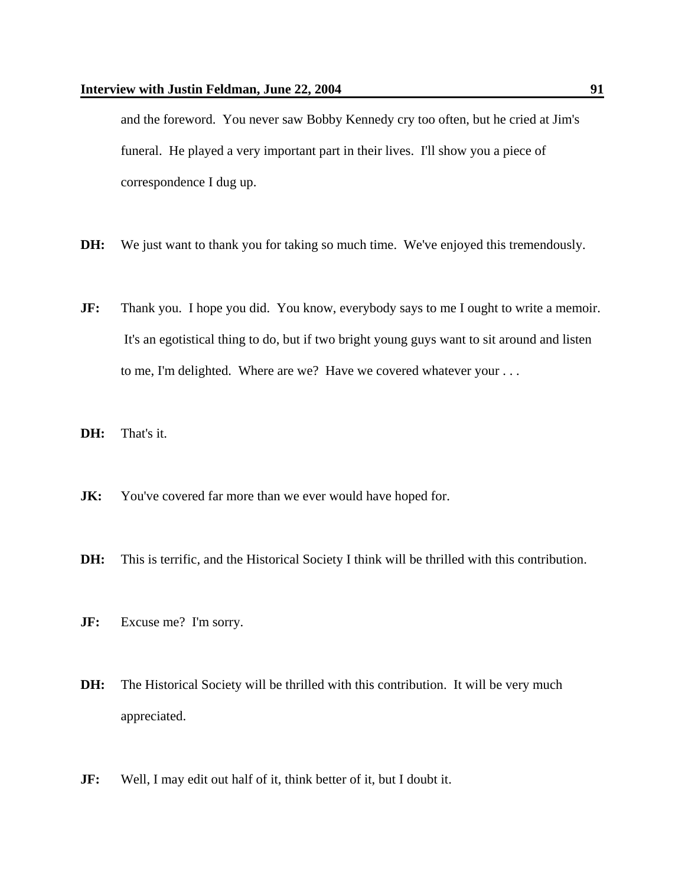and the foreword. You never saw Bobby Kennedy cry too often, but he cried at Jim's funeral. He played a very important part in their lives. I'll show you a piece of correspondence I dug up.

**DH:** We just want to thank you for taking so much time. We've enjoyed this tremendously.

**JF:** Thank you. I hope you did. You know, everybody says to me I ought to write a memoir. It's an egotistical thing to do, but if two bright young guys want to sit around and listen to me, I'm delighted. Where are we? Have we covered whatever your . . .

**DH:** That's it.

**JK:** You've covered far more than we ever would have hoped for.

**DH:** This is terrific, and the Historical Society I think will be thrilled with this contribution.

**JF:** Excuse me? I'm sorry.

**DH:** The Historical Society will be thrilled with this contribution. It will be very much appreciated.

**JF:** Well, I may edit out half of it, think better of it, but I doubt it.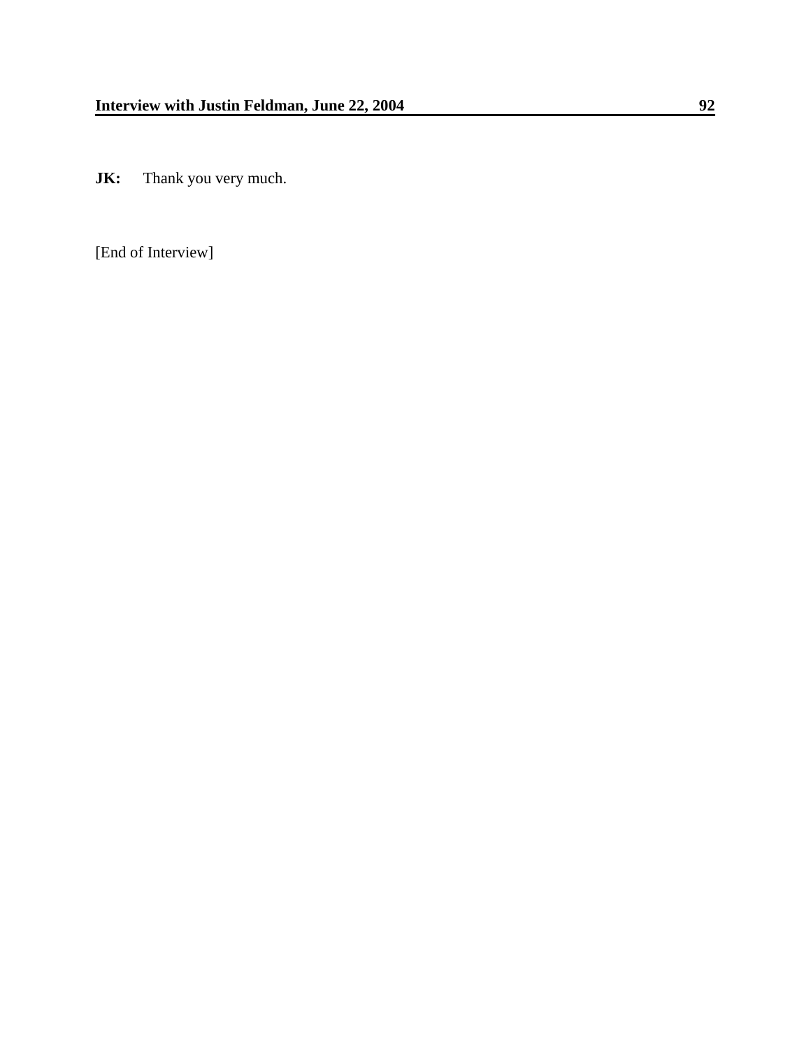**JK:** Thank you very much.

[End of Interview]